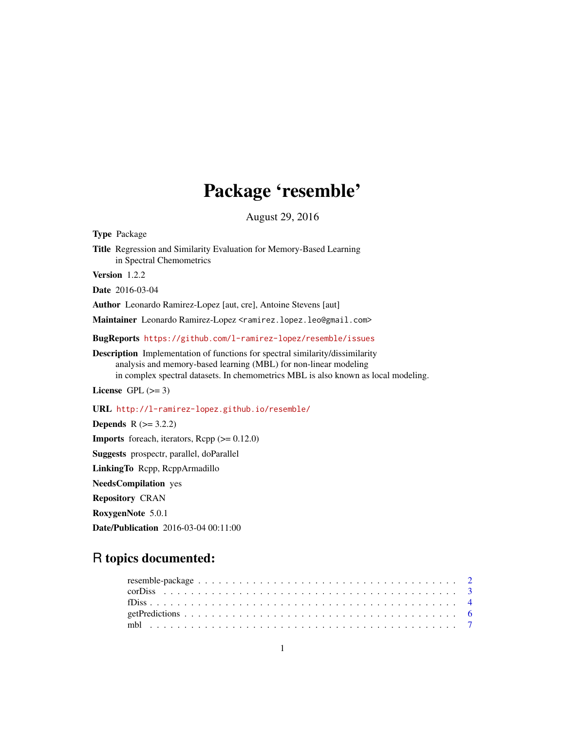# Package 'resemble'

August 29, 2016

**Type** Package

**Title** Regression and Similarity Evaluation for Memory-Based Learning in Spectral Chemometrics

**Version** 1.2.2

**Date** 2016-03-04

**Author** Leonardo Ramirez-Lopez [aut, cre], Antoine Stevens [aut]

**Maintainer** Leonardo Ramirez-Lopez <ramirez.lopez.leo@gmail.com>

**BugReports** https://github.com/l-ramirez-lopez/resemble/issues

**Description** Implementation of functions for spectral similarity/dissimilarity analysis and memory-based learning (MBL) for non-linear modeling in complex spectral datasets. In chemometrics MBL is also known as local modeling.

**License** GPL (>= 3)

**URL** http://l-ramirez-lopez.github.io/resemble/

**Depends** R (>= 3.2.2)

**Imports** foreach, iterators, Rcpp (>= 0.12.0)

**Suggests** prospectr, parallel, doParallel

**LinkingTo** Rcpp, RcppArmadillo

**NeedsCompilation** yes

**Repository** CRAN

**RoxygenNote** 5.0.1

**Date/Publication** 2016-03-04 00:11:00

## R topics documented:

| | |
|---|---|
| resemble-package | 2 |
| corDiss | 3 |
| fDiss | 4 |
| getPredictions | 6 |
| mbl | 7 |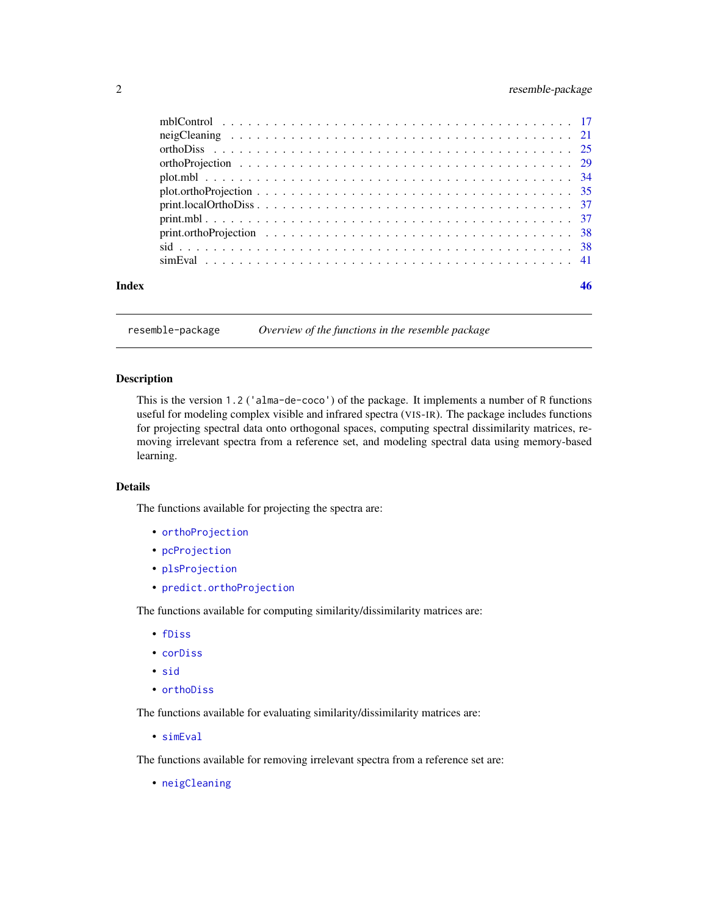mblControl . . . . . . . . . . . . . . . . . . . . . . . . . . . . . . . . . . . . 17
neigCleaning . . . . . . . . . . . . . . . . . . . . . . . . . . . . . . . . . . . 21
orthoDiss . . . . . . . . . . . . . . . . . . . . . . . . . . . . . . . . . . . . . 25
orthoProjection . . . . . . . . . . . . . . . . . . . . . . . . . . . . . . . . . 29
plot.mbl . . . . . . . . . . . . . . . . . . . . . . . . . . . . . . . . . . . . . 34
plot.orthoProjection . . . . . . . . . . . . . . . . . . . . . . . . . . . . . . 35
print.localOrthoDiss . . . . . . . . . . . . . . . . . . . . . . . . . . . . . . 37
print.mbl . . . . . . . . . . . . . . . . . . . . . . . . . . . . . . . . . . . . 37
print.orthoProjection . . . . . . . . . . . . . . . . . . . . . . . . . . . . . 38
sid . . . . . . . . . . . . . . . . . . . . . . . . . . . . . . . . . . . . . . . 38
simEval . . . . . . . . . . . . . . . . . . . . . . . . . . . . . . . . . . . . . 41

**Index** **46**

---

`resemble-package` *Overview of the functions in the resemble package*

---

### Description

This is the version `1.2` (`'alma-de-coco'`) of the package. It implements a number of `R` functions useful for modeling complex visible and infrared spectra (VIS-IR). The package includes functions for projecting spectral data onto orthogonal spaces, computing spectral dissimilarity matrices, removing irrelevant spectra from a reference set, and modeling spectral data using memory-based learning.

### Details

The functions available for projecting the spectra are:

- `orthoProjection`
- `pcProjection`
- `plsProjection`
- `predict.orthoProjection`

The functions available for computing similarity/dissimilarity matrices are:

- `fDiss`
- `corDiss`
- `sid`
- `orthoDiss`

The functions available for evaluating similarity/dissimilarity matrices are:

- `simEval`

The functions available for removing irrelevant spectra from a reference set are:

- `neigCleaning`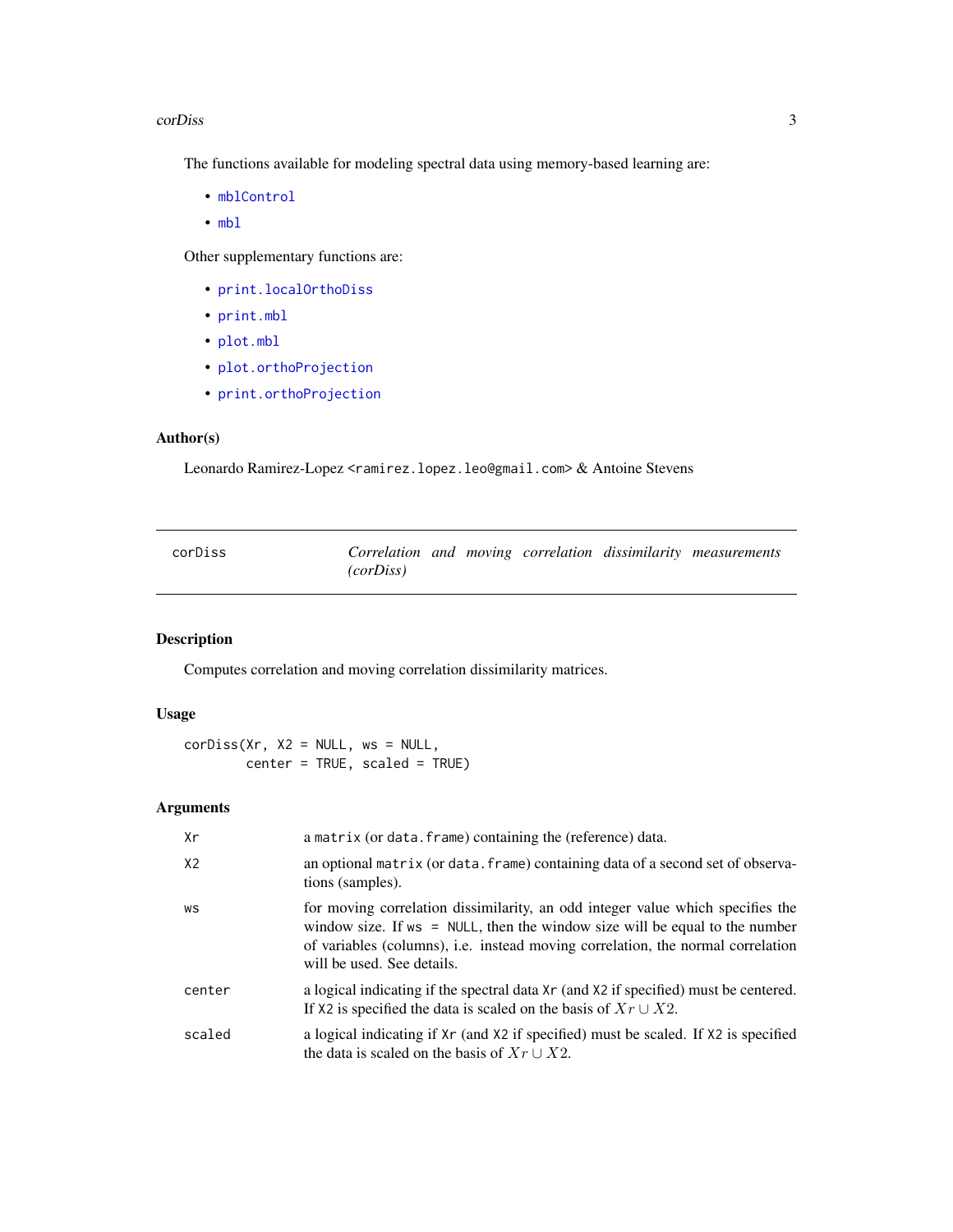The functions available for modeling spectral data using memory-based learning are:

- `mblControl`
- `mbl`

Other supplementary functions are:

- `print.localOrthoDiss`
- `print.mbl`
- `plot.mbl`
- `plot.orthoProjection`
- `print.orthoProjection`

### Author(s)

Leonardo Ramirez-Lopez <ramirez.lopez.leo@gmail.com> & Antoine Stevens

---

## corDiss — *Correlation and moving correlation dissimilarity measurements (corDiss)*

---

### Description

Computes correlation and moving correlation dissimilarity matrices.

### Usage

```
corDiss(Xr, X2 = NULL, ws = NULL,
        center = TRUE, scaled = TRUE)
```

### Arguments

| | |
|---|---|
| `Xr` | a `matrix` (or `data.frame`) containing the (reference) data. |
| `X2` | an optional `matrix` (or `data.frame`) containing data of a second set of observations (samples). |
| `ws` | for moving correlation dissimilarity, an odd integer value which specifies the window size. If `ws = NULL`, then the window size will be equal to the number of variables (columns), i.e. instead moving correlation, the normal correlation will be used. See details. |
| `center` | a logical indicating if the spectral data `Xr` (and `X2` if specified) must be centered. If `X2` is specified the data is scaled on the basis of $Xr \cup X2$. |
| `scaled` | a logical indicating if `Xr` (and `X2` if specified) must be scaled. If `X2` is specified the data is scaled on the basis of $Xr \cup X2$. |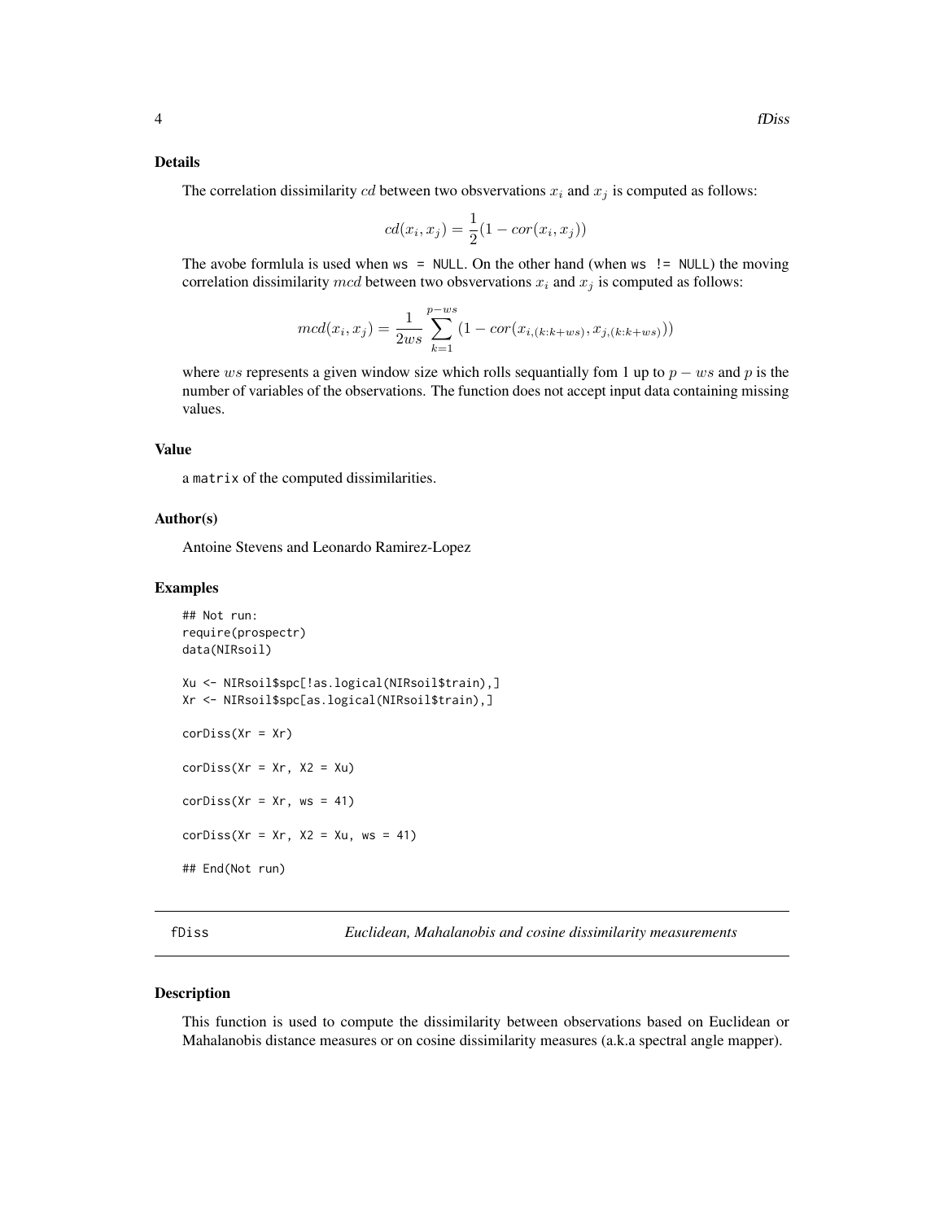### Details

The correlation dissimilarity $cd$ between two obsvervations $x_i$ and $x_j$ is computed as follows:

$$cd(x_i, x_j) = \frac{1}{2}(1 - cor(x_i, x_j))$$

The avobe formlula is used when `ws = NULL`. On the other hand (when `ws != NULL`) the moving correlation dissimilarity $mcd$ between two obsvervations $x_i$ and $x_j$ is computed as follows:

$$mcd(x_i, x_j) = \frac{1}{2ws} \sum_{k=1}^{p-ws} (1 - cor(x_{i,(k:k+ws)}, x_{j,(k:k+ws)}))$$

where $ws$ represents a given window size which rolls sequantially fom 1 up to $p - ws$ and $p$ is the number of variables of the observations. The function does not accept input data containing missing values.

### Value

a `matrix` of the computed dissimilarities.

### Author(s)

Antoine Stevens and Leonardo Ramirez-Lopez

### Examples

```
## Not run:
require(prospectr)
data(NIRsoil)

Xu <- NIRsoil$spc[!as.logical(NIRsoil$train),]
Xr <- NIRsoil$spc[as.logical(NIRsoil$train),]

corDiss(Xr = Xr)

corDiss(Xr = Xr, X2 = Xu)

corDiss(Xr = Xr, ws = 41)

corDiss(Xr = Xr, X2 = Xu, ws = 41)

## End(Not run)
```

---

## fDiss — *Euclidean, Mahalanobis and cosine dissimilarity measurements*

### Description

This function is used to compute the dissimilarity between observations based on Euclidean or Mahalanobis distance measures or on cosine dissimilarity measures (a.k.a spectral angle mapper).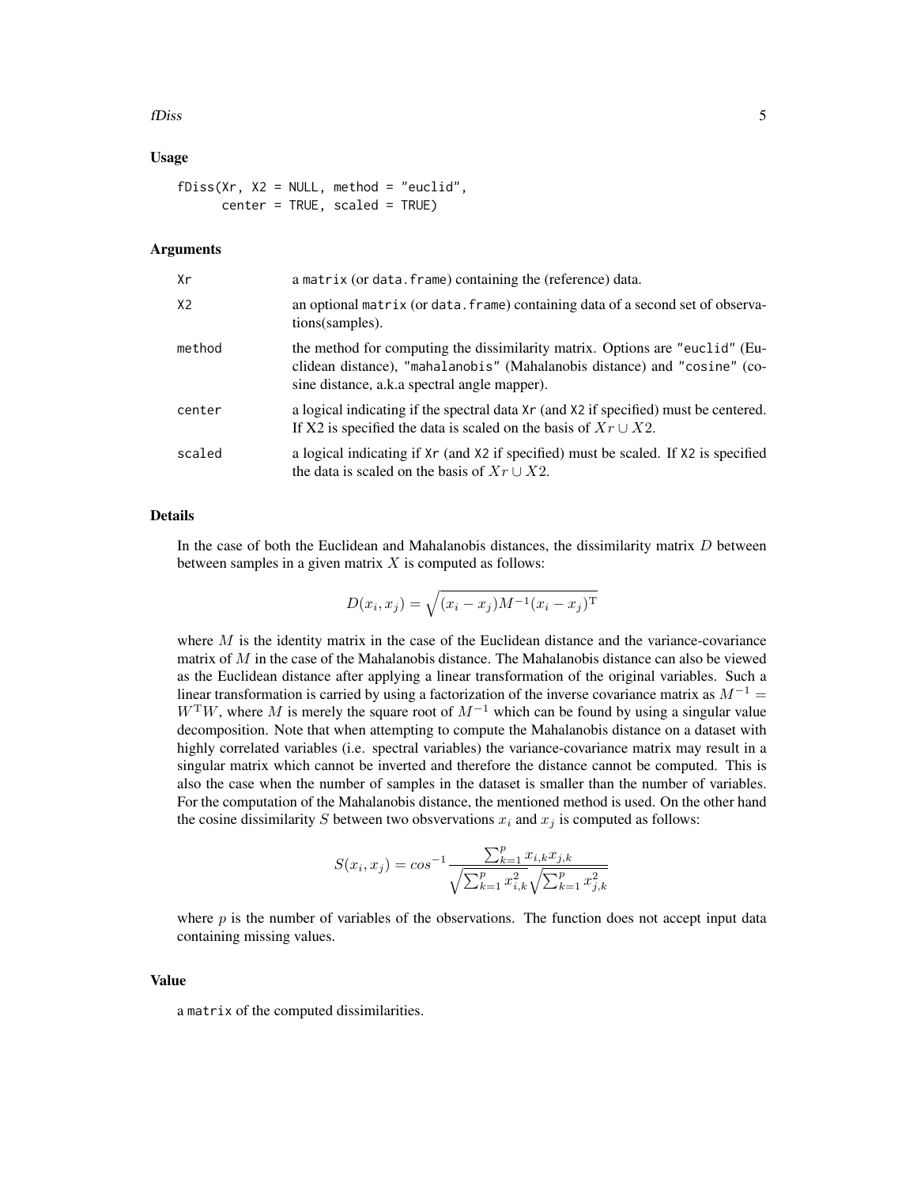### Usage

```
fDiss(Xr, X2 = NULL, method = "euclid",
      center = TRUE, scaled = TRUE)
```

### Arguments

| | |
|---|---|
| Xr | a matrix (or data.frame) containing the (reference) data. |
| X2 | an optional matrix (or data.frame) containing data of a second set of observations(samples). |
| method | the method for computing the dissimilarity matrix. Options are "euclid" (Euclidean distance), "mahalanobis" (Mahalanobis distance) and "cosine" (cosine distance, a.k.a spectral angle mapper). |
| center | a logical indicating if the spectral data Xr (and X2 if specified) must be centered. If X2 is specified the data is scaled on the basis of $Xr \cup X2$. |
| scaled | a logical indicating if Xr (and X2 if specified) must be scaled. If X2 is specified the data is scaled on the basis of $Xr \cup X2$. |

### Details

In the case of both the Euclidean and Mahalanobis distances, the dissimilarity matrix $D$ between between samples in a given matrix $X$ is computed as follows:

$$D(x_i, x_j) = \sqrt{(x_i - x_j)M^{-1}(x_i - x_j)^{\mathrm{T}}}$$

where $M$ is the identity matrix in the case of the Euclidean distance and the variance-covariance matrix of $M$ in the case of the Mahalanobis distance. The Mahalanobis distance can also be viewed as the Euclidean distance after applying a linear transformation of the original variables. Such a linear transformation is carried by using a factorization of the inverse covariance matrix as $M^{-1} = W^{\mathrm{T}}W$, where $M$ is merely the square root of $M^{-1}$ which can be found by using a singular value decomposition. Note that when attempting to compute the Mahalanobis distance on a dataset with highly correlated variables (i.e. spectral variables) the variance-covariance matrix may result in a singular matrix which cannot be inverted and therefore the distance cannot be computed. This is also the case when the number of samples in the dataset is smaller than the number of variables. For the computation of the Mahalanobis distance, the mentioned method is used. On the other hand the cosine dissimilarity $S$ between two obsvervations $x_i$ and $x_j$ is computed as follows:

$$S(x_i, x_j) = cos^{-1} \frac{\sum_{k=1}^{p} x_{i,k} x_{j,k}}{\sqrt{\sum_{k=1}^{p} x_{i,k}^2} \sqrt{\sum_{k=1}^{p} x_{j,k}^2}}$$

where $p$ is the number of variables of the observations. The function does not accept input data containing missing values.

### Value

a matrix of the computed dissimilarities.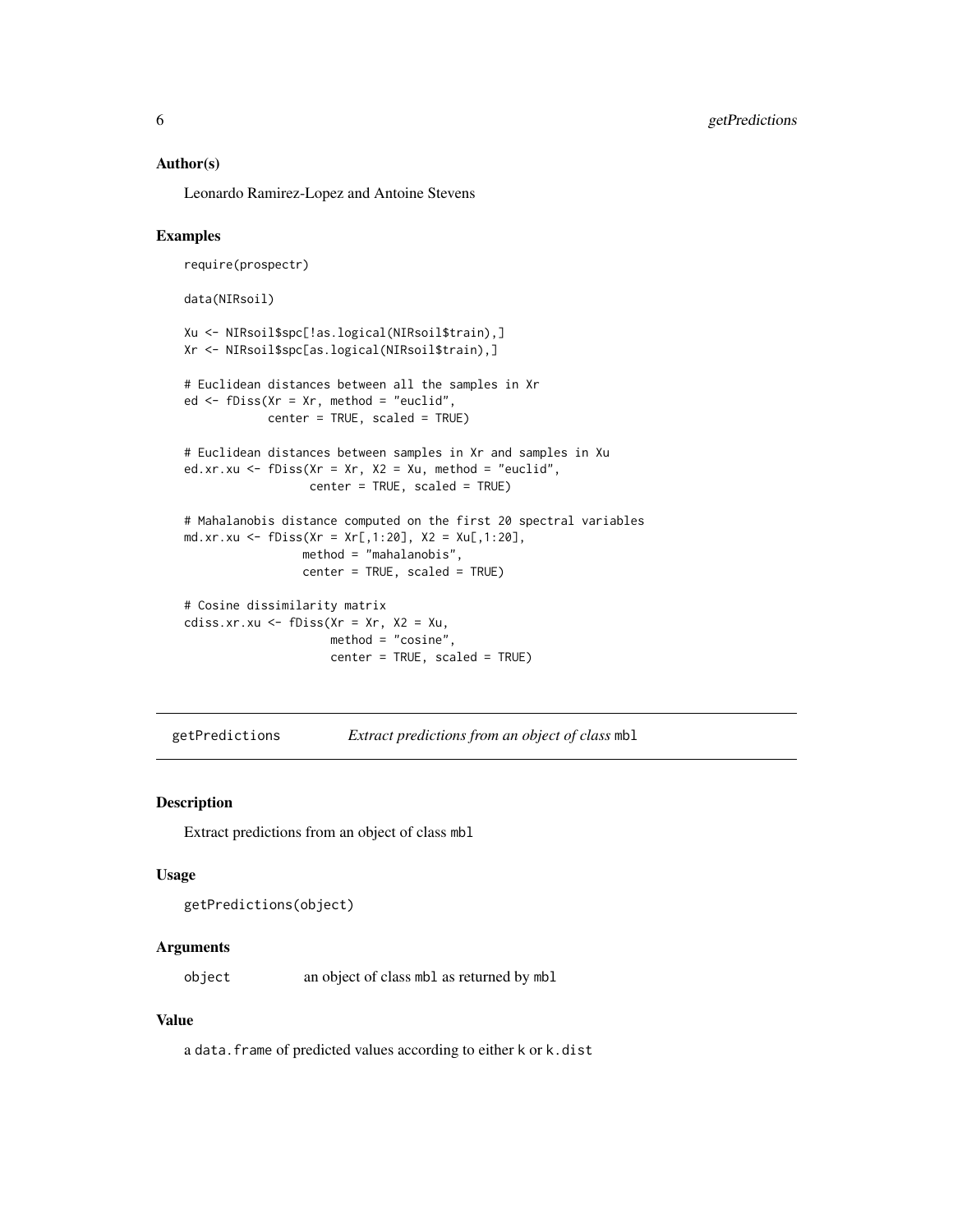### Author(s)

Leonardo Ramirez-Lopez and Antoine Stevens

### Examples

```
require(prospectr)

data(NIRsoil)

Xu <- NIRsoil$spc[!as.logical(NIRsoil$train),]
Xr <- NIRsoil$spc[as.logical(NIRsoil$train),]

# Euclidean distances between all the samples in Xr
ed <- fDiss(Xr = Xr, method = "euclid",
            center = TRUE, scaled = TRUE)

# Euclidean distances between samples in Xr and samples in Xu
ed.xr.xu <- fDiss(Xr = Xr, X2 = Xu, method = "euclid",
                  center = TRUE, scaled = TRUE)

# Mahalanobis distance computed on the first 20 spectral variables
md.xr.xu <- fDiss(Xr = Xr[,1:20], X2 = Xu[,1:20],
                 method = "mahalanobis",
                 center = TRUE, scaled = TRUE)

# Cosine dissimilarity matrix
cdiss.xr.xu <- fDiss(Xr = Xr, X2 = Xu,
                     method = "cosine",
                     center = TRUE, scaled = TRUE)
```

---

## getPredictions    *Extract predictions from an object of class* `mbl`

---

### Description

Extract predictions from an object of class `mbl`

### Usage

```
getPredictions(object)
```

### Arguments

| | |
|---|---|
| `object` | an object of class `mbl` as returned by `mbl` |

### Value

a `data.frame` of predicted values according to either `k` or `k.dist`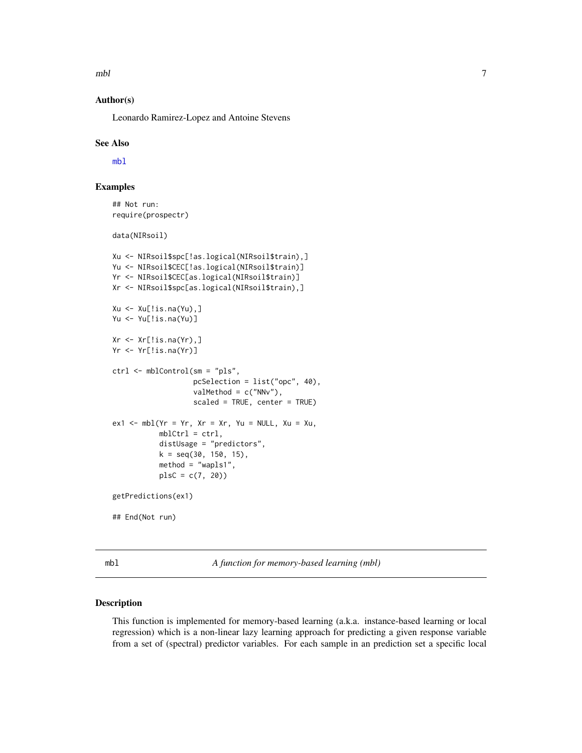## Author(s)

Leonardo Ramirez-Lopez and Antoine Stevens

## See Also

mbl

## Examples

```
## Not run:
require(prospectr)

data(NIRsoil)

Xu <- NIRsoil$spc[!as.logical(NIRsoil$train),]
Yu <- NIRsoil$CEC[!as.logical(NIRsoil$train)]
Yr <- NIRsoil$CEC[as.logical(NIRsoil$train)]
Xr <- NIRsoil$spc[as.logical(NIRsoil$train),]

Xu <- Xu[!is.na(Yu),]
Yu <- Yu[!is.na(Yu)]

Xr <- Xr[!is.na(Yr),]
Yr <- Yr[!is.na(Yr)]

ctrl <- mblControl(sm = "pls",
                   pcSelection = list("opc", 40),
                   valMethod = c("NNv"),
                   scaled = TRUE, center = TRUE)

ex1 <- mbl(Yr = Yr, Xr = Xr, Yu = NULL, Xu = Xu,
           mblCtrl = ctrl,
           distUsage = "predictors",
           k = seq(30, 150, 15),
           method = "wapls1",
           plsC = c(7, 20))

getPredictions(ex1)

## End(Not run)
```

---

mbl *A function for memory-based learning (mbl)*

---

## Description

This function is implemented for memory-based learning (a.k.a. instance-based learning or local regression) which is a non-linear lazy learning approach for predicting a given response variable from a set of (spectral) predictor variables. For each sample in an prediction set a specific local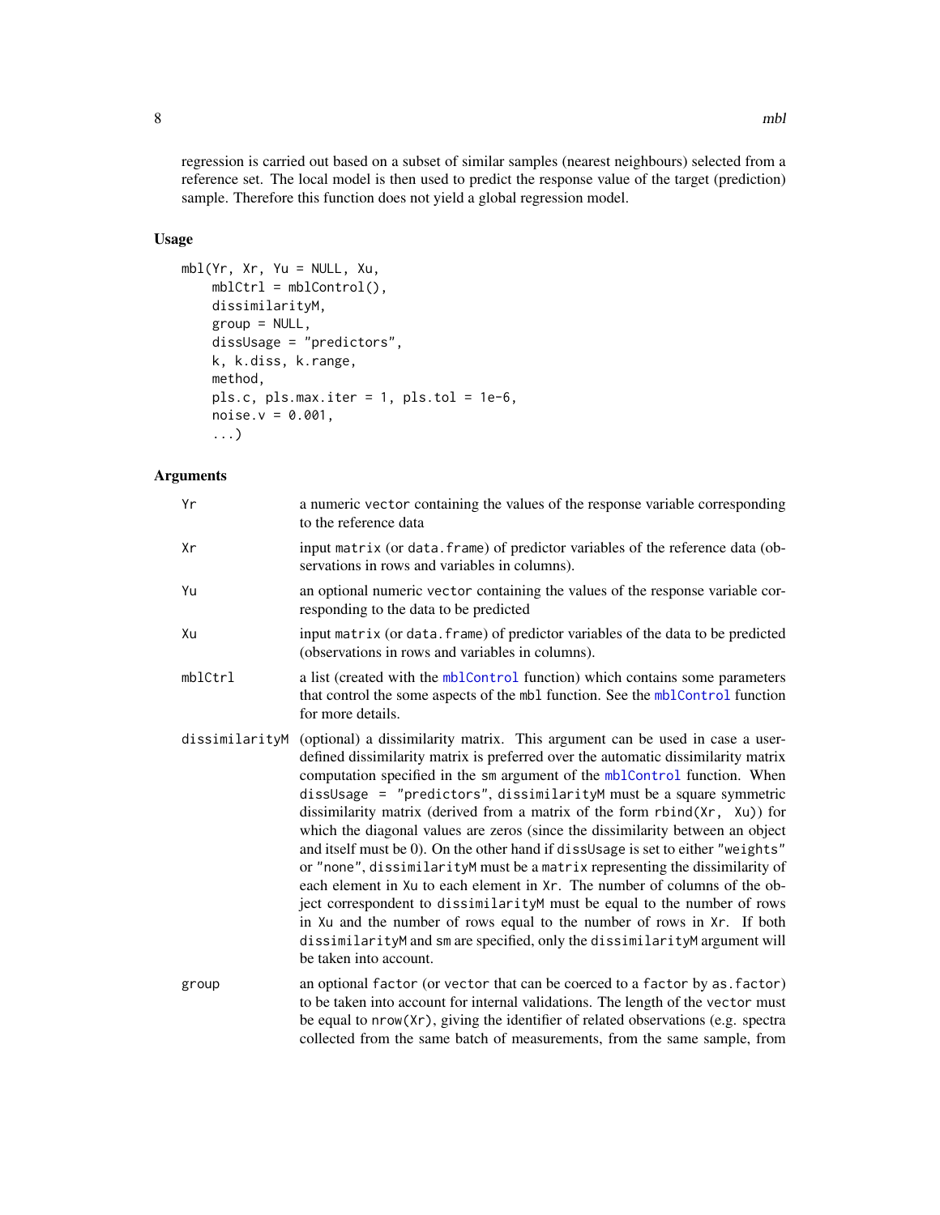regression is carried out based on a subset of similar samples (nearest neighbours) selected from a reference set. The local model is then used to predict the response value of the target (prediction) sample. Therefore this function does not yield a global regression model.

### Usage

```
mbl(Yr, Xr, Yu = NULL, Xu,
    mblCtrl = mblControl(),
    dissimilarityM,
    group = NULL,
    dissUsage = "predictors",
    k, k.diss, k.range,
    method,
    pls.c, pls.max.iter = 1, pls.tol = 1e-6,
    noise.v = 0.001,
    ...)
```

### Arguments

| | |
|---|---|
| Yr | a numeric `vector` containing the values of the response variable corresponding to the reference data |
| Xr | input `matrix` (or `data.frame`) of predictor variables of the reference data (observations in rows and variables in columns). |
| Yu | an optional numeric `vector` containing the values of the response variable corresponding to the data to be predicted |
| Xu | input `matrix` (or `data.frame`) of predictor variables of the data to be predicted (observations in rows and variables in columns). |
| mblCtrl | a list (created with the `mblControl` function) which contains some parameters that control the some aspects of the `mbl` function. See the `mblControl` function for more details. |
| dissimilarityM | (optional) a dissimilarity matrix. This argument can be used in case a user-defined dissimilarity matrix is preferred over the automatic dissimilarity matrix computation specified in the `sm` argument of the `mblControl` function. When `dissUsage = "predictors"`, `dissimilarityM` must be a square symmetric dissimilarity matrix (derived from a matrix of the form `rbind(Xr, Xu)`) for which the diagonal values are zeros (since the dissimilarity between an object and itself must be 0). On the other hand if `dissUsage` is set to either `"weights"` or `"none"`, `dissimilarityM` must be a `matrix` representing the dissimilarity of each element in `Xu` to each element in `Xr`. The number of columns of the object correspondent to `dissimilarityM` must be equal to the number of rows in `Xu` and the number of rows equal to the number of rows in `Xr`. If both `dissimilarityM` and `sm` are specified, only the `dissimilarityM` argument will be taken into account. |
| group | an optional `factor` (or `vector` that can be coerced to a `factor` by `as.factor`) to be taken into account for internal validations. The length of the `vector` must be equal to `nrow(Xr)`, giving the identifier of related observations (e.g. spectra collected from the same batch of measurements, from the same sample, from |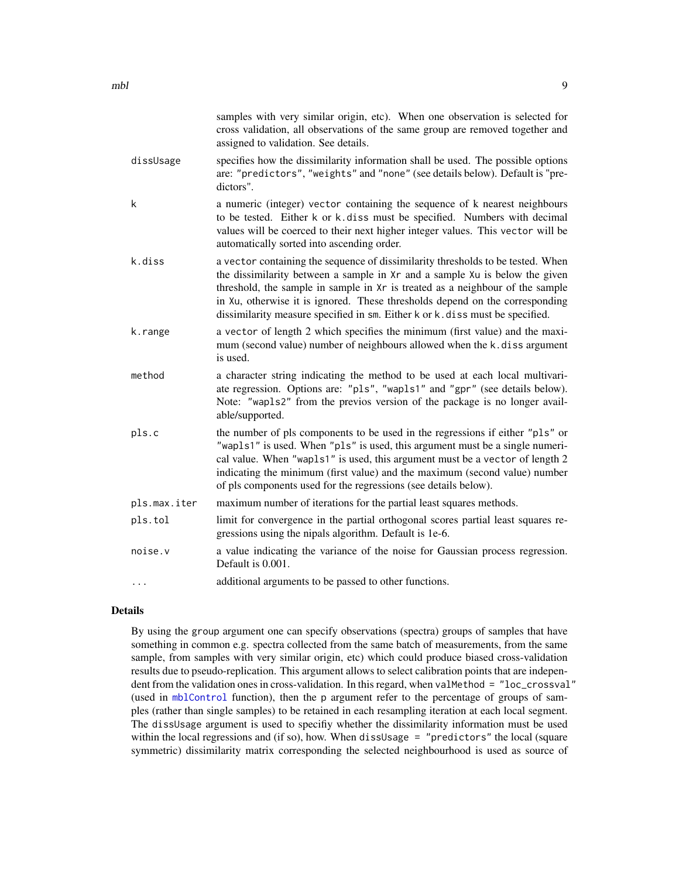samples with very similar origin, etc). When one observation is selected for cross validation, all observations of the same group are removed together and assigned to validation. See details.

`dissUsage`
: specifies how the dissimilarity information shall be used. The possible options are: "predictors", "weights" and "none" (see details below). Default is "predictors".

`k`
: a numeric (integer) `vector` containing the sequence of k nearest neighbours to be tested. Either `k` or `k.diss` must be specified. Numbers with decimal values will be coerced to their next higher integer values. This `vector` will be automatically sorted into ascending order.

`k.diss`
: a `vector` containing the sequence of dissimilarity thresholds to be tested. When the dissimilarity between a sample in `Xr` and a sample `Xu` is below the given threshold, the sample in sample in `Xr` is treated as a neighbour of the sample in `Xu`, otherwise it is ignored. These thresholds depend on the corresponding dissimilarity measure specified in `sm`. Either `k` or `k.diss` must be specified.

`k.range`
: a `vector` of length 2 which specifies the minimum (first value) and the maximum (second value) number of neighbours allowed when the `k.diss` argument is used.

`method`
: a character string indicating the method to be used at each local multivariate regression. Options are: "pls", "wapls1" and "gpr" (see details below). Note: "wapls2" from the previos version of the package is no longer available/supported.

`pls.c`
: the number of pls components to be used in the regressions if either "pls" or "wapls1" is used. When "pls" is used, this argument must be a single numerical value. When "wapls1" is used, this argument must be a `vector` of length 2 indicating the minimum (first value) and the maximum (second value) number of pls components used for the regressions (see details below).

`pls.max.iter`
: maximum number of iterations for the partial least squares methods.

`pls.tol`
: limit for convergence in the partial orthogonal scores partial least squares regressions using the nipals algorithm. Default is 1e-6.

`noise.v`
: a value indicating the variance of the noise for Gaussian process regression. Default is 0.001.

`...`
: additional arguments to be passed to other functions.

## Details

By using the `group` argument one can specify observations (spectra) groups of samples that have something in common e.g. spectra collected from the same batch of measurements, from the same sample, from samples with very similar origin, etc) which could produce biased cross-validation results due to pseudo-replication. This argument allows to select calibration points that are independent from the validation ones in cross-validation. In this regard, when `valMethod = "loc_crossval"` (used in `mblControl` function), then the `p` argument refer to the percentage of groups of samples (rather than single samples) to be retained in each resampling iteration at each local segment. The `dissUsage` argument is used to specifiy whether the dissimilarity information must be used within the local regressions and (if so), how. When `dissUsage = "predictors"` the local (square symmetric) dissimilarity matrix corresponding the selected neighbourhood is used as source of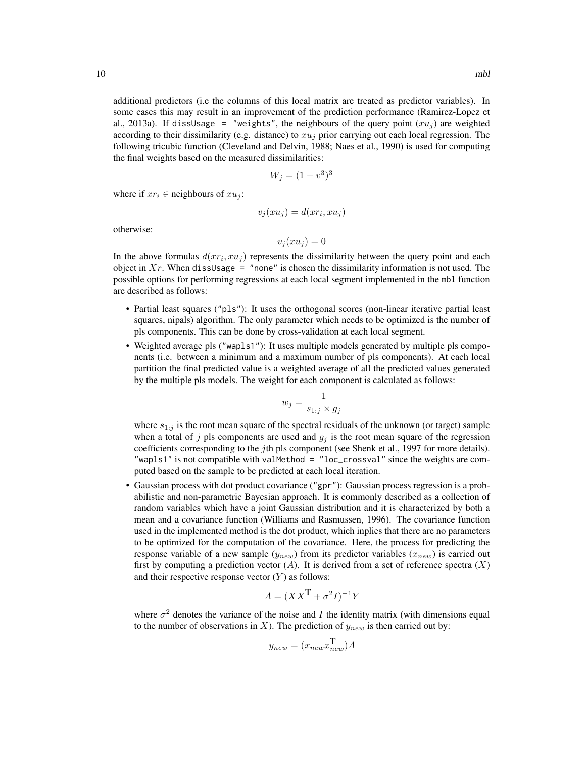additional predictors (i.e the columns of this local matrix are treated as predictor variables). In some cases this may result in an improvement of the prediction performance (Ramirez-Lopez et al., 2013a). If `dissUsage = "weights"`, the neighbours of the query point ($xu_j$) are weighted according to their dissimilarity (e.g. distance) to $xu_j$ prior carrying out each local regression. The following tricubic function (Cleveland and Delvin, 1988; Naes et al., 1990) is used for computing the final weights based on the measured dissimilarities:

$$W_j = (1 - v^3)^3$$

where if $xr_i \in$ neighbours of $xu_j$:

$$v_j(xu_j) = d(xr_i, xu_j)$$

otherwise:

$$v_j(xu_j) = 0$$

In the above formulas $d(xr_i, xu_j)$ represents the dissimilarity between the query point and each object in $Xr$. When `dissUsage = "none"` is chosen the dissimilarity information is not used. The possible options for performing regressions at each local segment implemented in the `mbl` function are described as follows:

- Partial least squares (`"pls"`): It uses the orthogonal scores (non-linear iterative partial least squares, nipals) algorithm. The only parameter which needs to be optimized is the number of pls components. This can be done by cross-validation at each local segment.
- Weighted average pls (`"wapls1"`): It uses multiple models generated by multiple pls components (i.e. between a minimum and a maximum number of pls components). At each local partition the final predicted value is a weighted average of all the predicted values generated by the multiple pls models. The weight for each component is calculated as follows:

  $$w_j = \frac{1}{s_{1:j} \times g_j}$$

  where $s_{1:j}$ is the root mean square of the spectral residuals of the unknown (or target) sample when a total of $j$ pls components are used and $g_j$ is the root mean square of the regression coefficients corresponding to the $j$th pls component (see Shenk et al., 1997 for more details). `"wapls1"` is not compatible with `valMethod = "loc_crossval"` since the weights are computed based on the sample to be predicted at each local iteration.
- Gaussian process with dot product covariance (`"gpr"`): Gaussian process regression is a probabilistic and non-parametric Bayesian approach. It is commonly described as a collection of random variables which have a joint Gaussian distribution and it is characterized by both a mean and a covariance function (Williams and Rasmussen, 1996). The covariance function used in the implemented method is the dot product, which inplies that there are no parameters to be optimized for the computation of the covariance. Here, the process for predicting the response variable of a new sample ($y_{new}$) from its predictor variables ($x_{new}$) is carried out first by computing a prediction vector ($A$). It is derived from a set of reference spectra ($X$) and their respective response vector ($Y$) as follows:

  $$A = (XX^{\mathrm{T}} + \sigma^2 I)^{-1} Y$$

  where $\sigma^2$ denotes the variance of the noise and $I$ the identity matrix (with dimensions equal to the number of observations in $X$). The prediction of $y_{new}$ is then carried out by:

  $$y_{new} = (x_{new} x_{new}^{\mathrm{T}}) A$$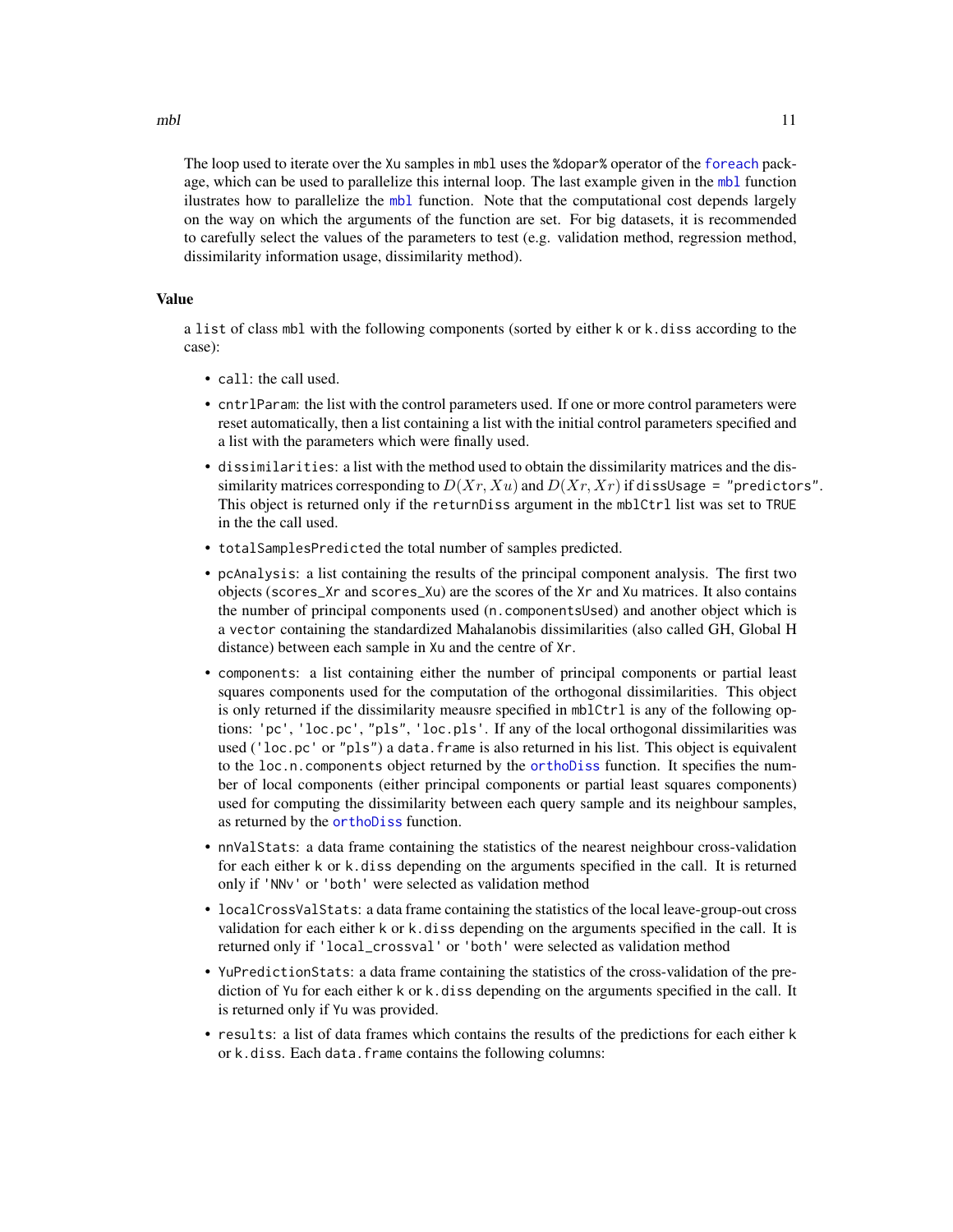The loop used to iterate over the Xu samples in mbl uses the %dopar% operator of the foreach package, which can be used to parallelize this internal loop. The last example given in the mbl function ilustrates how to parallelize the mbl function. Note that the computational cost depends largely on the way on which the arguments of the function are set. For big datasets, it is recommended to carefully select the values of the parameters to test (e.g. validation method, regression method, dissimilarity information usage, dissimilarity method).

## Value

a list of class mbl with the following components (sorted by either k or k.diss according to the case):

- call: the call used.
- cntrlParam: the list with the control parameters used. If one or more control parameters were reset automatically, then a list containing a list with the initial control parameters specified and a list with the parameters which were finally used.
- dissimilarities: a list with the method used to obtain the dissimilarity matrices and the dissimilarity matrices corresponding to $D(Xr, Xu)$ and $D(Xr, Xr)$ if dissUsage = "predictors". This object is returned only if the returnDiss argument in the mblCtrl list was set to TRUE in the the call used.
- totalSamplesPredicted the total number of samples predicted.
- pcAnalysis: a list containing the results of the principal component analysis. The first two objects (scores_Xr and scores_Xu) are the scores of the Xr and Xu matrices. It also contains the number of principal components used (n.componentsUsed) and another object which is a vector containing the standardized Mahalanobis dissimilarities (also called GH, Global H distance) between each sample in Xu and the centre of Xr.
- components: a list containing either the number of principal components or partial least squares components used for the computation of the orthogonal dissimilarities. This object is only returned if the dissimilarity meausre specified in mblCtrl is any of the following options: 'pc', 'loc.pc', "pls", 'loc.pls'. If any of the local orthogonal dissimilarities was used ('loc.pc' or "pls") a data.frame is also returned in his list. This object is equivalent to the loc.n.components object returned by the orthoDiss function. It specifies the number of local components (either principal components or partial least squares components) used for computing the dissimilarity between each query sample and its neighbour samples, as returned by the orthoDiss function.
- nnValStats: a data frame containing the statistics of the nearest neighbour cross-validation for each either k or k.diss depending on the arguments specified in the call. It is returned only if 'NNv' or 'both' were selected as validation method
- localCrossValStats: a data frame containing the statistics of the local leave-group-out cross validation for each either k or k.diss depending on the arguments specified in the call. It is returned only if 'local_crossval' or 'both' were selected as validation method
- YuPredictionStats: a data frame containing the statistics of the cross-validation of the prediction of Yu for each either k or k.diss depending on the arguments specified in the call. It is returned only if Yu was provided.
- results: a list of data frames which contains the results of the predictions for each either k or k.diss. Each data.frame contains the following columns: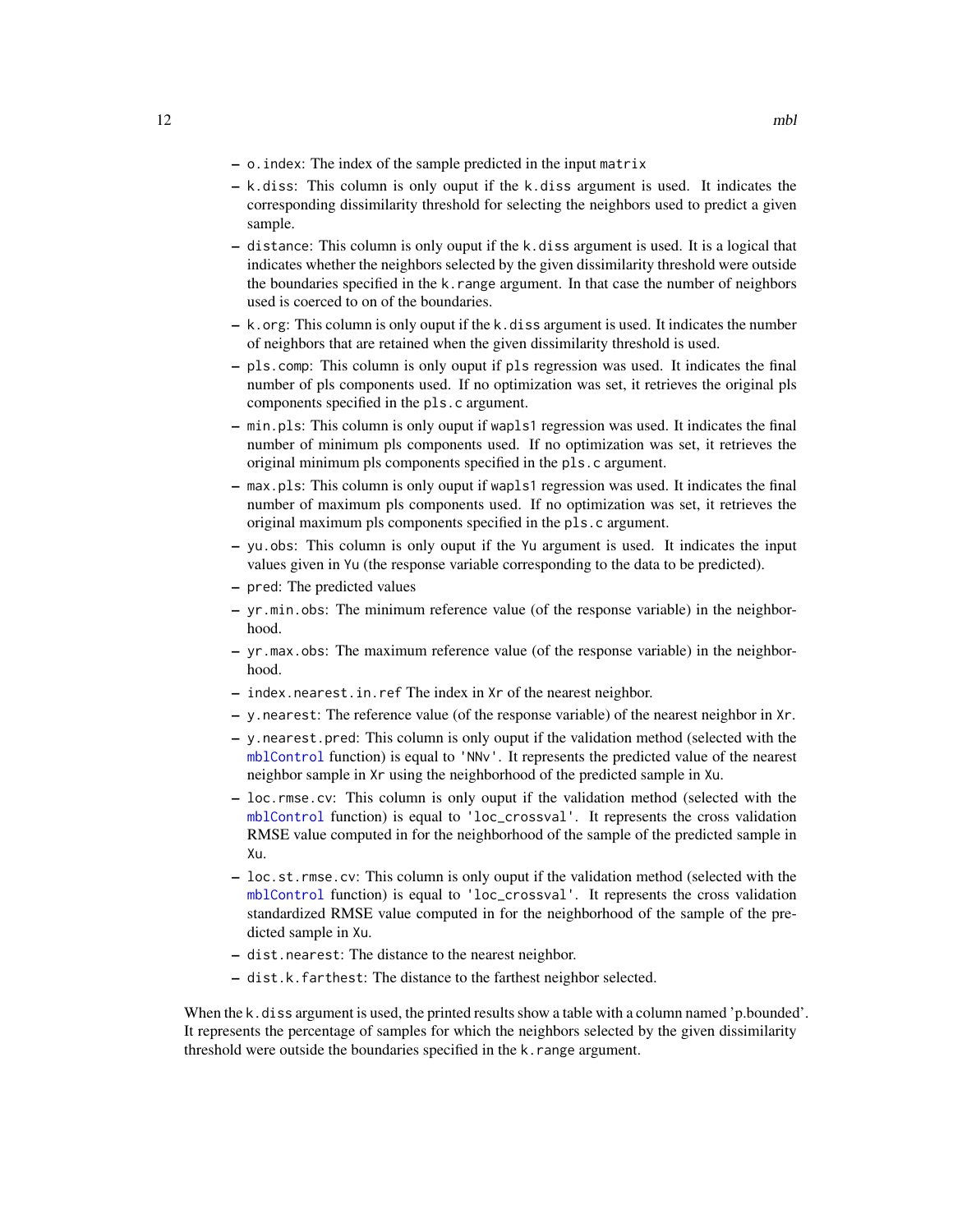- `o.index`: The index of the sample predicted in the input `matrix`
- `k.diss`: This column is only ouput if the `k.diss` argument is used. It indicates the corresponding dissimilarity threshold for selecting the neighbors used to predict a given sample.
- `distance`: This column is only ouput if the `k.diss` argument is used. It is a logical that indicates whether the neighbors selected by the given dissimilarity threshold were outside the boundaries specified in the `k.range` argument. In that case the number of neighbors used is coerced to on of the boundaries.
- `k.org`: This column is only ouput if the `k.diss` argument is used. It indicates the number of neighbors that are retained when the given dissimilarity threshold is used.
- `pls.comp`: This column is only ouput if `pls` regression was used. It indicates the final number of pls components used. If no optimization was set, it retrieves the original pls components specified in the `pls.c` argument.
- `min.pls`: This column is only ouput if `wapls1` regression was used. It indicates the final number of minimum pls components used. If no optimization was set, it retrieves the original minimum pls components specified in the `pls.c` argument.
- `max.pls`: This column is only ouput if `wapls1` regression was used. It indicates the final number of maximum pls components used. If no optimization was set, it retrieves the original maximum pls components specified in the `pls.c` argument.
- `yu.obs`: This column is only ouput if the `Yu` argument is used. It indicates the input values given in `Yu` (the response variable corresponding to the data to be predicted).
- `pred`: The predicted values
- `yr.min.obs`: The minimum reference value (of the response variable) in the neighborhood.
- `yr.max.obs`: The maximum reference value (of the response variable) in the neighborhood.
- `index.nearest.in.ref` The index in `Xr` of the nearest neighbor.
- `y.nearest`: The reference value (of the response variable) of the nearest neighbor in `Xr`.
- `y.nearest.pred`: This column is only ouput if the validation method (selected with the `mblControl` function) is equal to `'NNv'`. It represents the predicted value of the nearest neighbor sample in `Xr` using the neighborhood of the predicted sample in `Xu`.
- `loc.rmse.cv`: This column is only ouput if the validation method (selected with the `mblControl` function) is equal to `'loc_crossval'`. It represents the cross validation RMSE value computed in for the neighborhood of the sample of the predicted sample in `Xu`.
- `loc.st.rmse.cv`: This column is only ouput if the validation method (selected with the `mblControl` function) is equal to `'loc_crossval'`. It represents the cross validation standardized RMSE value computed in for the neighborhood of the sample of the predicted sample in `Xu`.
- `dist.nearest`: The distance to the nearest neighbor.
- `dist.k.farthest`: The distance to the farthest neighbor selected.

When the `k.diss` argument is used, the printed results show a table with a column named 'p.bounded'. It represents the percentage of samples for which the neighbors selected by the given dissimilarity threshold were outside the boundaries specified in the `k.range` argument.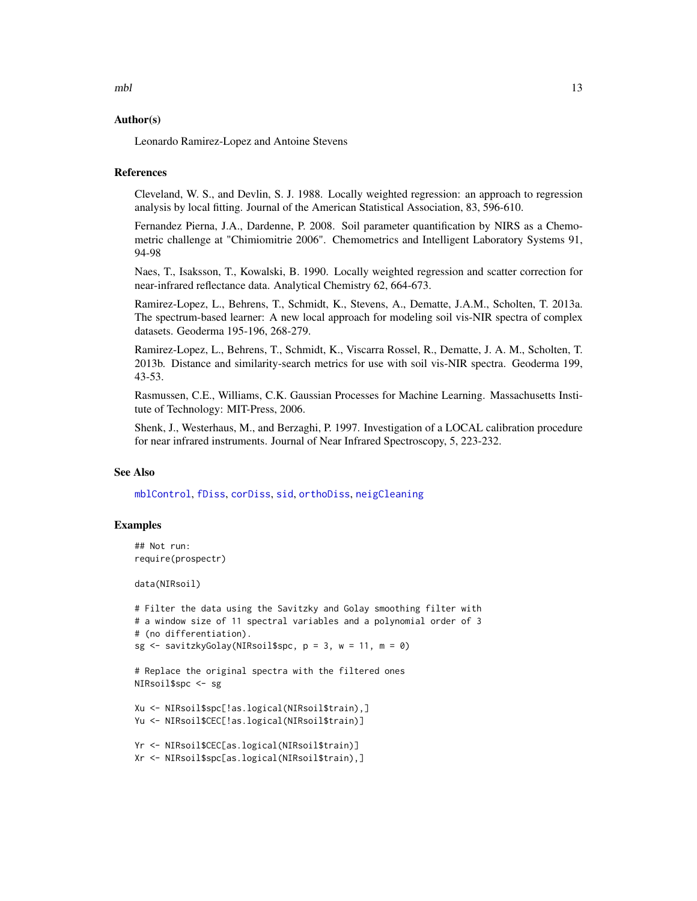### Author(s)

Leonardo Ramirez-Lopez and Antoine Stevens

### References

Cleveland, W. S., and Devlin, S. J. 1988. Locally weighted regression: an approach to regression analysis by local fitting. Journal of the American Statistical Association, 83, 596-610.

Fernandez Pierna, J.A., Dardenne, P. 2008. Soil parameter quantification by NIRS as a Chemometric challenge at "Chimiomitrie 2006". Chemometrics and Intelligent Laboratory Systems 91, 94-98

Naes, T., Isaksson, T., Kowalski, B. 1990. Locally weighted regression and scatter correction for near-infrared reflectance data. Analytical Chemistry 62, 664-673.

Ramirez-Lopez, L., Behrens, T., Schmidt, K., Stevens, A., Dematte, J.A.M., Scholten, T. 2013a. The spectrum-based learner: A new local approach for modeling soil vis-NIR spectra of complex datasets. Geoderma 195-196, 268-279.

Ramirez-Lopez, L., Behrens, T., Schmidt, K., Viscarra Rossel, R., Dematte, J. A. M., Scholten, T. 2013b. Distance and similarity-search metrics for use with soil vis-NIR spectra. Geoderma 199, 43-53.

Rasmussen, C.E., Williams, C.K. Gaussian Processes for Machine Learning. Massachusetts Institute of Technology: MIT-Press, 2006.

Shenk, J., Westerhaus, M., and Berzaghi, P. 1997. Investigation of a LOCAL calibration procedure for near infrared instruments. Journal of Near Infrared Spectroscopy, 5, 223-232.

### See Also

mblControl, fDiss, corDiss, sid, orthoDiss, neigCleaning

### Examples

```
## Not run:
require(prospectr)

data(NIRsoil)

# Filter the data using the Savitzky and Golay smoothing filter with
# a window size of 11 spectral variables and a polynomial order of 3
# (no differentiation).
sg <- savitzkyGolay(NIRsoil$spc, p = 3, w = 11, m = 0)

# Replace the original spectra with the filtered ones
NIRsoil$spc <- sg

Xu <- NIRsoil$spc[!as.logical(NIRsoil$train),]
Yu <- NIRsoil$CEC[!as.logical(NIRsoil$train)]

Yr <- NIRsoil$CEC[as.logical(NIRsoil$train)]
Xr <- NIRsoil$spc[as.logical(NIRsoil$train),]
```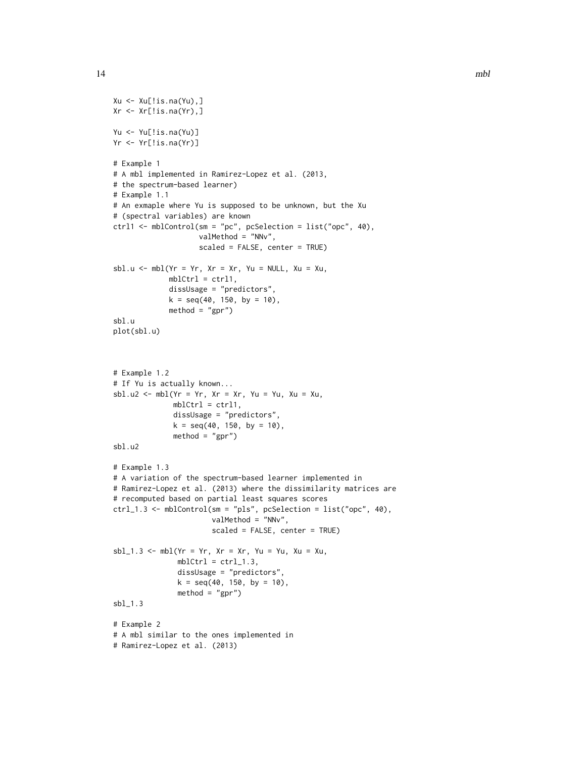```
Xu <- Xu[!is.na(Yu),]
Xr <- Xr[!is.na(Yr),]

Yu <- Yu[!is.na(Yu)]
Yr <- Yr[!is.na(Yr)]

# Example 1
# A mbl implemented in Ramirez-Lopez et al. (2013,
# the spectrum-based learner)
# Example 1.1
# An exmaple where Yu is supposed to be unknown, but the Xu
# (spectral variables) are known
ctrl1 <- mblControl(sm = "pc", pcSelection = list("opc", 40),
                    valMethod = "NNv",
                    scaled = FALSE, center = TRUE)

sbl.u <- mbl(Yr = Yr, Xr = Xr, Yu = NULL, Xu = Xu,
             mblCtrl = ctrl1,
             dissUsage = "predictors",
             k = seq(40, 150, by = 10),
             method = "gpr")
sbl.u
plot(sbl.u)



# Example 1.2
# If Yu is actually known...
sbl.u2 <- mbl(Yr = Yr, Xr = Xr, Yu = Yu, Xu = Xu,
              mblCtrl = ctrl1,
              dissUsage = "predictors",
              k = seq(40, 150, by = 10),
              method = "gpr")
sbl.u2

# Example 1.3
# A variation of the spectrum-based learner implemented in
# Ramirez-Lopez et al. (2013) where the dissimilarity matrices are
# recomputed based on partial least squares scores
ctrl_1.3 <- mblControl(sm = "pls", pcSelection = list("opc", 40),
                       valMethod = "NNv",
                       scaled = FALSE, center = TRUE)

sbl_1.3 <- mbl(Yr = Yr, Xr = Xr, Yu = Yu, Xu = Xu,
               mblCtrl = ctrl_1.3,
               dissUsage = "predictors",
               k = seq(40, 150, by = 10),
               method = "gpr")
sbl_1.3

# Example 2
# A mbl similar to the ones implemented in
# Ramirez-Lopez et al. (2013)
```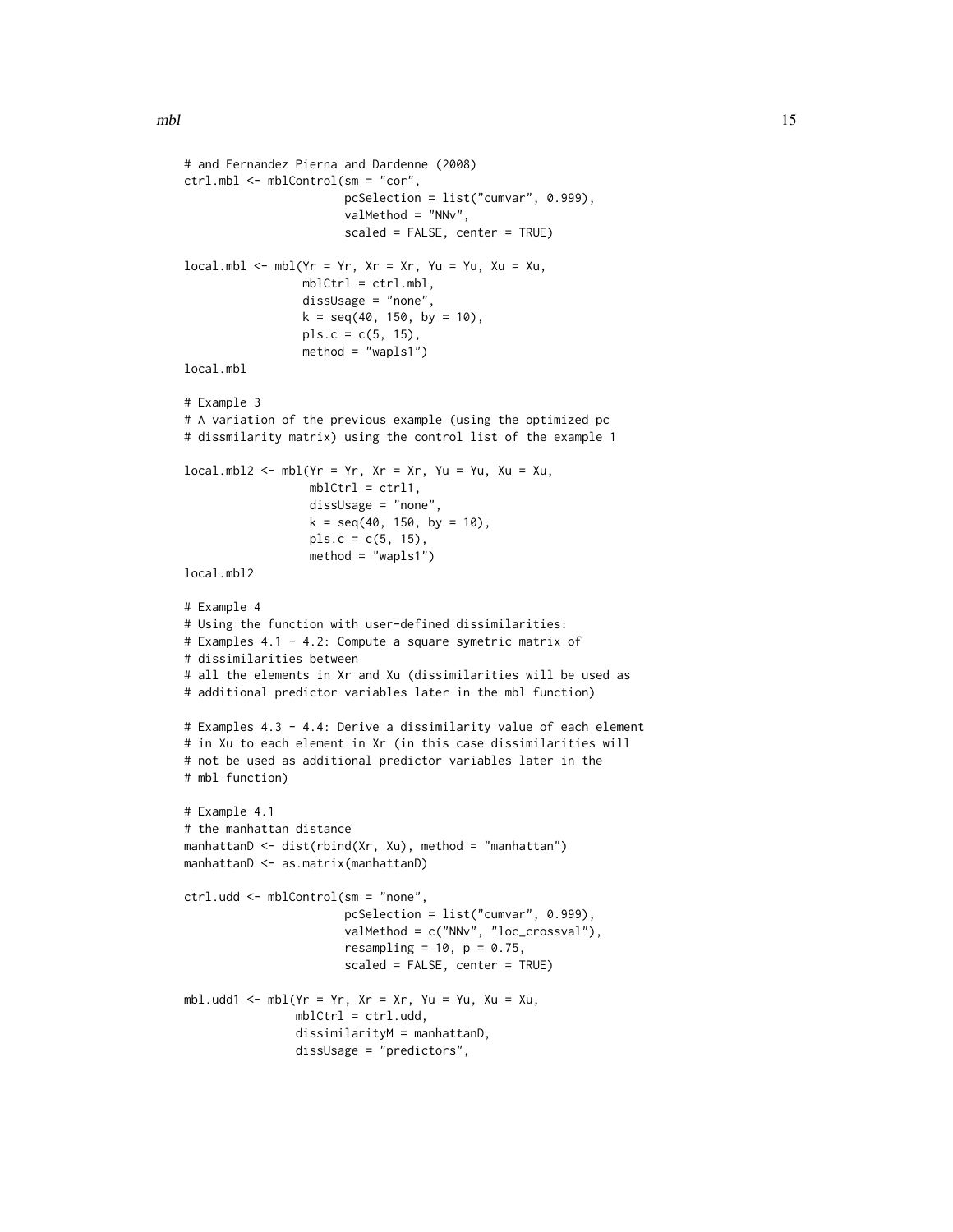```
# and Fernandez Pierna and Dardenne (2008)
ctrl.mbl <- mblControl(sm = "cor",
                       pcSelection = list("cumvar", 0.999),
                       valMethod = "NNv",
                       scaled = FALSE, center = TRUE)

local.mbl <- mbl(Yr = Yr, Xr = Xr, Yu = Yu, Xu = Xu,
                 mblCtrl = ctrl.mbl,
                 dissUsage = "none",
                 k = seq(40, 150, by = 10),
                 pls.c = c(5, 15),
                 method = "wapls1")
local.mbl

# Example 3
# A variation of the previous example (using the optimized pc
# dissmilarity matrix) using the control list of the example 1

local.mbl2 <- mbl(Yr = Yr, Xr = Xr, Yu = Yu, Xu = Xu,
                  mblCtrl = ctrl1,
                  dissUsage = "none",
                  k = seq(40, 150, by = 10),
                  pls.c = c(5, 15),
                  method = "wapls1")
local.mbl2

# Example 4
# Using the function with user-defined dissimilarities:
# Examples 4.1 - 4.2: Compute a square symetric matrix of
# dissimilarities between
# all the elements in Xr and Xu (dissimilarities will be used as
# additional predictor variables later in the mbl function)

# Examples 4.3 - 4.4: Derive a dissimilarity value of each element
# in Xu to each element in Xr (in this case dissimilarities will
# not be used as additional predictor variables later in the
# mbl function)

# Example 4.1
# the manhattan distance
manhattanD <- dist(rbind(Xr, Xu), method = "manhattan")
manhattanD <- as.matrix(manhattanD)

ctrl.udd <- mblControl(sm = "none",
                       pcSelection = list("cumvar", 0.999),
                       valMethod = c("NNv", "loc_crossval"),
                       resampling = 10, p = 0.75,
                       scaled = FALSE, center = TRUE)

mbl.udd1 <- mbl(Yr = Yr, Xr = Xr, Yu = Yu, Xu = Xu,
                mblCtrl = ctrl.udd,
                dissimilarityM = manhattanD,
                dissUsage = "predictors",
```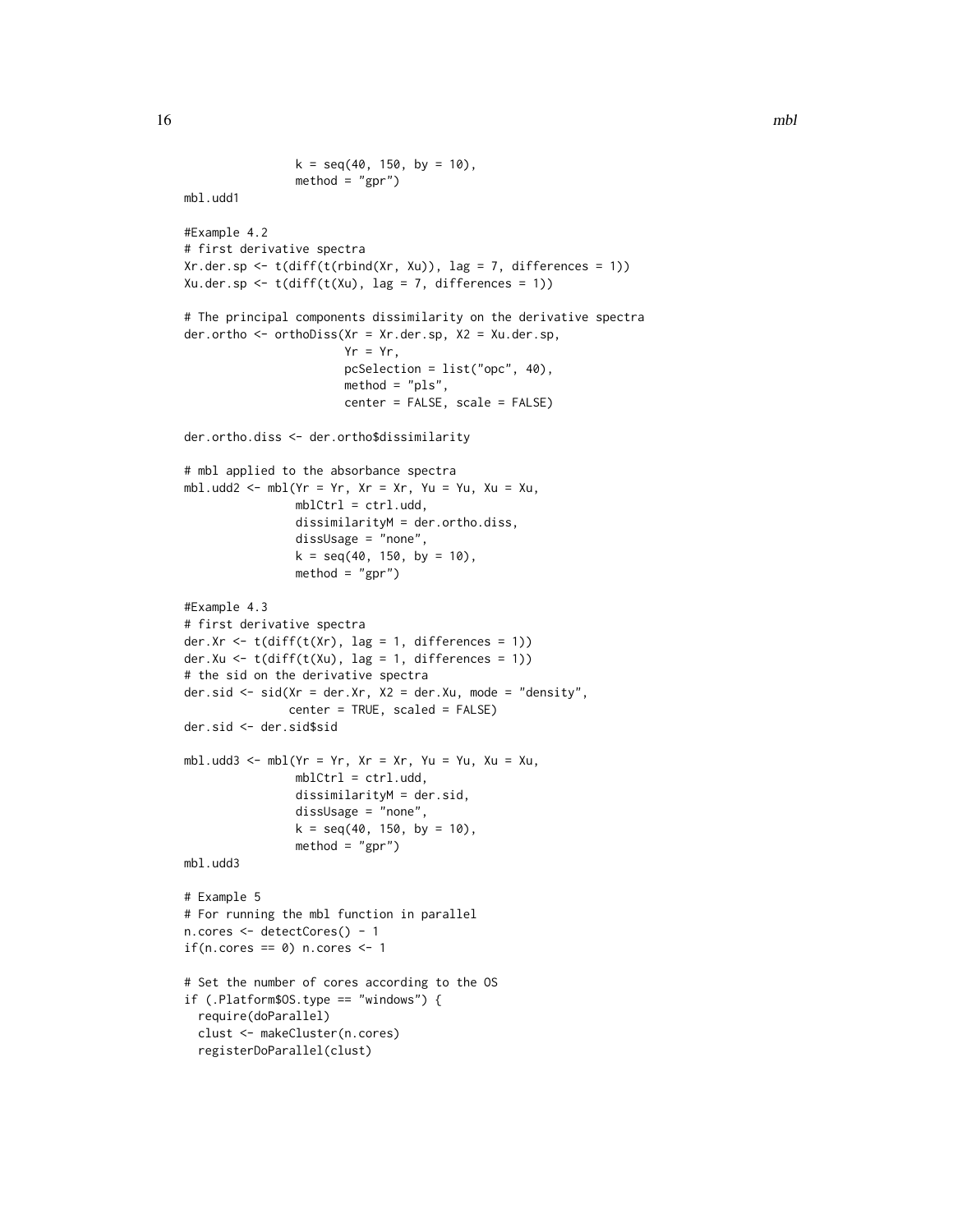```
                k = seq(40, 150, by = 10),
                method = "gpr")
mbl.udd1

#Example 4.2
# first derivative spectra
Xr.der.sp <- t(diff(t(rbind(Xr, Xu)), lag = 7, differences = 1))
Xu.der.sp <- t(diff(t(Xu), lag = 7, differences = 1))

# The principal components dissimilarity on the derivative spectra
der.ortho <- orthoDiss(Xr = Xr.der.sp, X2 = Xu.der.sp,
                       Yr = Yr,
                       pcSelection = list("opc", 40),
                       method = "pls",
                       center = FALSE, scale = FALSE)

der.ortho.diss <- der.ortho$dissimilarity

# mbl applied to the absorbance spectra
mbl.udd2 <- mbl(Yr = Yr, Xr = Xr, Yu = Yu, Xu = Xu,
                mblCtrl = ctrl.udd,
                dissimilarityM = der.ortho.diss,
                dissUsage = "none",
                k = seq(40, 150, by = 10),
                method = "gpr")

#Example 4.3
# first derivative spectra
der.Xr <- t(diff(t(Xr), lag = 1, differences = 1))
der.Xu <- t(diff(t(Xu), lag = 1, differences = 1))
# the sid on the derivative spectra
der.sid <- sid(Xr = der.Xr, X2 = der.Xu, mode = "density",
               center = TRUE, scaled = FALSE)
der.sid <- der.sid$sid

mbl.udd3 <- mbl(Yr = Yr, Xr = Xr, Yu = Yu, Xu = Xu,
                mblCtrl = ctrl.udd,
                dissimilarityM = der.sid,
                dissUsage = "none",
                k = seq(40, 150, by = 10),
                method = "gpr")
mbl.udd3

# Example 5
# For running the mbl function in parallel
n.cores <- detectCores() - 1
if(n.cores == 0) n.cores <- 1

# Set the number of cores according to the OS
if (.Platform$OS.type == "windows") {
  require(doParallel)
  clust <- makeCluster(n.cores)
  registerDoParallel(clust)
```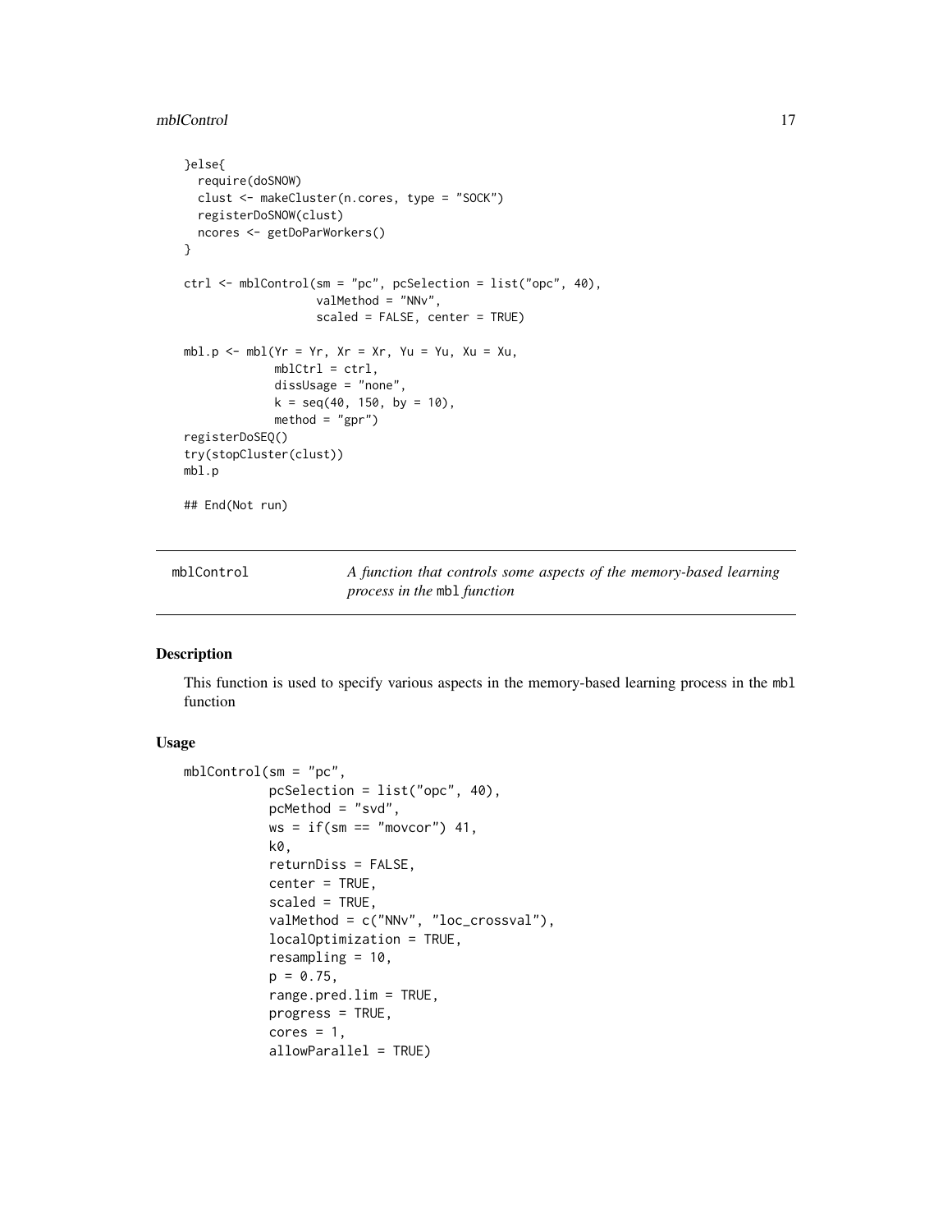```
}else{
  require(doSNOW)
  clust <- makeCluster(n.cores, type = "SOCK")
  registerDoSNOW(clust)
  ncores <- getDoParWorkers()
}

ctrl <- mblControl(sm = "pc", pcSelection = list("opc", 40),
                   valMethod = "NNv",
                   scaled = FALSE, center = TRUE)

mbl.p <- mbl(Yr = Yr, Xr = Xr, Yu = Yu, Xu = Xu,
             mblCtrl = ctrl,
             dissUsage = "none",
             k = seq(40, 150, by = 10),
             method = "gpr")
registerDoSEQ()
try(stopCluster(clust))
mbl.p

## End(Not run)
```

---

## mblControl — *A function that controls some aspects of the memory-based learning process in the* `mbl` *function*

---

### Description

This function is used to specify various aspects in the memory-based learning process in the `mbl` function

### Usage

```
mblControl(sm = "pc",
           pcSelection = list("opc", 40),
           pcMethod = "svd",
           ws = if(sm == "movcor") 41,
           k0,
           returnDiss = FALSE,
           center = TRUE,
           scaled = TRUE,
           valMethod = c("NNv", "loc_crossval"),
           localOptimization = TRUE,
           resampling = 10,
           p = 0.75,
           range.pred.lim = TRUE,
           progress = TRUE,
           cores = 1,
           allowParallel = TRUE)
```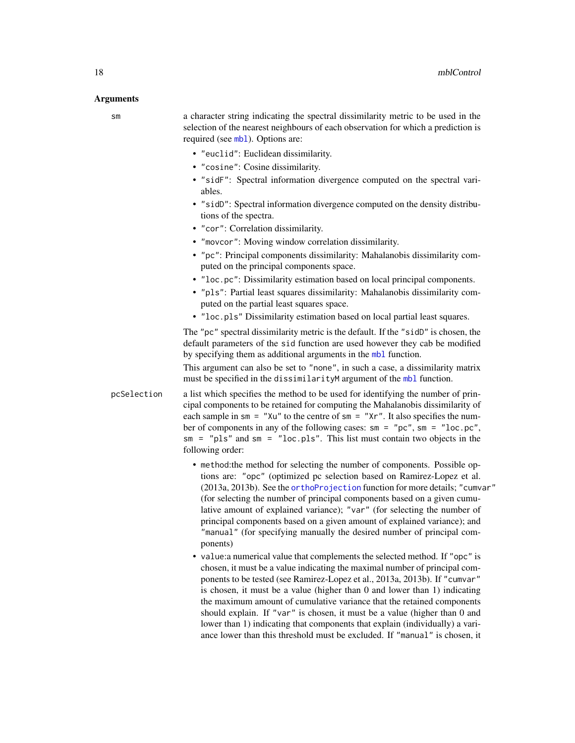### Arguments

`sm` a character string indicating the spectral dissimilarity metric to be used in the selection of the nearest neighbours of each observation for which a prediction is required (see `mbl`). Options are:

- `"euclid"`: Euclidean dissimilarity.
- `"cosine"`: Cosine dissimilarity.
- `"sidF"`: Spectral information divergence computed on the spectral variables.
- `"sidD"`: Spectral information divergence computed on the density distributions of the spectra.
- `"cor"`: Correlation dissimilarity.
- `"movcor"`: Moving window correlation dissimilarity.
- `"pc"`: Principal components dissimilarity: Mahalanobis dissimilarity computed on the principal components space.
- `"loc.pc"`: Dissimilarity estimation based on local principal components.
- `"pls"`: Partial least squares dissimilarity: Mahalanobis dissimilarity computed on the partial least squares space.
- `"loc.pls"` Dissimilarity estimation based on local partial least squares.

The `"pc"` spectral dissimilarity metric is the default. If the `"sidD"` is chosen, the default parameters of the `sid` function are used however they cab be modified by specifying them as additional arguments in the `mbl` function.

This argument can also be set to `"none"`, in such a case, a dissimilarity matrix must be specified in the `dissimilarityM` argument of the `mbl` function.

`pcSelection` a list which specifies the method to be used for identifying the number of principal components to be retained for computing the Mahalanobis dissimilarity of each sample in `sm = "Xu"` to the centre of `sm = "Xr"`. It also specifies the number of components in any of the following cases: `sm = "pc"`, `sm = "loc.pc"`, `sm = "pls"` and `sm = "loc.pls"`. This list must contain two objects in the following order:

- `method`:the method for selecting the number of components. Possible options are: `"opc"` (optimized pc selection based on Ramirez-Lopez et al. (2013a, 2013b). See the `orthoProjection` function for more details; `"cumvar"` (for selecting the number of principal components based on a given cumulative amount of explained variance); `"var"` (for selecting the number of principal components based on a given amount of explained variance); and `"manual"` (for specifying manually the desired number of principal components)
- `value`:a numerical value that complements the selected method. If `"opc"` is chosen, it must be a value indicating the maximal number of principal components to be tested (see Ramirez-Lopez et al., 2013a, 2013b). If `"cumvar"` is chosen, it must be a value (higher than 0 and lower than 1) indicating the maximum amount of cumulative variance that the retained components should explain. If `"var"` is chosen, it must be a value (higher than 0 and lower than 1) indicating that components that explain (individually) a variance lower than this threshold must be excluded. If `"manual"` is chosen, it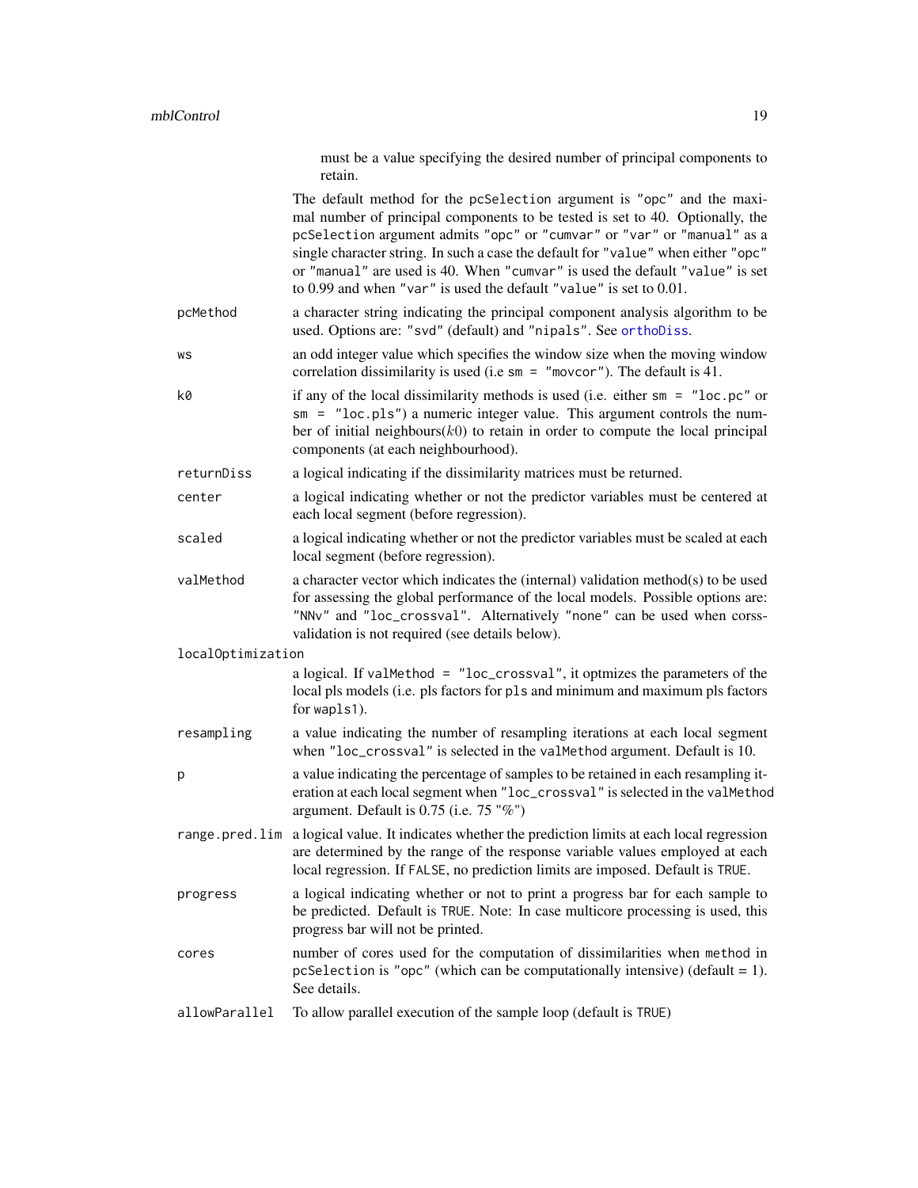must be a value specifying the desired number of principal components to retain.

The default method for the `pcSelection` argument is `"opc"` and the maximal number of principal components to be tested is set to 40. Optionally, the `pcSelection` argument admits `"opc"` or `"cumvar"` or `"var"` or `"manual"` as a single character string. In such a case the default for `"value"` when either `"opc"` or `"manual"` are used is 40. When `"cumvar"` is used the default `"value"` is set to 0.99 and when `"var"` is used the default `"value"` is set to 0.01.

`pcMethod` a character string indicating the principal component analysis algorithm to be used. Options are: `"svd"` (default) and `"nipals"`. See `orthoDiss`.

`ws` an odd integer value which specifies the window size when the moving window correlation dissimilarity is used (i.e `sm = "movcor"`). The default is 41.

`k0` if any of the local dissimilarity methods is used (i.e. either `sm = "loc.pc"` or `sm = "loc.pls"`) a numeric integer value. This argument controls the number of initial neighbours($k0$) to retain in order to compute the local principal components (at each neighbourhood).

`returnDiss` a logical indicating if the dissimilarity matrices must be returned.

`center` a logical indicating whether or not the predictor variables must be centered at each local segment (before regression).

`scaled` a logical indicating whether or not the predictor variables must be scaled at each local segment (before regression).

`valMethod` a character vector which indicates the (internal) validation method(s) to be used for assessing the global performance of the local models. Possible options are: `"NNv"` and `"loc_crossval"`. Alternatively `"none"` can be used when corss-validation is not required (see details below).

`localOptimization`
a logical. If `valMethod = "loc_crossval"`, it optmizes the parameters of the local pls models (i.e. pls factors for `pls` and minimum and maximum pls factors for `wapls1`).

`resampling` a value indicating the number of resampling iterations at each local segment when `"loc_crossval"` is selected in the `valMethod` argument. Default is 10.

`p` a value indicating the percentage of samples to be retained in each resampling iteration at each local segment when `"loc_crossval"` is selected in the `valMethod` argument. Default is 0.75 (i.e. 75 "%")

`range.pred.lim` a logical value. It indicates whether the prediction limits at each local regression are determined by the range of the response variable values employed at each local regression. If `FALSE`, no prediction limits are imposed. Default is `TRUE`.

`progress` a logical indicating whether or not to print a progress bar for each sample to be predicted. Default is `TRUE`. Note: In case multicore processing is used, this progress bar will not be printed.

`cores` number of cores used for the computation of dissimilarities when `method` in `pcSelection` is `"opc"` (which can be computationally intensive) (default = 1). See details.

`allowParallel` To allow parallel execution of the sample loop (default is `TRUE`)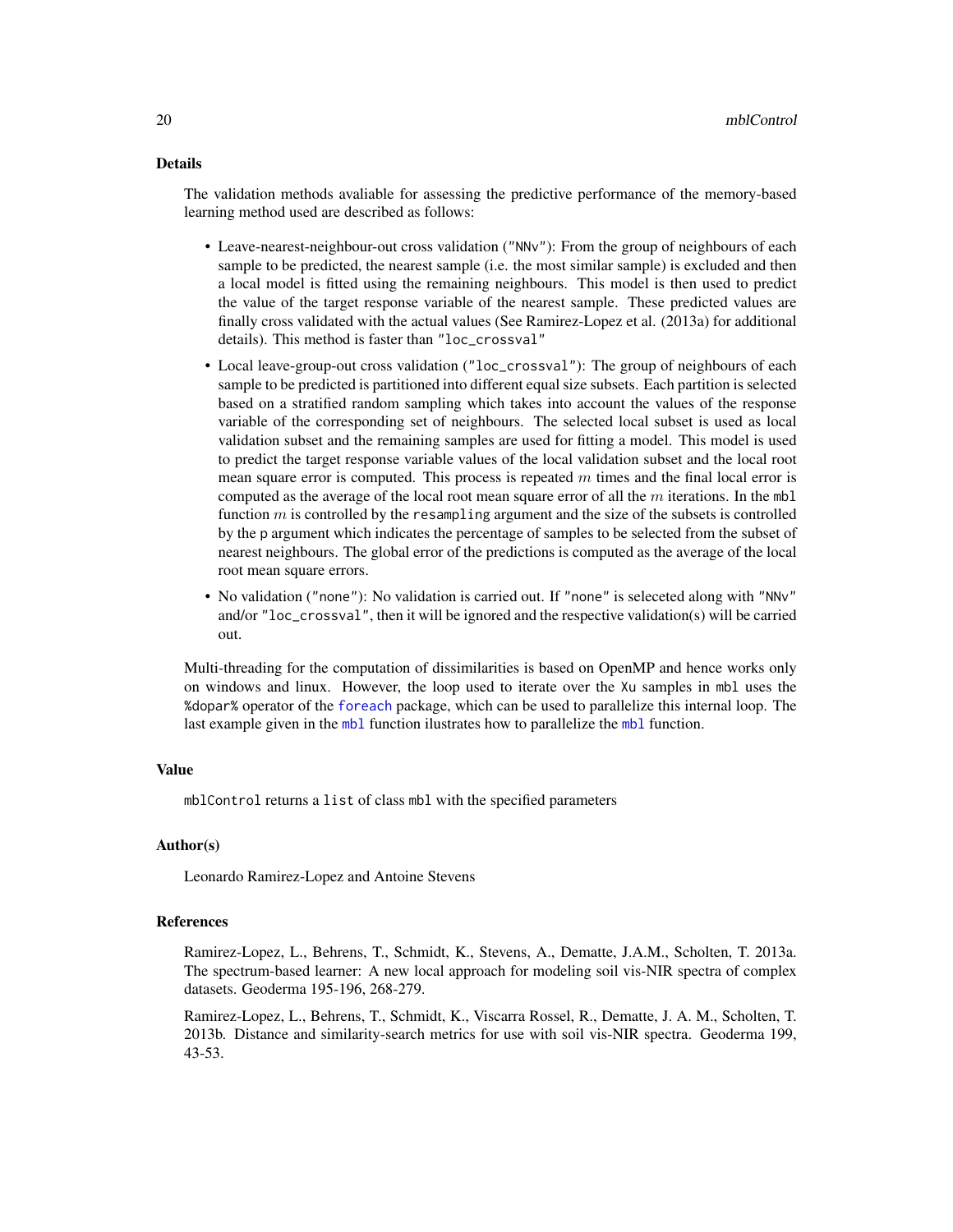## Details

The validation methods avaliable for assessing the predictive performance of the memory-based learning method used are described as follows:

- Leave-nearest-neighbour-out cross validation (`"NNv"`): From the group of neighbours of each sample to be predicted, the nearest sample (i.e. the most similar sample) is excluded and then a local model is fitted using the remaining neighbours. This model is then used to predict the value of the target response variable of the nearest sample. These predicted values are finally cross validated with the actual values (See Ramirez-Lopez et al. (2013a) for additional details). This method is faster than `"loc_crossval"`
- Local leave-group-out cross validation (`"loc_crossval"`): The group of neighbours of each sample to be predicted is partitioned into different equal size subsets. Each partition is selected based on a stratified random sampling which takes into account the values of the response variable of the corresponding set of neighbours. The selected local subset is used as local validation subset and the remaining samples are used for fitting a model. This model is used to predict the target response variable values of the local validation subset and the local root mean square error is computed. This process is repeated $m$ times and the final local error is computed as the average of the local root mean square error of all the $m$ iterations. In the `mbl` function $m$ is controlled by the `resampling` argument and the size of the subsets is controlled by the `p` argument which indicates the percentage of samples to be selected from the subset of nearest neighbours. The global error of the predictions is computed as the average of the local root mean square errors.
- No validation (`"none"`): No validation is carried out. If `"none"` is seleceted along with `"NNv"` and/or `"loc_crossval"`, then it will be ignored and the respective validation(s) will be carried out.

Multi-threading for the computation of dissimilarities is based on OpenMP and hence works only on windows and linux. However, the loop used to iterate over the `Xu` samples in `mbl` uses the `%dopar%` operator of the `foreach` package, which can be used to parallelize this internal loop. The last example given in the `mbl` function ilustrates how to parallelize the `mbl` function.

## Value

`mblControl` returns a `list` of class `mbl` with the specified parameters

## Author(s)

Leonardo Ramirez-Lopez and Antoine Stevens

## References

Ramirez-Lopez, L., Behrens, T., Schmidt, K., Stevens, A., Dematte, J.A.M., Scholten, T. 2013a. The spectrum-based learner: A new local approach for modeling soil vis-NIR spectra of complex datasets. Geoderma 195-196, 268-279.

Ramirez-Lopez, L., Behrens, T., Schmidt, K., Viscarra Rossel, R., Dematte, J. A. M., Scholten, T. 2013b. Distance and similarity-search metrics for use with soil vis-NIR spectra. Geoderma 199, 43-53.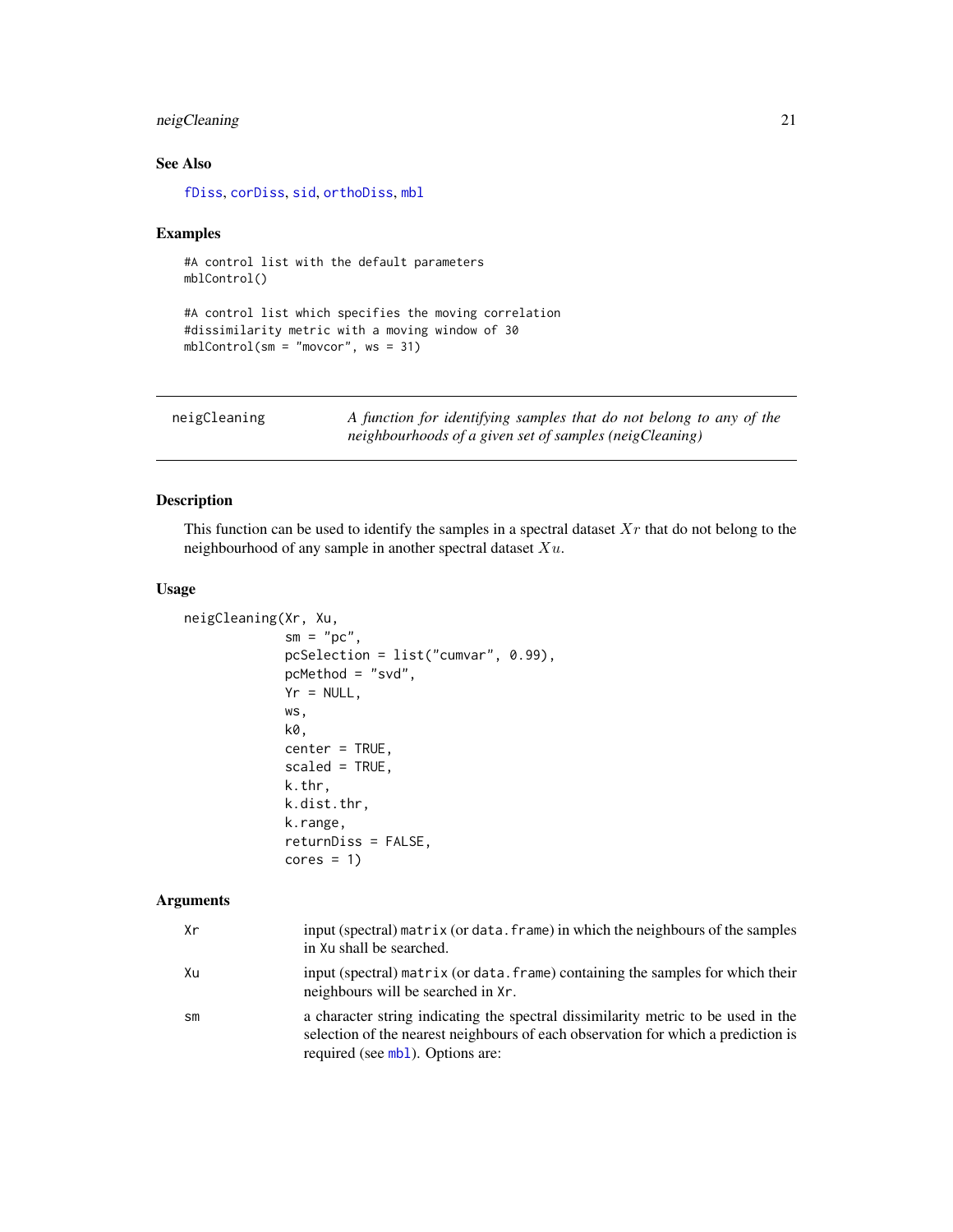### See Also

fDiss, corDiss, sid, orthoDiss, mbl

### Examples

```
#A control list with the default parameters
mblControl()

#A control list which specifies the moving correlation
#dissimilarity metric with a moving window of 30
mblControl(sm = "movcor", ws = 31)
```

---

## neigCleaning

*A function for identifying samples that do not belong to any of the neighbourhoods of a given set of samples (neigCleaning)*

---

### Description

This function can be used to identify the samples in a spectral dataset $Xr$ that do not belong to the neighbourhood of any sample in another spectral dataset $Xu$.

### Usage

```
neigCleaning(Xr, Xu,
             sm = "pc",
             pcSelection = list("cumvar", 0.99),
             pcMethod = "svd",
             Yr = NULL,
             ws,
             k0,
             center = TRUE,
             scaled = TRUE,
             k.thr,
             k.dist.thr,
             k.range,
             returnDiss = FALSE,
             cores = 1)
```

### Arguments

| | |
|---|---|
| Xr | input (spectral) matrix (or data.frame) in which the neighbours of the samples in Xu shall be searched. |
| Xu | input (spectral) matrix (or data.frame) containing the samples for which their neighbours will be searched in Xr. |
| sm | a character string indicating the spectral dissimilarity metric to be used in the selection of the nearest neighbours of each observation for which a prediction is required (see mbl). Options are: |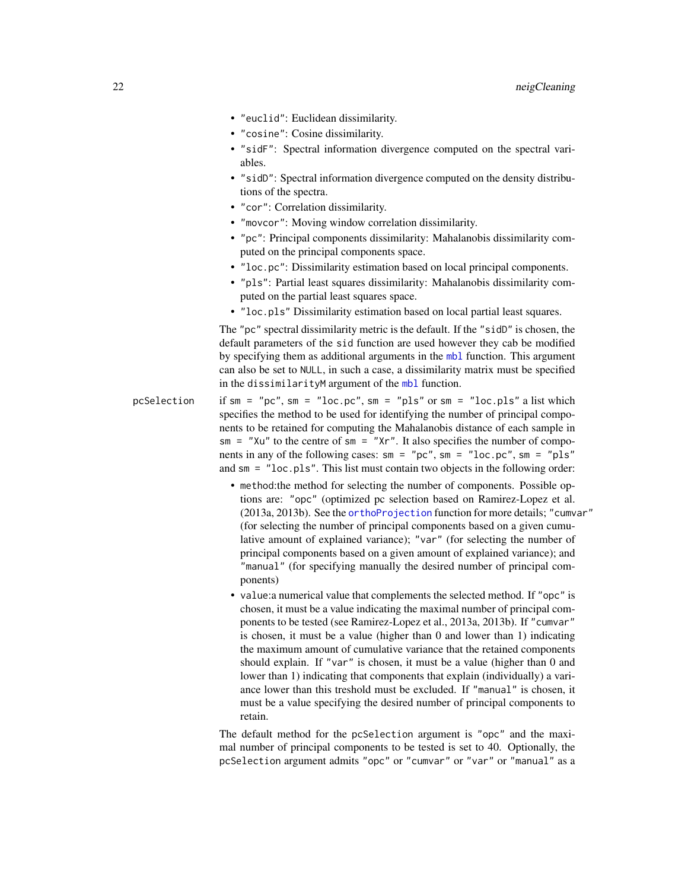- `"euclid"`: Euclidean dissimilarity.
- `"cosine"`: Cosine dissimilarity.
- `"sidF"`: Spectral information divergence computed on the spectral variables.
- `"sidD"`: Spectral information divergence computed on the density distributions of the spectra.
- `"cor"`: Correlation dissimilarity.
- `"movcor"`: Moving window correlation dissimilarity.
- `"pc"`: Principal components dissimilarity: Mahalanobis dissimilarity computed on the principal components space.
- `"loc.pc"`: Dissimilarity estimation based on local principal components.
- `"pls"`: Partial least squares dissimilarity: Mahalanobis dissimilarity computed on the partial least squares space.
- `"loc.pls"` Dissimilarity estimation based on local partial least squares.

The `"pc"` spectral dissimilarity metric is the default. If the `"sidD"` is chosen, the default parameters of the `sid` function are used however they cab be modified by specifying them as additional arguments in the `mbl` function. This argument can also be set to `NULL`, in such a case, a dissimilarity matrix must be specified in the `dissimilarityM` argument of the `mbl` function.

`pcSelection` — if `sm = "pc"`, `sm = "loc.pc"`, `sm = "pls"` or `sm = "loc.pls"` a list which specifies the method to be used for identifying the number of principal components to be retained for computing the Mahalanobis distance of each sample in `sm = "Xu"` to the centre of `sm = "Xr"`. It also specifies the number of components in any of the following cases: `sm = "pc"`, `sm = "loc.pc"`, `sm = "pls"` and `sm = "loc.pls"`. This list must contain two objects in the following order:

- `method`:the method for selecting the number of components. Possible options are: `"opc"` (optimized pc selection based on Ramirez-Lopez et al. (2013a, 2013b). See the `orthoProjection` function for more details; `"cumvar"` (for selecting the number of principal components based on a given cumulative amount of explained variance); `"var"` (for selecting the number of principal components based on a given amount of explained variance); and `"manual"` (for specifying manually the desired number of principal components)
- `value`:a numerical value that complements the selected method. If `"opc"` is chosen, it must be a value indicating the maximal number of principal components to be tested (see Ramirez-Lopez et al., 2013a, 2013b). If `"cumvar"` is chosen, it must be a value (higher than 0 and lower than 1) indicating the maximum amount of cumulative variance that the retained components should explain. If `"var"` is chosen, it must be a value (higher than 0 and lower than 1) indicating that components that explain (individually) a variance lower than this treshold must be excluded. If `"manual"` is chosen, it must be a value specifying the desired number of principal components to retain.

The default method for the `pcSelection` argument is `"opc"` and the maximal number of principal components to be tested is set to 40. Optionally, the `pcSelection` argument admits `"opc"` or `"cumvar"` or `"var"` or `"manual"` as a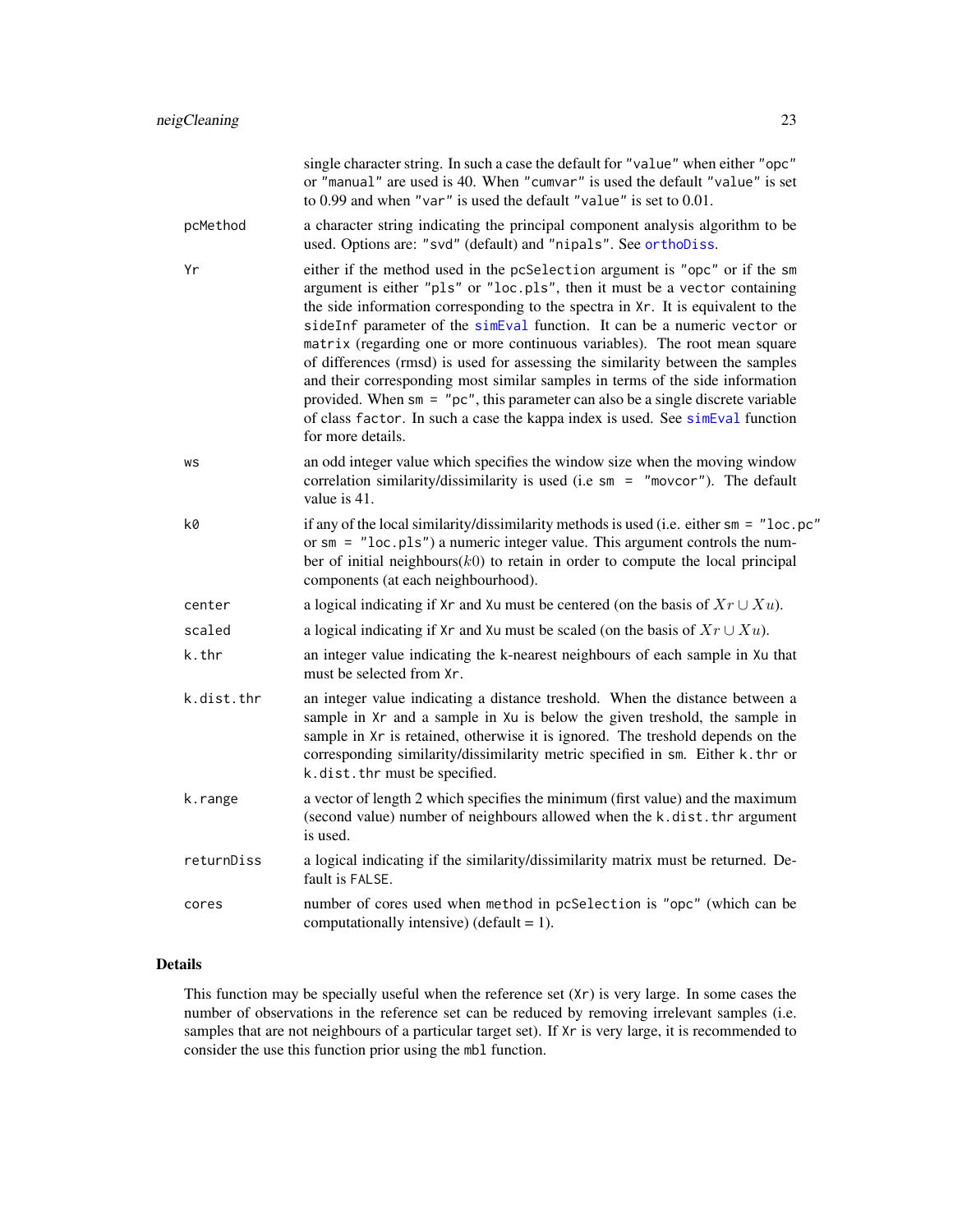single character string. In such a case the default for "value" when either "opc" or "manual" are used is 40. When "cumvar" is used the default "value" is set to 0.99 and when "var" is used the default "value" is set to 0.01.

| | |
|---|---|
| pcMethod | a character string indicating the principal component analysis algorithm to be used. Options are: "svd" (default) and "nipals". See orthoDiss. |
| Yr | either if the method used in the pcSelection argument is "opc" or if the sm argument is either "pls" or "loc.pls", then it must be a vector containing the side information corresponding to the spectra in Xr. It is equivalent to the sideInf parameter of the simEval function. It can be a numeric vector or matrix (regarding one or more continuous variables). The root mean square of differences (rmsd) is used for assessing the similarity between the samples and their corresponding most similar samples in terms of the side information provided. When sm = "pc", this parameter can also be a single discrete variable of class factor. In such a case the kappa index is used. See simEval function for more details. |
| ws | an odd integer value which specifies the window size when the moving window correlation similarity/dissimilarity is used (i.e sm = "movcor"). The default value is 41. |
| k0 | if any of the local similarity/dissimilarity methods is used (i.e. either sm = "loc.pc" or sm = "loc.pls") a numeric integer value. This argument controls the number of initial neighbours($k0$) to retain in order to compute the local principal components (at each neighbourhood). |
| center | a logical indicating if Xr and Xu must be centered (on the basis of $Xr \cup Xu$). |
| scaled | a logical indicating if Xr and Xu must be scaled (on the basis of $Xr \cup Xu$). |
| k.thr | an integer value indicating the k-nearest neighbours of each sample in Xu that must be selected from Xr. |
| k.dist.thr | an integer value indicating a distance treshold. When the distance between a sample in Xr and a sample in Xu is below the given treshold, the sample in sample in Xr is retained, otherwise it is ignored. The treshold depends on the corresponding similarity/dissimilarity metric specified in sm. Either k.thr or k.dist.thr must be specified. |
| k.range | a vector of length 2 which specifies the minimum (first value) and the maximum (second value) number of neighbours allowed when the k.dist.thr argument is used. |
| returnDiss | a logical indicating if the similarity/dissimilarity matrix must be returned. Default is FALSE. |
| cores | number of cores used when method in pcSelection is "opc" (which can be computationally intensive) (default = 1). |

## Details

This function may be specially useful when the reference set (Xr) is very large. In some cases the number of observations in the reference set can be reduced by removing irrelevant samples (i.e. samples that are not neighbours of a particular target set). If Xr is very large, it is recommended to consider the use this function prior using the mbl function.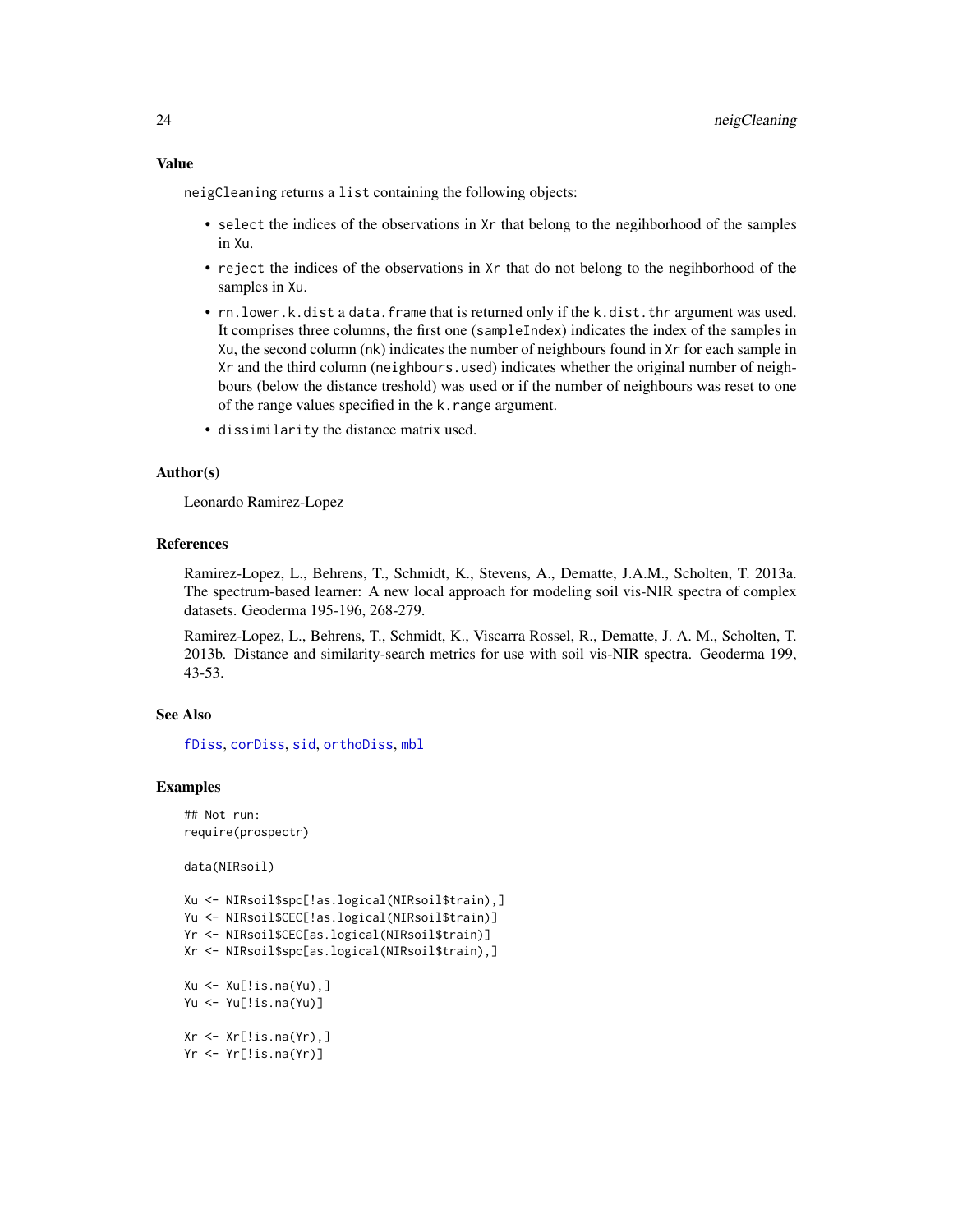## Value

`neigCleaning` returns a `list` containing the following objects:

- `select` the indices of the observations in `Xr` that belong to the negihborhood of the samples in `Xu`.
- `reject` the indices of the observations in `Xr` that do not belong to the negihborhood of the samples in `Xu`.
- `rn.lower.k.dist` a `data.frame` that is returned only if the `k.dist.thr` argument was used. It comprises three columns, the first one (`sampleIndex`) indicates the index of the samples in `Xu`, the second column (`nk`) indicates the number of neighbours found in `Xr` for each sample in `Xr` and the third column (`neighbours.used`) indicates whether the original number of neighbours (below the distance treshold) was used or if the number of neighbours was reset to one of the range values specified in the `k.range` argument.
- `dissimilarity` the distance matrix used.

## Author(s)

Leonardo Ramirez-Lopez

## References

Ramirez-Lopez, L., Behrens, T., Schmidt, K., Stevens, A., Dematte, J.A.M., Scholten, T. 2013a. The spectrum-based learner: A new local approach for modeling soil vis-NIR spectra of complex datasets. Geoderma 195-196, 268-279.

Ramirez-Lopez, L., Behrens, T., Schmidt, K., Viscarra Rossel, R., Dematte, J. A. M., Scholten, T. 2013b. Distance and similarity-search metrics for use with soil vis-NIR spectra. Geoderma 199, 43-53.

## See Also

`fDiss`, `corDiss`, `sid`, `orthoDiss`, `mbl`

## Examples

```
## Not run:
require(prospectr)

data(NIRsoil)

Xu <- NIRsoil$spc[!as.logical(NIRsoil$train),]
Yu <- NIRsoil$CEC[!as.logical(NIRsoil$train)]
Yr <- NIRsoil$CEC[as.logical(NIRsoil$train)]
Xr <- NIRsoil$spc[as.logical(NIRsoil$train),]

Xu <- Xu[!is.na(Yu),]
Yu <- Yu[!is.na(Yu)]

Xr <- Xr[!is.na(Yr),]
Yr <- Yr[!is.na(Yr)]
```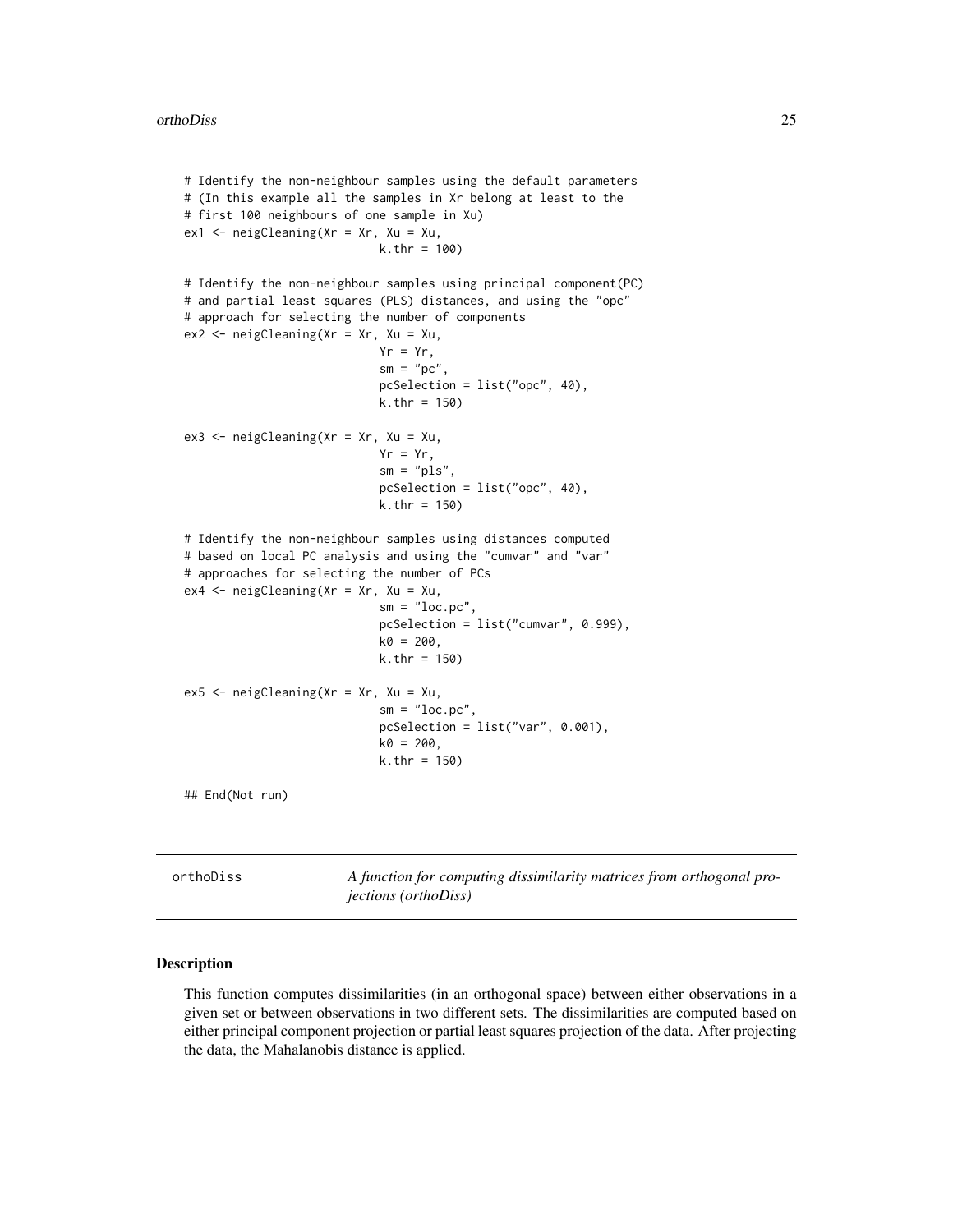```
# Identify the non-neighbour samples using the default parameters
# (In this example all the samples in Xr belong at least to the
# first 100 neighbours of one sample in Xu)
ex1 <- neigCleaning(Xr = Xr, Xu = Xu,
                            k.thr = 100)

# Identify the non-neighbour samples using principal component(PC)
# and partial least squares (PLS) distances, and using the "opc"
# approach for selecting the number of components
ex2 <- neigCleaning(Xr = Xr, Xu = Xu,
                            Yr = Yr,
                            sm = "pc",
                            pcSelection = list("opc", 40),
                            k.thr = 150)

ex3 <- neigCleaning(Xr = Xr, Xu = Xu,
                            Yr = Yr,
                            sm = "pls",
                            pcSelection = list("opc", 40),
                            k.thr = 150)

# Identify the non-neighbour samples using distances computed
# based on local PC analysis and using the "cumvar" and "var"
# approaches for selecting the number of PCs
ex4 <- neigCleaning(Xr = Xr, Xu = Xu,
                            sm = "loc.pc",
                            pcSelection = list("cumvar", 0.999),
                            k0 = 200,
                            k.thr = 150)

ex5 <- neigCleaning(Xr = Xr, Xu = Xu,
                            sm = "loc.pc",
                            pcSelection = list("var", 0.001),
                            k0 = 200,
                            k.thr = 150)

## End(Not run)
```

---

orthoDiss — *A function for computing dissimilarity matrices from orthogonal projections (orthoDiss)*

---

### Description

This function computes dissimilarities (in an orthogonal space) between either observations in a given set or between observations in two different sets. The dissimilarities are computed based on either principal component projection or partial least squares projection of the data. After projecting the data, the Mahalanobis distance is applied.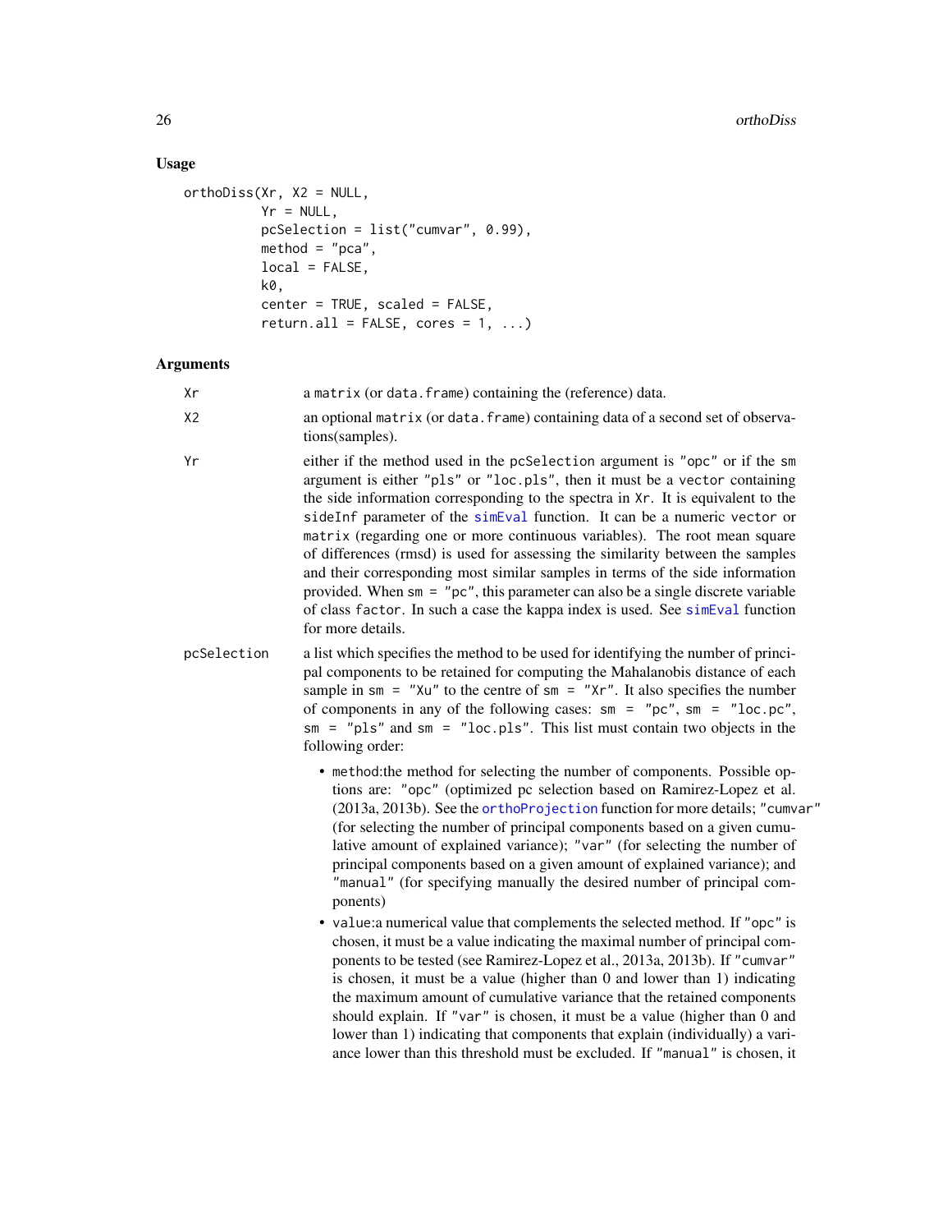### Usage

```
orthoDiss(Xr, X2 = NULL,
          Yr = NULL,
          pcSelection = list("cumvar", 0.99),
          method = "pca",
          local = FALSE,
          k0,
          center = TRUE, scaled = FALSE,
          return.all = FALSE, cores = 1, ...)
```

### Arguments

`Xr` a `matrix` (or `data.frame`) containing the (reference) data.

`X2` an optional `matrix` (or `data.frame`) containing data of a second set of observations(samples).

`Yr` either if the method used in the `pcSelection` argument is `"opc"` or if the `sm` argument is either `"pls"` or `"loc.pls"`, then it must be a `vector` containing the side information corresponding to the spectra in `Xr`. It is equivalent to the `sideInf` parameter of the `simEval` function. It can be a numeric `vector` or `matrix` (regarding one or more continuous variables). The root mean square of differences (rmsd) is used for assessing the similarity between the samples and their corresponding most similar samples in terms of the side information provided. When `sm = "pc"`, this parameter can also be a single discrete variable of class `factor`. In such a case the kappa index is used. See `simEval` function for more details.

`pcSelection` a list which specifies the method to be used for identifying the number of principal components to be retained for computing the Mahalanobis distance of each sample in `sm = "Xu"` to the centre of `sm = "Xr"`. It also specifies the number of components in any of the following cases: `sm = "pc"`, `sm = "loc.pc"`, `sm = "pls"` and `sm = "loc.pls"`. This list must contain two objects in the following order:

- `method`:the method for selecting the number of components. Possible options are: `"opc"` (optimized pc selection based on Ramirez-Lopez et al. (2013a, 2013b). See the `orthoProjection` function for more details; `"cumvar"` (for selecting the number of principal components based on a given cumulative amount of explained variance); `"var"` (for selecting the number of principal components based on a given amount of explained variance); and `"manual"` (for specifying manually the desired number of principal components)
- `value`:a numerical value that complements the selected method. If `"opc"` is chosen, it must be a value indicating the maximal number of principal components to be tested (see Ramirez-Lopez et al., 2013a, 2013b). If `"cumvar"` is chosen, it must be a value (higher than 0 and lower than 1) indicating the maximum amount of cumulative variance that the retained components should explain. If `"var"` is chosen, it must be a value (higher than 0 and lower than 1) indicating that components that explain (individually) a variance lower than this threshold must be excluded. If `"manual"` is chosen, it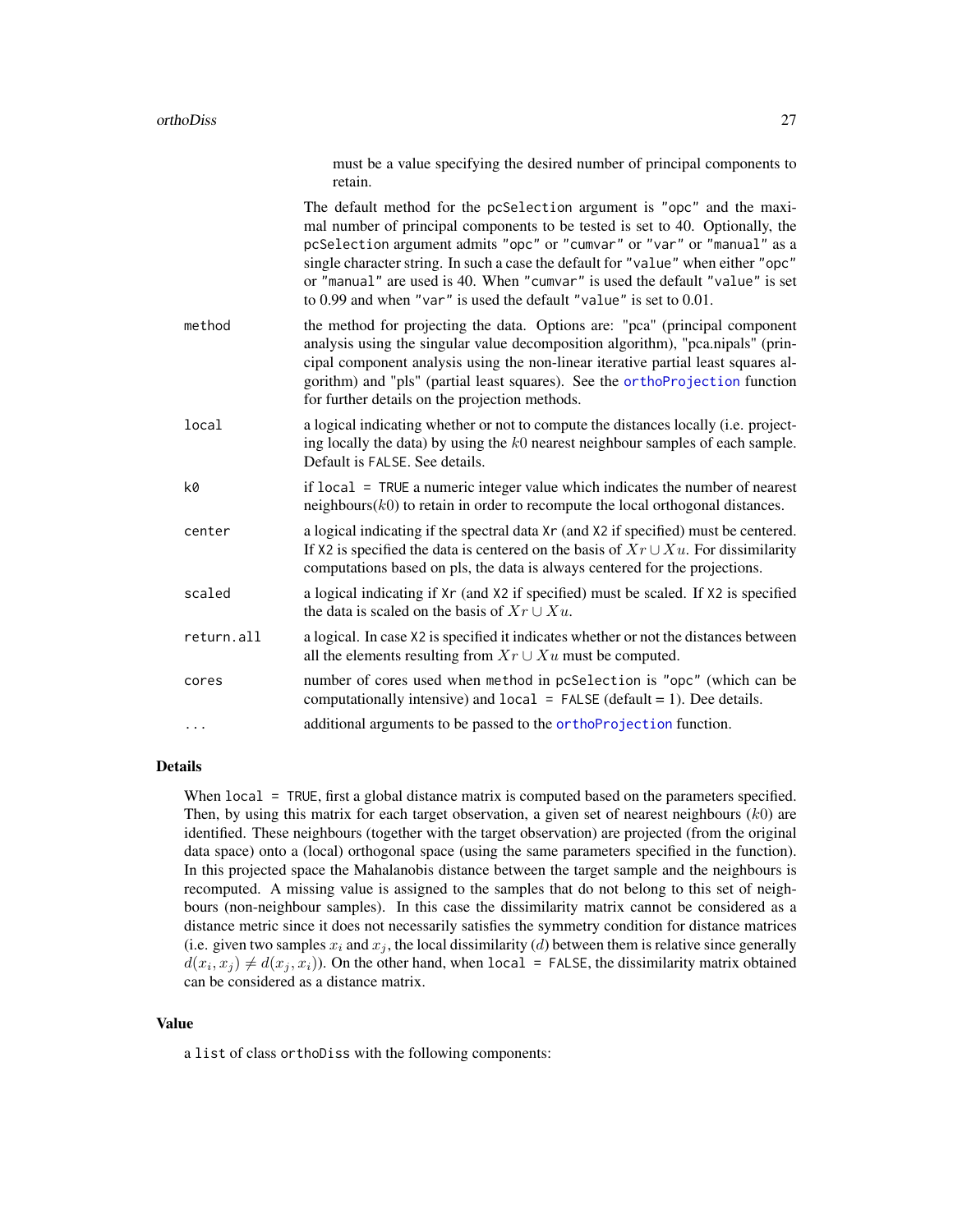must be a value specifying the desired number of principal components to retain.

The default method for the `pcSelection` argument is `"opc"` and the maximal number of principal components to be tested is set to 40. Optionally, the `pcSelection` argument admits `"opc"` or `"cumvar"` or `"var"` or `"manual"` as a single character string. In such a case the default for `"value"` when either `"opc"` or `"manual"` are used is 40. When `"cumvar"` is used the default `"value"` is set to 0.99 and when `"var"` is used the default `"value"` is set to 0.01.

| | |
|---|---|
| `method` | the method for projecting the data. Options are: "pca" (principal component analysis using the singular value decomposition algorithm), "pca.nipals" (principal component analysis using the non-linear iterative partial least squares algorithm) and "pls" (partial least squares). See the `orthoProjection` function for further details on the projection methods. |
| `local` | a logical indicating whether or not to compute the distances locally (i.e. projecting locally the data) by using the $k0$ nearest neighbour samples of each sample. Default is `FALSE`. See details. |
| `k0` | if `local = TRUE` a numeric integer value which indicates the number of nearest neighbours($k0$) to retain in order to recompute the local orthogonal distances. |
| `center` | a logical indicating if the spectral data `Xr` (and `X2` if specified) must be centered. If `X2` is specified the data is centered on the basis of $Xr \cup Xu$. For dissimilarity computations based on pls, the data is always centered for the projections. |
| `scaled` | a logical indicating if `Xr` (and `X2` if specified) must be scaled. If `X2` is specified the data is scaled on the basis of $Xr \cup Xu$. |
| `return.all` | a logical. In case `X2` is specified it indicates whether or not the distances between all the elements resulting from $Xr \cup Xu$ must be computed. |
| `cores` | number of cores used when `method` in `pcSelection` is `"opc"` (which can be computationally intensive) and `local = FALSE` (default = 1). Dee details. |
| `...` | additional arguments to be passed to the `orthoProjection` function. |

## Details

When `local = TRUE`, first a global distance matrix is computed based on the parameters specified. Then, by using this matrix for each target observation, a given set of nearest neighbours ($k0$) are identified. These neighbours (together with the target observation) are projected (from the original data space) onto a (local) orthogonal space (using the same parameters specified in the function). In this projected space the Mahalanobis distance between the target sample and the neighbours is recomputed. A missing value is assigned to the samples that do not belong to this set of neighbours (non-neighbour samples). In this case the dissimilarity matrix cannot be considered as a distance metric since it does not necessarily satisfies the symmetry condition for distance matrices (i.e. given two samples $x_i$ and $x_j$, the local dissimilarity ($d$) between them is relative since generally $d(x_i, x_j) \neq d(x_j, x_i)$). On the other hand, when `local = FALSE`, the dissimilarity matrix obtained can be considered as a distance matrix.

## Value

a `list` of class `orthoDiss` with the following components: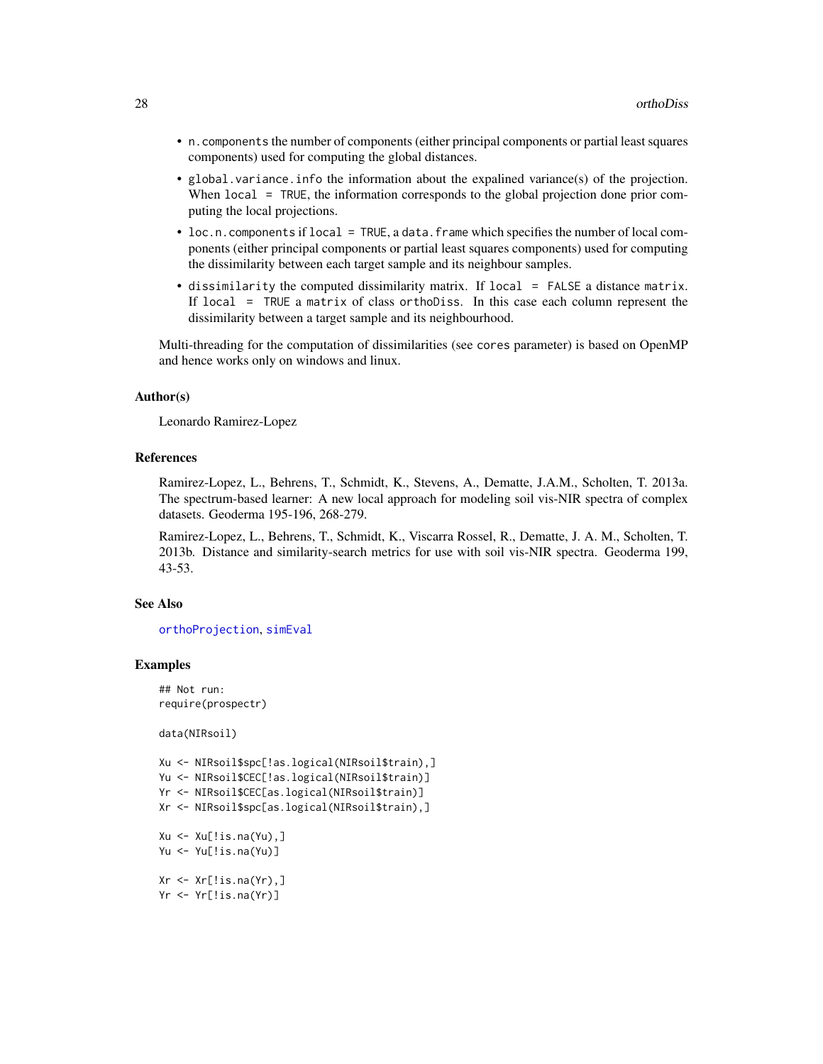- `n.components` the number of components (either principal components or partial least squares components) used for computing the global distances.
- `global.variance.info` the information about the expalined variance(s) of the projection. When `local = TRUE`, the information corresponds to the global projection done prior computing the local projections.
- `loc.n.components` if `local = TRUE`, a `data.frame` which specifies the number of local components (either principal components or partial least squares components) used for computing the dissimilarity between each target sample and its neighbour samples.
- `dissimilarity` the computed dissimilarity matrix. If `local = FALSE` a distance `matrix`. If `local = TRUE` a `matrix` of class `orthoDiss`. In this case each column represent the dissimilarity between a target sample and its neighbourhood.

Multi-threading for the computation of dissimilarities (see `cores` parameter) is based on OpenMP and hence works only on windows and linux.

### Author(s)

Leonardo Ramirez-Lopez

### References

Ramirez-Lopez, L., Behrens, T., Schmidt, K., Stevens, A., Dematte, J.A.M., Scholten, T. 2013a. The spectrum-based learner: A new local approach for modeling soil vis-NIR spectra of complex datasets. Geoderma 195-196, 268-279.

Ramirez-Lopez, L., Behrens, T., Schmidt, K., Viscarra Rossel, R., Dematte, J. A. M., Scholten, T. 2013b. Distance and similarity-search metrics for use with soil vis-NIR spectra. Geoderma 199, 43-53.

### See Also

`orthoProjection`, `simEval`

### Examples

```
## Not run:
require(prospectr)

data(NIRsoil)

Xu <- NIRsoil$spc[!as.logical(NIRsoil$train),]
Yu <- NIRsoil$CEC[!as.logical(NIRsoil$train)]
Yr <- NIRsoil$CEC[as.logical(NIRsoil$train)]
Xr <- NIRsoil$spc[as.logical(NIRsoil$train),]

Xu <- Xu[!is.na(Yu),]
Yu <- Yu[!is.na(Yu)]

Xr <- Xr[!is.na(Yr),]
Yr <- Yr[!is.na(Yr)]
```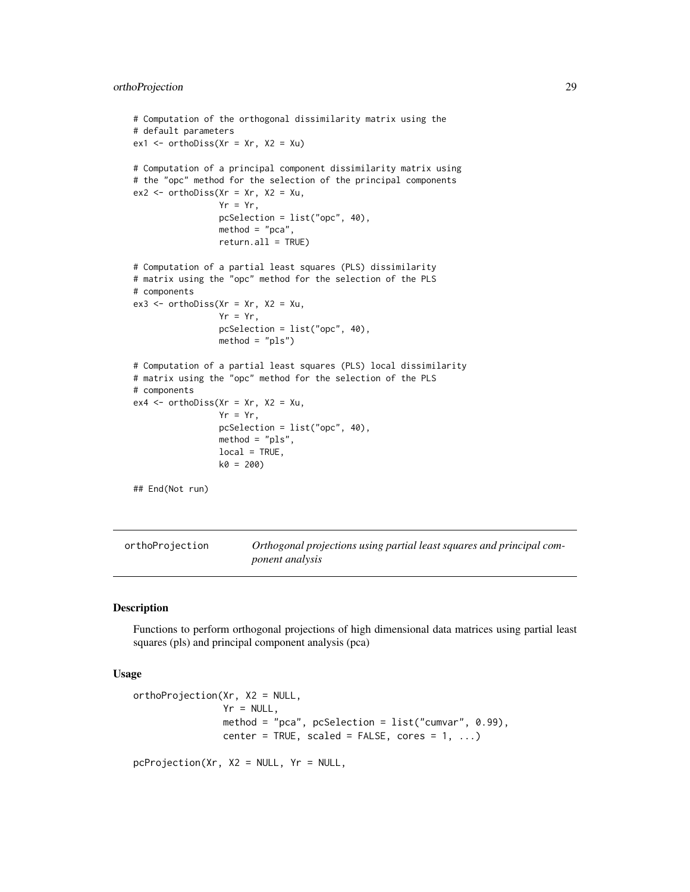```
# Computation of the orthogonal dissimilarity matrix using the
# default parameters
ex1 <- orthoDiss(Xr = Xr, X2 = Xu)

# Computation of a principal component dissimilarity matrix using
# the "opc" method for the selection of the principal components
ex2 <- orthoDiss(Xr = Xr, X2 = Xu,
                 Yr = Yr,
                 pcSelection = list("opc", 40),
                 method = "pca",
                 return.all = TRUE)

# Computation of a partial least squares (PLS) dissimilarity
# matrix using the "opc" method for the selection of the PLS
# components
ex3 <- orthoDiss(Xr = Xr, X2 = Xu,
                 Yr = Yr,
                 pcSelection = list("opc", 40),
                 method = "pls")

# Computation of a partial least squares (PLS) local dissimilarity
# matrix using the "opc" method for the selection of the PLS
# components
ex4 <- orthoDiss(Xr = Xr, X2 = Xu,
                 Yr = Yr,
                 pcSelection = list("opc", 40),
                 method = "pls",
                 local = TRUE,
                 k0 = 200)

## End(Not run)
```

---

`orthoProjection` *Orthogonal projections using partial least squares and principal component analysis*

---

## Description

Functions to perform orthogonal projections of high dimensional data matrices using partial least squares (pls) and principal component analysis (pca)

## Usage

```
orthoProjection(Xr, X2 = NULL,
                Yr = NULL,
                method = "pca", pcSelection = list("cumvar", 0.99),
                center = TRUE, scaled = FALSE, cores = 1, ...)

pcProjection(Xr, X2 = NULL, Yr = NULL,
```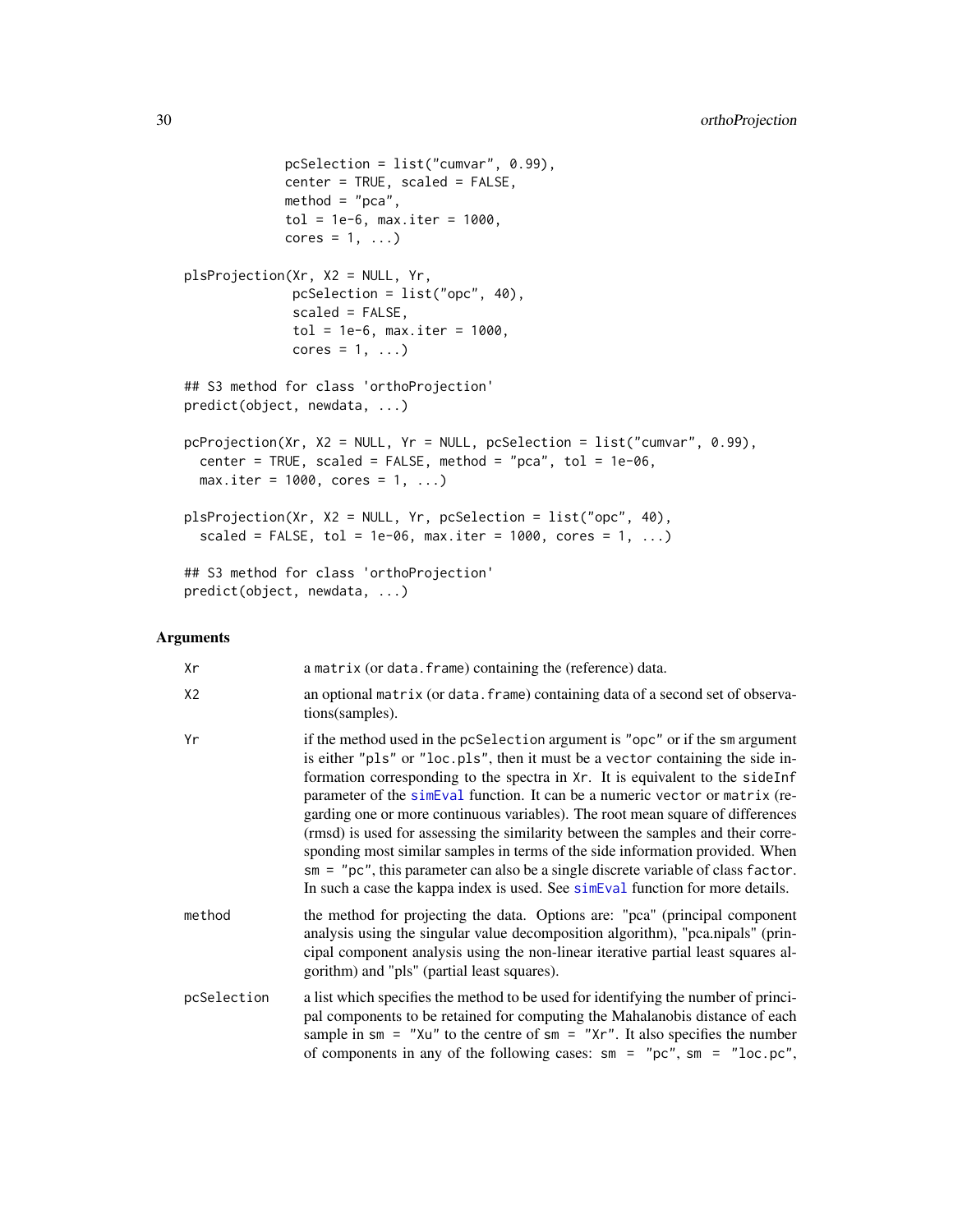```
             pcSelection = list("cumvar", 0.99),
             center = TRUE, scaled = FALSE,
             method = "pca",
             tol = 1e-6, max.iter = 1000,
             cores = 1, ...)

plsProjection(Xr, X2 = NULL, Yr,
              pcSelection = list("opc", 40),
              scaled = FALSE,
              tol = 1e-6, max.iter = 1000,
              cores = 1, ...)

## S3 method for class 'orthoProjection'
predict(object, newdata, ...)

pcProjection(Xr, X2 = NULL, Yr = NULL, pcSelection = list("cumvar", 0.99),
  center = TRUE, scaled = FALSE, method = "pca", tol = 1e-06,
  max.iter = 1000, cores = 1, ...)

plsProjection(Xr, X2 = NULL, Yr, pcSelection = list("opc", 40),
  scaled = FALSE, tol = 1e-06, max.iter = 1000, cores = 1, ...)

## S3 method for class 'orthoProjection'
predict(object, newdata, ...)
```

## Arguments

| | |
|---|---|
| Xr | a matrix (or data.frame) containing the (reference) data. |
| X2 | an optional matrix (or data.frame) containing data of a second set of observations(samples). |
| Yr | if the method used in the pcSelection argument is "opc" or if the sm argument is either "pls" or "loc.pls", then it must be a vector containing the side information corresponding to the spectra in Xr. It is equivalent to the sideInf parameter of the simEval function. It can be a numeric vector or matrix (regarding one or more continuous variables). The root mean square of differences (rmsd) is used for assessing the similarity between the samples and their corresponding most similar samples in terms of the side information provided. When sm = "pc", this parameter can also be a single discrete variable of class factor. In such a case the kappa index is used. See simEval function for more details. |
| method | the method for projecting the data. Options are: "pca" (principal component analysis using the singular value decomposition algorithm), "pca.nipals" (principal component analysis using the non-linear iterative partial least squares algorithm) and "pls" (partial least squares). |
| pcSelection | a list which specifies the method to be used for identifying the number of principal components to be retained for computing the Mahalanobis distance of each sample in sm = "Xu" to the centre of sm = "Xr". It also specifies the number of components in any of the following cases: sm = "pc", sm = "loc.pc", |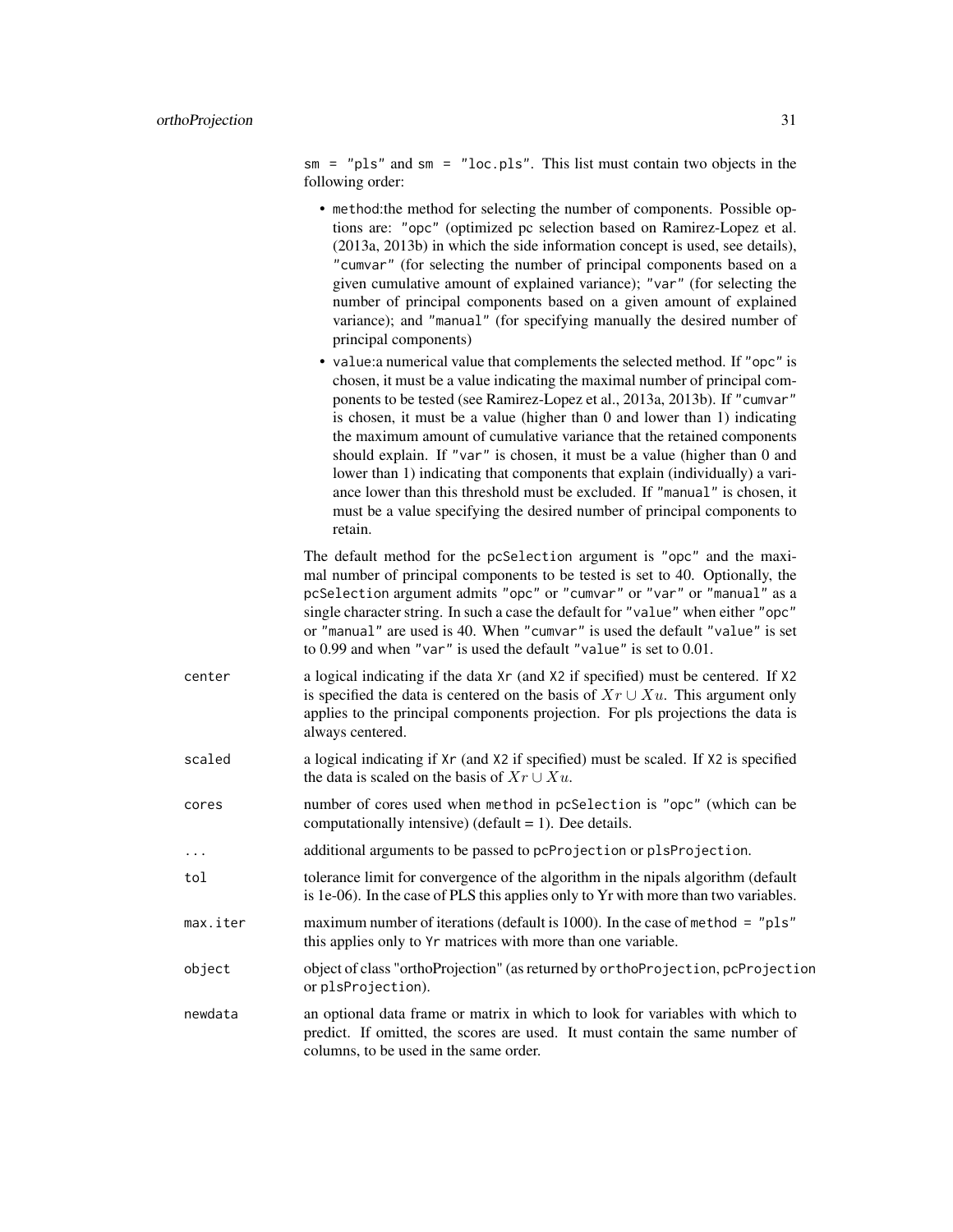sm = "pls" and sm = "loc.pls". This list must contain two objects in the following order:

- method:the method for selecting the number of components. Possible options are: "opc" (optimized pc selection based on Ramirez-Lopez et al. (2013a, 2013b) in which the side information concept is used, see details), "cumvar" (for selecting the number of principal components based on a given cumulative amount of explained variance); "var" (for selecting the number of principal components based on a given amount of explained variance); and "manual" (for specifying manually the desired number of principal components)
- value:a numerical value that complements the selected method. If "opc" is chosen, it must be a value indicating the maximal number of principal components to be tested (see Ramirez-Lopez et al., 2013a, 2013b). If "cumvar" is chosen, it must be a value (higher than 0 and lower than 1) indicating the maximum amount of cumulative variance that the retained components should explain. If "var" is chosen, it must be a value (higher than 0 and lower than 1) indicating that components that explain (individually) a variance lower than this threshold must be excluded. If "manual" is chosen, it must be a value specifying the desired number of principal components to retain.

The default method for the pcSelection argument is "opc" and the maximal number of principal components to be tested is set to 40. Optionally, the pcSelection argument admits "opc" or "cumvar" or "var" or "manual" as a single character string. In such a case the default for "value" when either "opc" or "manual" are used is 40. When "cumvar" is used the default "value" is set to 0.99 and when "var" is used the default "value" is set to 0.01.

`center` a logical indicating if the data Xr (and X2 if specified) must be centered. If X2 is specified the data is centered on the basis of $Xr \cup Xu$. This argument only applies to the principal components projection. For pls projections the data is always centered.

`scaled` a logical indicating if Xr (and X2 if specified) must be scaled. If X2 is specified the data is scaled on the basis of $Xr \cup Xu$.

`cores` number of cores used when method in pcSelection is "opc" (which can be computationally intensive) (default = 1). Dee details.

`...` additional arguments to be passed to pcProjection or plsProjection.

`tol` tolerance limit for convergence of the algorithm in the nipals algorithm (default is 1e-06). In the case of PLS this applies only to Yr with more than two variables.

`max.iter` maximum number of iterations (default is 1000). In the case of method = "pls" this applies only to Yr matrices with more than one variable.

`object` object of class "orthoProjection" (as returned by orthoProjection, pcProjection or plsProjection).

`newdata` an optional data frame or matrix in which to look for variables with which to predict. If omitted, the scores are used. It must contain the same number of columns, to be used in the same order.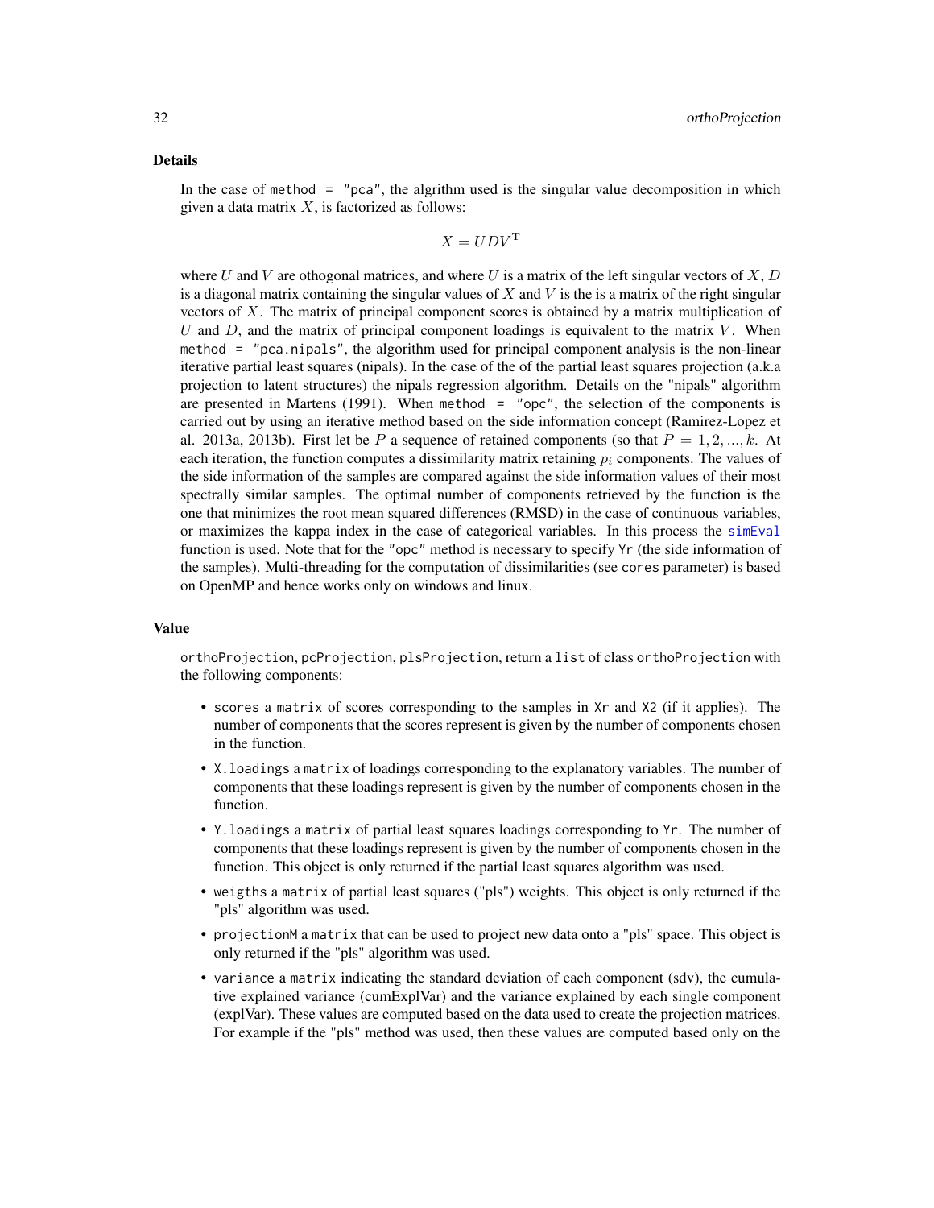### Details

In the case of `method = "pca"`, the algrithm used is the singular value decomposition in which given a data matrix $X$, is factorized as follows:

$$X = UDV^{\mathrm{T}}$$

where $U$ and $V$ are othogonal matrices, and where $U$ is a matrix of the left singular vectors of $X$, $D$ is a diagonal matrix containing the singular values of $X$ and $V$ is the is a matrix of the right singular vectors of $X$. The matrix of principal component scores is obtained by a matrix multiplication of $U$ and $D$, and the matrix of principal component loadings is equivalent to the matrix $V$. When `method = "pca.nipals"`, the algorithm used for principal component analysis is the non-linear iterative partial least squares (nipals). In the case of the of the partial least squares projection (a.k.a projection to latent structures) the nipals regression algorithm. Details on the "nipals" algorithm are presented in Martens (1991). When `method = "opc"`, the selection of the components is carried out by using an iterative method based on the side information concept (Ramirez-Lopez et al. 2013a, 2013b). First let be $P$ a sequence of retained components (so that $P = 1, 2, ..., k$. At each iteration, the function computes a dissimilarity matrix retaining $p_i$ components. The values of the side information of the samples are compared against the side information values of their most spectrally similar samples. The optimal number of components retrieved by the function is the one that minimizes the root mean squared differences (RMSD) in the case of continuous variables, or maximizes the kappa index in the case of categorical variables. In this process the `simEval` function is used. Note that for the `"opc"` method is necessary to specify `Yr` (the side information of the samples). Multi-threading for the computation of dissimilarities (see `cores` parameter) is based on OpenMP and hence works only on windows and linux.

### Value

`orthoProjection`, `pcProjection`, `plsProjection`, return a `list` of class `orthoProjection` with the following components:

- `scores` a `matrix` of scores corresponding to the samples in `Xr` and `X2` (if it applies). The number of components that the scores represent is given by the number of components chosen in the function.
- `X.loadings` a `matrix` of loadings corresponding to the explanatory variables. The number of components that these loadings represent is given by the number of components chosen in the function.
- `Y.loadings` a `matrix` of partial least squares loadings corresponding to `Yr`. The number of components that these loadings represent is given by the number of components chosen in the function. This object is only returned if the partial least squares algorithm was used.
- `weigths` a `matrix` of partial least squares ("pls") weights. This object is only returned if the "pls" algorithm was used.
- `projectionM` a `matrix` that can be used to project new data onto a "pls" space. This object is only returned if the "pls" algorithm was used.
- `variance` a `matrix` indicating the standard deviation of each component (sdv), the cumulative explained variance (cumExplVar) and the variance explained by each single component (explVar). These values are computed based on the data used to create the projection matrices. For example if the "pls" method was used, then these values are computed based only on the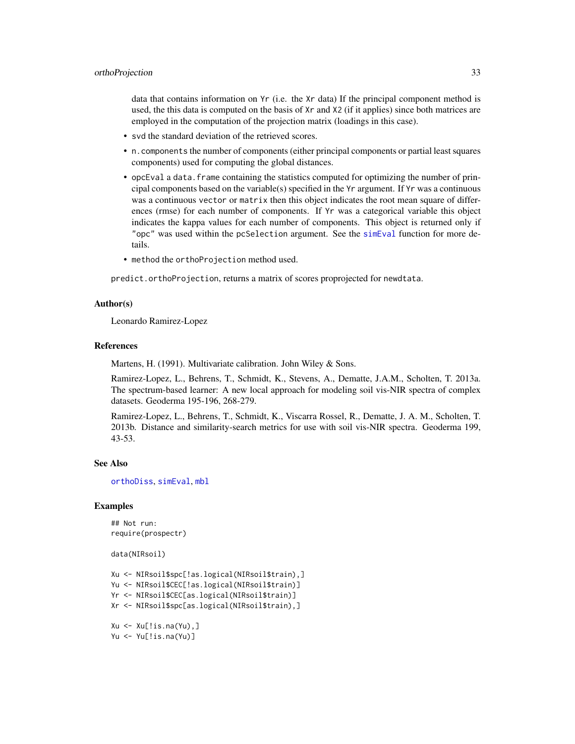data that contains information on `Yr` (i.e. the `Xr` data) If the principal component method is used, the this data is computed on the basis of `Xr` and `X2` (if it applies) since both matrices are employed in the computation of the projection matrix (loadings in this case).

- `svd` the standard deviation of the retrieved scores.
- `n.components` the number of components (either principal components or partial least squares components) used for computing the global distances.
- `opcEval` a `data.frame` containing the statistics computed for optimizing the number of principal components based on the variable(s) specified in the `Yr` argument. If `Yr` was a continuous was a continuous `vector` or `matrix` then this object indicates the root mean square of differences (rmse) for each number of components. If `Yr` was a categorical variable this object indicates the kappa values for each number of components. This object is returned only if `"opc"` was used within the `pcSelection` argument. See the `simEval` function for more details.
- `method` the `orthoProjection` method used.

`predict.orthoProjection`, returns a matrix of scores proprojected for `newdtata`.

## Author(s)

Leonardo Ramirez-Lopez

## References

Martens, H. (1991). Multivariate calibration. John Wiley & Sons.

Ramirez-Lopez, L., Behrens, T., Schmidt, K., Stevens, A., Dematte, J.A.M., Scholten, T. 2013a. The spectrum-based learner: A new local approach for modeling soil vis-NIR spectra of complex datasets. Geoderma 195-196, 268-279.

Ramirez-Lopez, L., Behrens, T., Schmidt, K., Viscarra Rossel, R., Dematte, J. A. M., Scholten, T. 2013b. Distance and similarity-search metrics for use with soil vis-NIR spectra. Geoderma 199, 43-53.

## See Also

`orthoDiss`, `simEval`, `mbl`

## Examples

```
## Not run:
require(prospectr)

data(NIRsoil)

Xu <- NIRsoil$spc[!as.logical(NIRsoil$train),]
Yu <- NIRsoil$CEC[!as.logical(NIRsoil$train)]
Yr <- NIRsoil$CEC[as.logical(NIRsoil$train)]
Xr <- NIRsoil$spc[as.logical(NIRsoil$train),]

Xu <- Xu[!is.na(Yu),]
Yu <- Yu[!is.na(Yu)]
```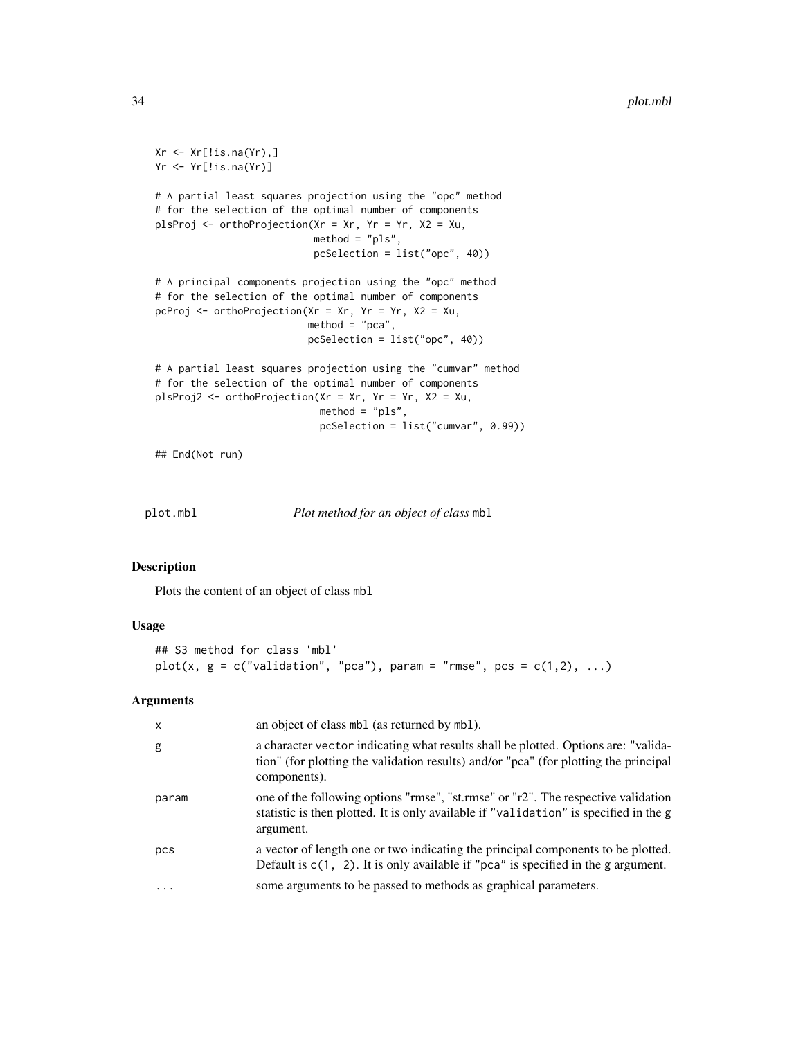```
Xr <- Xr[!is.na(Yr),]
Yr <- Yr[!is.na(Yr)]

# A partial least squares projection using the "opc" method
# for the selection of the optimal number of components
plsProj <- orthoProjection(Xr = Xr, Yr = Yr, X2 = Xu,
                           method = "pls",
                           pcSelection = list("opc", 40))

# A principal components projection using the "opc" method
# for the selection of the optimal number of components
pcProj <- orthoProjection(Xr = Xr, Yr = Yr, X2 = Xu,
                          method = "pca",
                          pcSelection = list("opc", 40))

# A partial least squares projection using the "cumvar" method
# for the selection of the optimal number of components
plsProj2 <- orthoProjection(Xr = Xr, Yr = Yr, X2 = Xu,
                            method = "pls",
                            pcSelection = list("cumvar", 0.99))

## End(Not run)
```

## plot.mbl — *Plot method for an object of class* `mbl`

### Description

Plots the content of an object of class `mbl`

### Usage

```
## S3 method for class 'mbl'
plot(x, g = c("validation", "pca"), param = "rmse", pcs = c(1,2), ...)
```

### Arguments

| | |
|---|---|
| `x` | an object of class `mbl` (as returned by `mbl`). |
| `g` | a character `vector` indicating what results shall be plotted. Options are: "validation" (for plotting the validation results) and/or "pca" (for plotting the principal components). |
| `param` | one of the following options "rmse", "st.rmse" or "r2". The respective validation statistic is then plotted. It is only available if `"validation"` is specified in the `g` argument. |
| `pcs` | a vector of length one or two indicating the principal components to be plotted. Default is `c(1, 2)`. It is only available if `"pca"` is specified in the `g` argument. |
| `...` | some arguments to be passed to methods as graphical parameters. |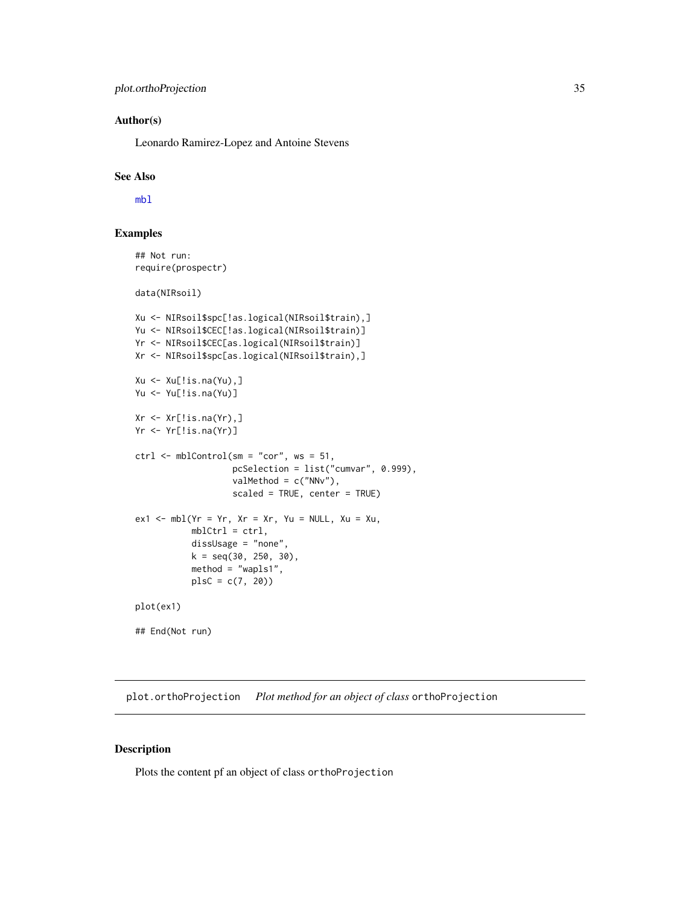### Author(s)

Leonardo Ramirez-Lopez and Antoine Stevens

### See Also

mbl

### Examples

```
## Not run:
require(prospectr)

data(NIRsoil)

Xu <- NIRsoil$spc[!as.logical(NIRsoil$train),]
Yu <- NIRsoil$CEC[!as.logical(NIRsoil$train)]
Yr <- NIRsoil$CEC[as.logical(NIRsoil$train)]
Xr <- NIRsoil$spc[as.logical(NIRsoil$train),]

Xu <- Xu[!is.na(Yu),]
Yu <- Yu[!is.na(Yu)]

Xr <- Xr[!is.na(Yr),]
Yr <- Yr[!is.na(Yr)]

ctrl <- mblControl(sm = "cor", ws = 51,
                   pcSelection = list("cumvar", 0.999),
                   valMethod = c("NNv"),
                   scaled = TRUE, center = TRUE)

ex1 <- mbl(Yr = Yr, Xr = Xr, Yu = NULL, Xu = Xu,
           mblCtrl = ctrl,
           dissUsage = "none",
           k = seq(30, 250, 30),
           method = "wapls1",
           plsC = c(7, 20))

plot(ex1)

## End(Not run)
```

## plot.orthoProjection *Plot method for an object of class* orthoProjection

### Description

Plots the content pf an object of class orthoProjection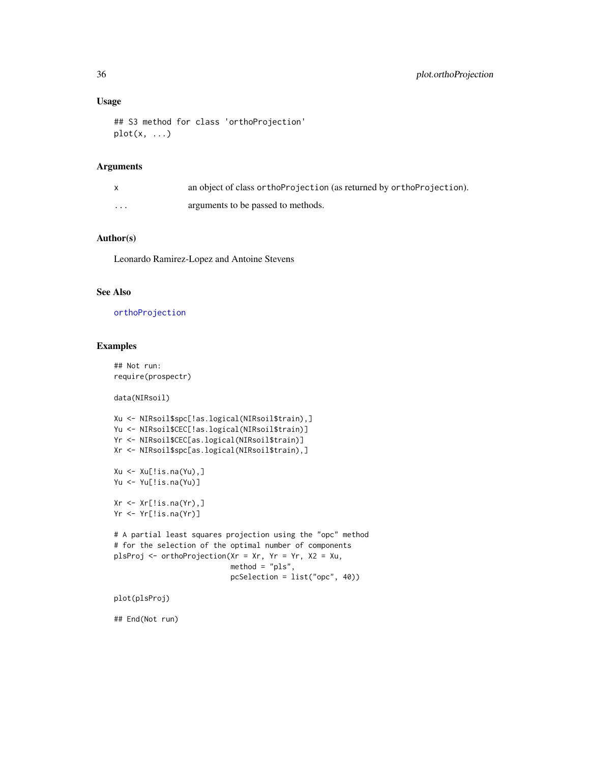## Usage

```
## S3 method for class 'orthoProjection'
plot(x, ...)
```

## Arguments

| | |
|---|---|
| x | an object of class `orthoProjection` (as returned by `orthoProjection`). |
| ... | arguments to be passed to methods. |

## Author(s)

Leonardo Ramirez-Lopez and Antoine Stevens

## See Also

`orthoProjection`

## Examples

```
## Not run:
require(prospectr)

data(NIRsoil)

Xu <- NIRsoil$spc[!as.logical(NIRsoil$train),]
Yu <- NIRsoil$CEC[!as.logical(NIRsoil$train)]
Yr <- NIRsoil$CEC[as.logical(NIRsoil$train)]
Xr <- NIRsoil$spc[as.logical(NIRsoil$train),]

Xu <- Xu[!is.na(Yu),]
Yu <- Yu[!is.na(Yu)]

Xr <- Xr[!is.na(Yr),]
Yr <- Yr[!is.na(Yr)]

# A partial least squares projection using the "opc" method
# for the selection of the optimal number of components
plsProj <- orthoProjection(Xr = Xr, Yr = Yr, X2 = Xu,
                           method = "pls",
                           pcSelection = list("opc", 40))

plot(plsProj)

## End(Not run)
```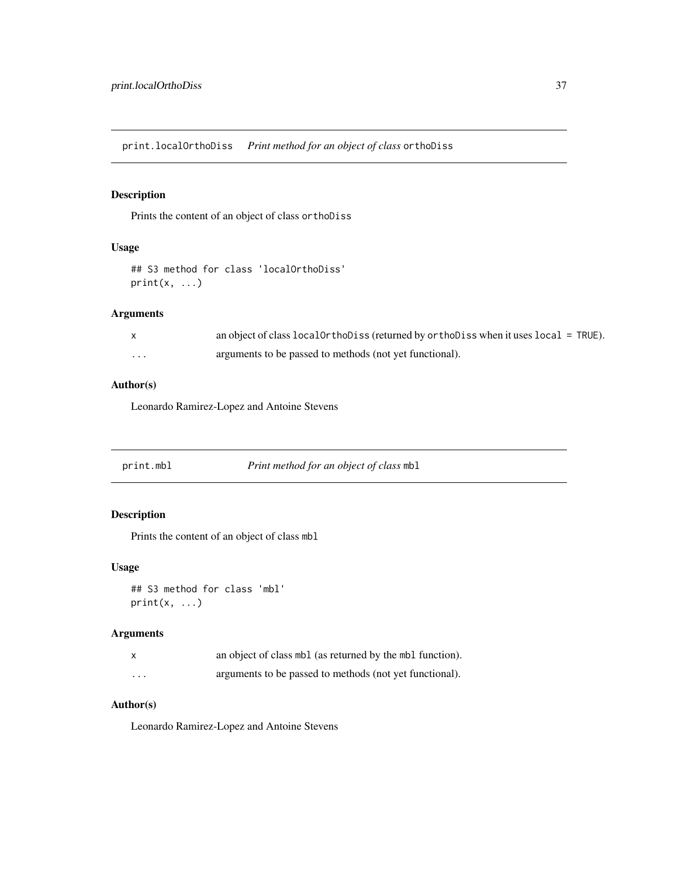## print.localOrthoDiss — *Print method for an object of class* `orthoDiss`

### Description

Prints the content of an object of class `orthoDiss`

### Usage

```
## S3 method for class 'localOrthoDiss'
print(x, ...)
```

### Arguments

| | |
|---|---|
| `x` | an object of class `localOrthoDiss` (returned by `orthoDiss` when it uses `local = TRUE`). |
| `...` | arguments to be passed to methods (not yet functional). |

### Author(s)

Leonardo Ramirez-Lopez and Antoine Stevens

## print.mbl — *Print method for an object of class* `mbl`

### Description

Prints the content of an object of class `mbl`

### Usage

```
## S3 method for class 'mbl'
print(x, ...)
```

### Arguments

| | |
|---|---|
| `x` | an object of class `mbl` (as returned by the `mbl` function). |
| `...` | arguments to be passed to methods (not yet functional). |

### Author(s)

Leonardo Ramirez-Lopez and Antoine Stevens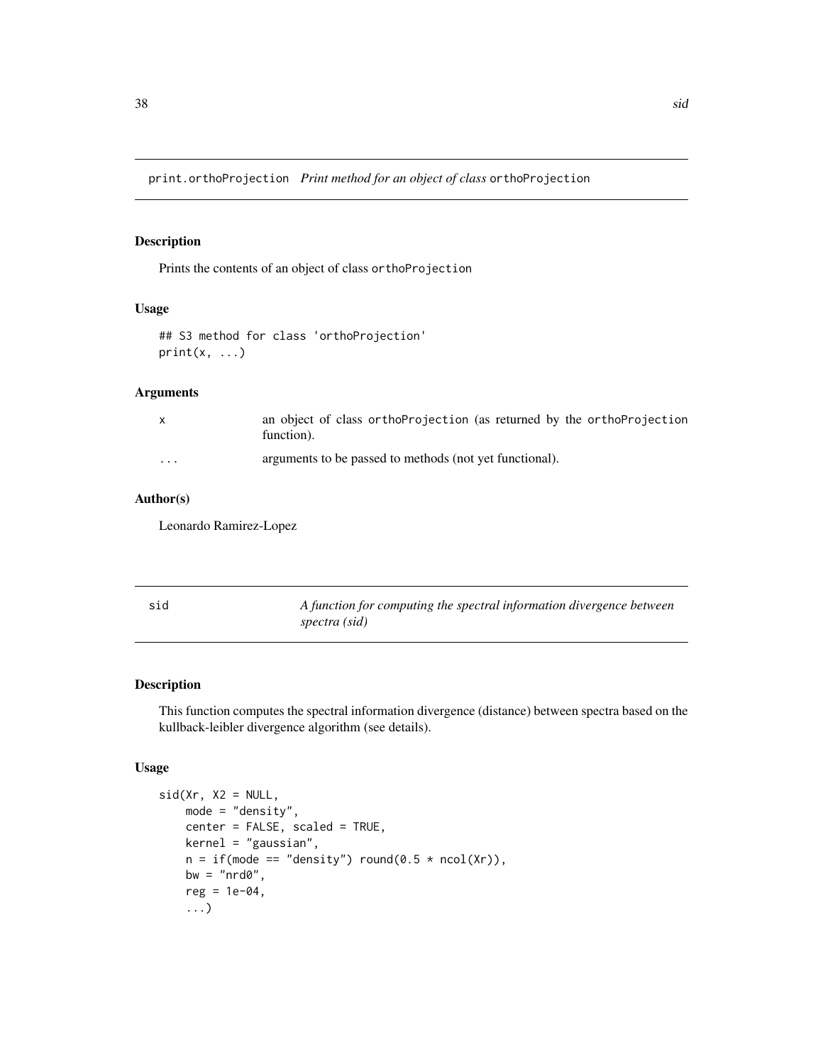## print.orthoProjection *Print method for an object of class* `orthoProjection`

### Description

Prints the contents of an object of class `orthoProjection`

### Usage

```
## S3 method for class 'orthoProjection'
print(x, ...)
```

### Arguments

| | |
|---|---|
| `x` | an object of class `orthoProjection` (as returned by the `orthoProjection` function). |
| `...` | arguments to be passed to methods (not yet functional). |

### Author(s)

Leonardo Ramirez-Lopez

## sid *A function for computing the spectral information divergence between spectra (sid)*

### Description

This function computes the spectral information divergence (distance) between spectra based on the kullback-leibler divergence algorithm (see details).

### Usage

```
sid(Xr, X2 = NULL,
    mode = "density",
    center = FALSE, scaled = TRUE,
    kernel = "gaussian",
    n = if(mode == "density") round(0.5 * ncol(Xr)),
    bw = "nrd0",
    reg = 1e-04,
    ...)
```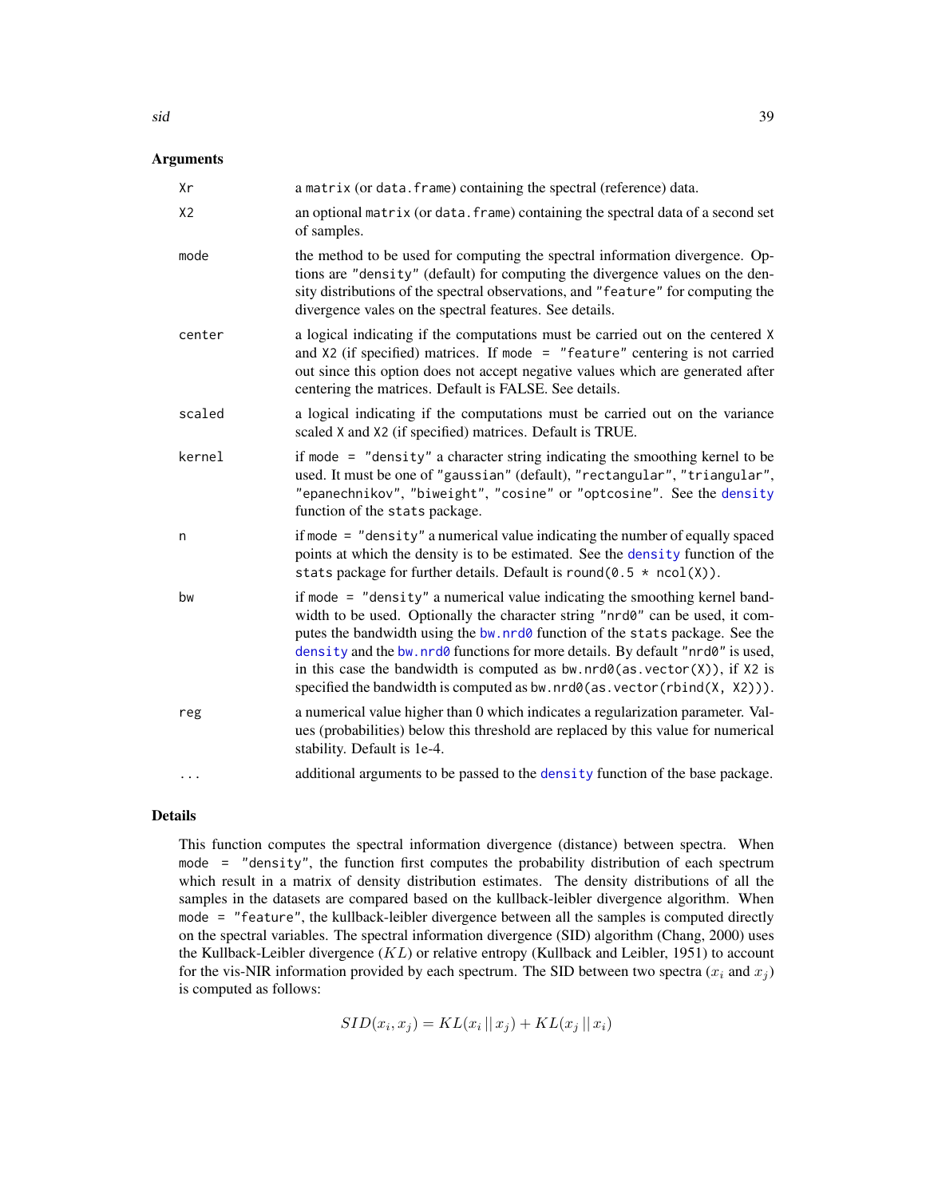## Arguments

| | |
|---|---|
| `Xr` | a `matrix` (or `data.frame`) containing the spectral (reference) data. |
| `X2` | an optional `matrix` (or `data.frame`) containing the spectral data of a second set of samples. |
| `mode` | the method to be used for computing the spectral information divergence. Options are `"density"` (default) for computing the divergence values on the density distributions of the spectral observations, and `"feature"` for computing the divergence vales on the spectral features. See details. |
| `center` | a logical indicating if the computations must be carried out on the centered `X` and `X2` (if specified) matrices. If `mode = "feature"` centering is not carried out since this option does not accept negative values which are generated after centering the matrices. Default is FALSE. See details. |
| `scaled` | a logical indicating if the computations must be carried out on the variance scaled `X` and `X2` (if specified) matrices. Default is TRUE. |
| `kernel` | if `mode = "density"` a character string indicating the smoothing kernel to be used. It must be one of `"gaussian"` (default), `"rectangular"`, `"triangular"`, `"epanechnikov"`, `"biweight"`, `"cosine"` or `"optcosine"`. See the `density` function of the `stats` package. |
| `n` | if `mode = "density"` a numerical value indicating the number of equally spaced points at which the density is to be estimated. See the `density` function of the `stats` package for further details. Default is `round(0.5 * ncol(X))`. |
| `bw` | if `mode = "density"` a numerical value indicating the smoothing kernel bandwidth to be used. Optionally the character string `"nrd0"` can be used, it computes the bandwidth using the `bw.nrd0` function of the `stats` package. See the `density` and the `bw.nrd0` functions for more details. By default `"nrd0"` is used, in this case the bandwidth is computed as `bw.nrd0(as.vector(X))`, if `X2` is specified the bandwidth is computed as `bw.nrd0(as.vector(rbind(X, X2)))`. |
| `reg` | a numerical value higher than 0 which indicates a regularization parameter. Values (probabilities) below this threshold are replaced by this value for numerical stability. Default is 1e-4. |
| `...` | additional arguments to be passed to the `density` function of the base package. |

## Details

This function computes the spectral information divergence (distance) between spectra. When `mode = "density"`, the function first computes the probability distribution of each spectrum which result in a matrix of density distribution estimates. The density distributions of all the samples in the datasets are compared based on the kullback-leibler divergence algorithm. When `mode = "feature"`, the kullback-leibler divergence between all the samples is computed directly on the spectral variables. The spectral information divergence (SID) algorithm (Chang, 2000) uses the Kullback-Leibler divergence ($KL$) or relative entropy (Kullback and Leibler, 1951) to account for the vis-NIR information provided by each spectrum. The SID between two spectra ($x_i$ and $x_j$) is computed as follows:

$$SID(x_i, x_j) = KL(x_i \,||\, x_j) + KL(x_j \,||\, x_i)$$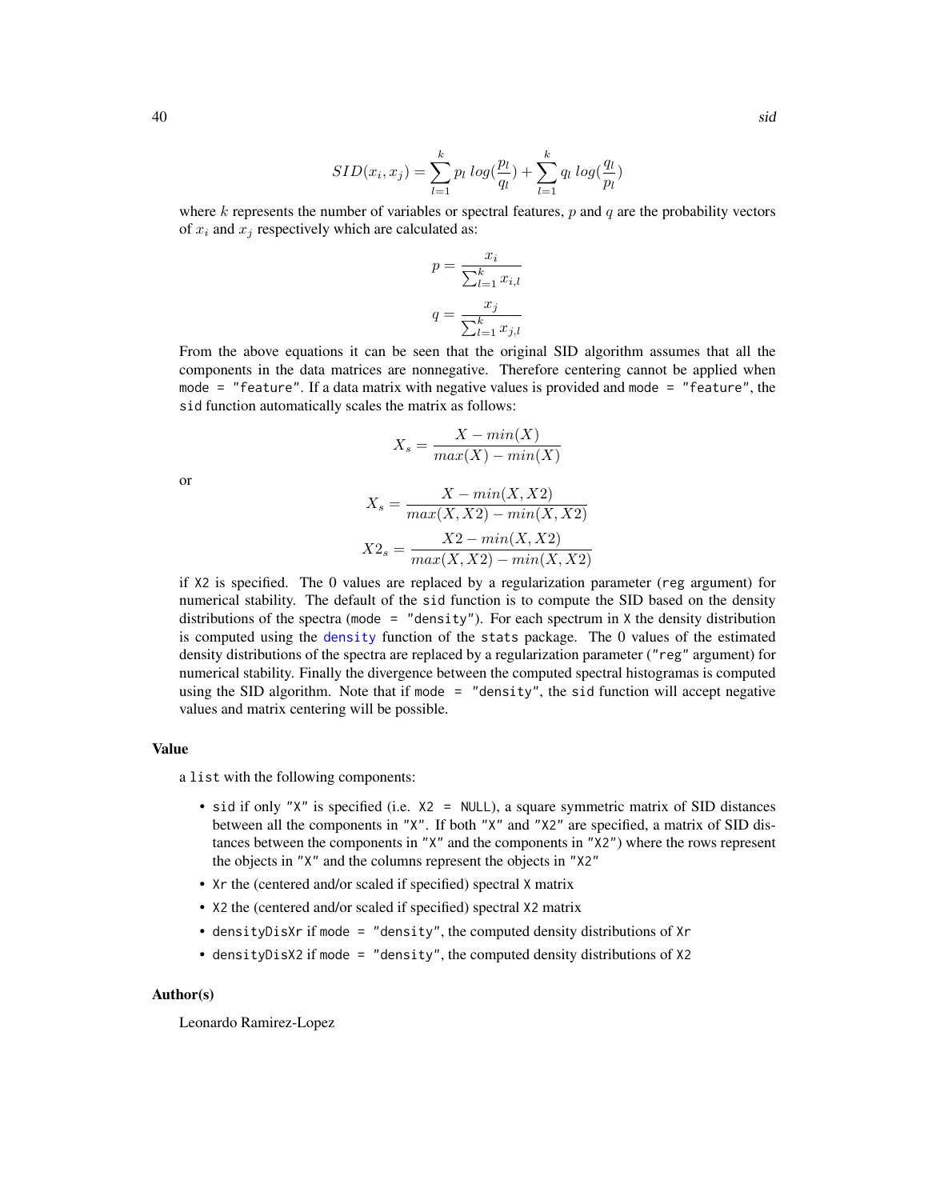$$SID(x_i, x_j) = \sum_{l=1}^{k} p_l \; log(\frac{p_l}{q_l}) + \sum_{l=1}^{k} q_l \; log(\frac{q_l}{p_l})$$

where $k$ represents the number of variables or spectral features, $p$ and $q$ are the probability vectors of $x_i$ and $x_j$ respectively which are calculated as:

$$p = \frac{x_i}{\sum_{l=1}^{k} x_{i,l}}$$

$$q = \frac{x_j}{\sum_{l=1}^{k} x_{j,l}}$$

From the above equations it can be seen that the original SID algorithm assumes that all the components in the data matrices are nonnegative. Therefore centering cannot be applied when `mode = "feature"`. If a data matrix with negative values is provided and `mode = "feature"`, the `sid` function automatically scales the matrix as follows:

$$X_s = \frac{X - min(X)}{max(X) - min(X)}$$

or

$$X_s = \frac{X - min(X, X2)}{max(X, X2) - min(X, X2)}$$

$$X2_s = \frac{X2 - min(X, X2)}{max(X, X2) - min(X, X2)}$$

if `X2` is specified. The 0 values are replaced by a regularization parameter (`reg` argument) for numerical stability. The default of the `sid` function is to compute the SID based on the density distributions of the spectra (`mode = "density"`). For each spectrum in `X` the density distribution is computed using the density function of the `stats` package. The 0 values of the estimated density distributions of the spectra are replaced by a regularization parameter (`"reg"` argument) for numerical stability. Finally the divergence between the computed spectral histogramas is computed using the SID algorithm. Note that if `mode = "density"`, the `sid` function will accept negative values and matrix centering will be possible.

### Value

a `list` with the following components:

- `sid` if only `"X"` is specified (i.e. `X2 = NULL`), a square symmetric matrix of SID distances between all the components in `"X"`. If both `"X"` and `"X2"` are specified, a matrix of SID distances between the components in `"X"` and the components in `"X2"`) where the rows represent the objects in `"X"` and the columns represent the objects in `"X2"`
- `Xr` the (centered and/or scaled if specified) spectral `X` matrix
- `X2` the (centered and/or scaled if specified) spectral `X2` matrix
- `densityDisXr` if `mode = "density"`, the computed density distributions of `Xr`
- `densityDisX2` if `mode = "density"`, the computed density distributions of `X2`

### Author(s)

Leonardo Ramirez-Lopez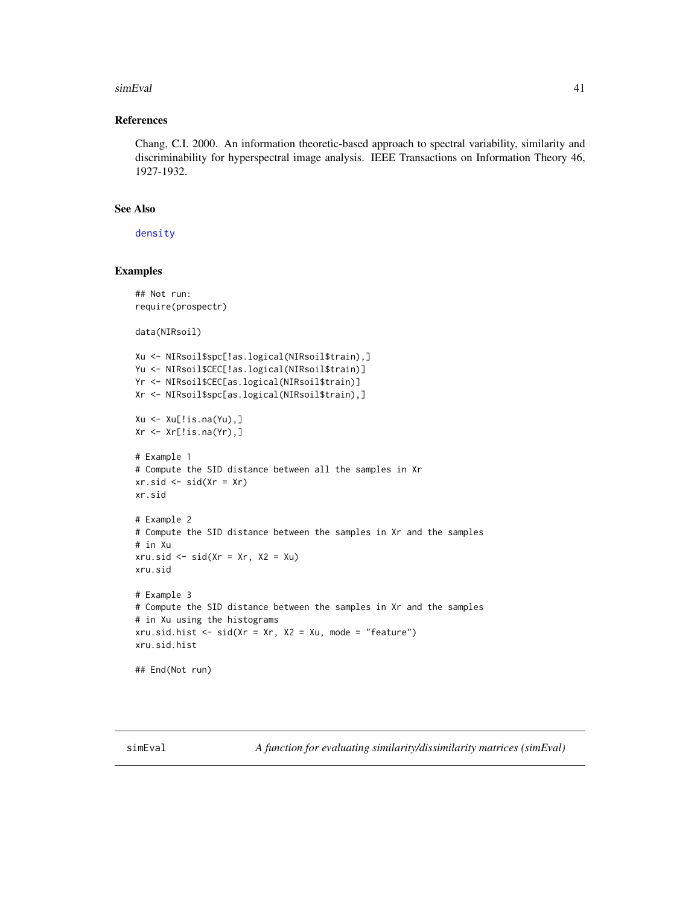## References

Chang, C.I. 2000. An information theoretic-based approach to spectral variability, similarity and discriminability for hyperspectral image analysis. IEEE Transactions on Information Theory 46, 1927-1932.

## See Also

density

## Examples

```
## Not run:
require(prospectr)

data(NIRsoil)

Xu <- NIRsoil$spc[!as.logical(NIRsoil$train),]
Yu <- NIRsoil$CEC[!as.logical(NIRsoil$train)]
Yr <- NIRsoil$CEC[as.logical(NIRsoil$train)]
Xr <- NIRsoil$spc[as.logical(NIRsoil$train),]

Xu <- Xu[!is.na(Yu),]
Xr <- Xr[!is.na(Yr),]

# Example 1
# Compute the SID distance between all the samples in Xr
xr.sid <- sid(Xr = Xr)
xr.sid

# Example 2
# Compute the SID distance between the samples in Xr and the samples
# in Xu
xru.sid <- sid(Xr = Xr, X2 = Xu)
xru.sid

# Example 3
# Compute the SID distance between the samples in Xr and the samples
# in Xu using the histograms
xru.sid.hist <- sid(Xr = Xr, X2 = Xu, mode = "feature")
xru.sid.hist

## End(Not run)
```

# simEval *A function for evaluating similarity/dissimilarity matrices (simEval)*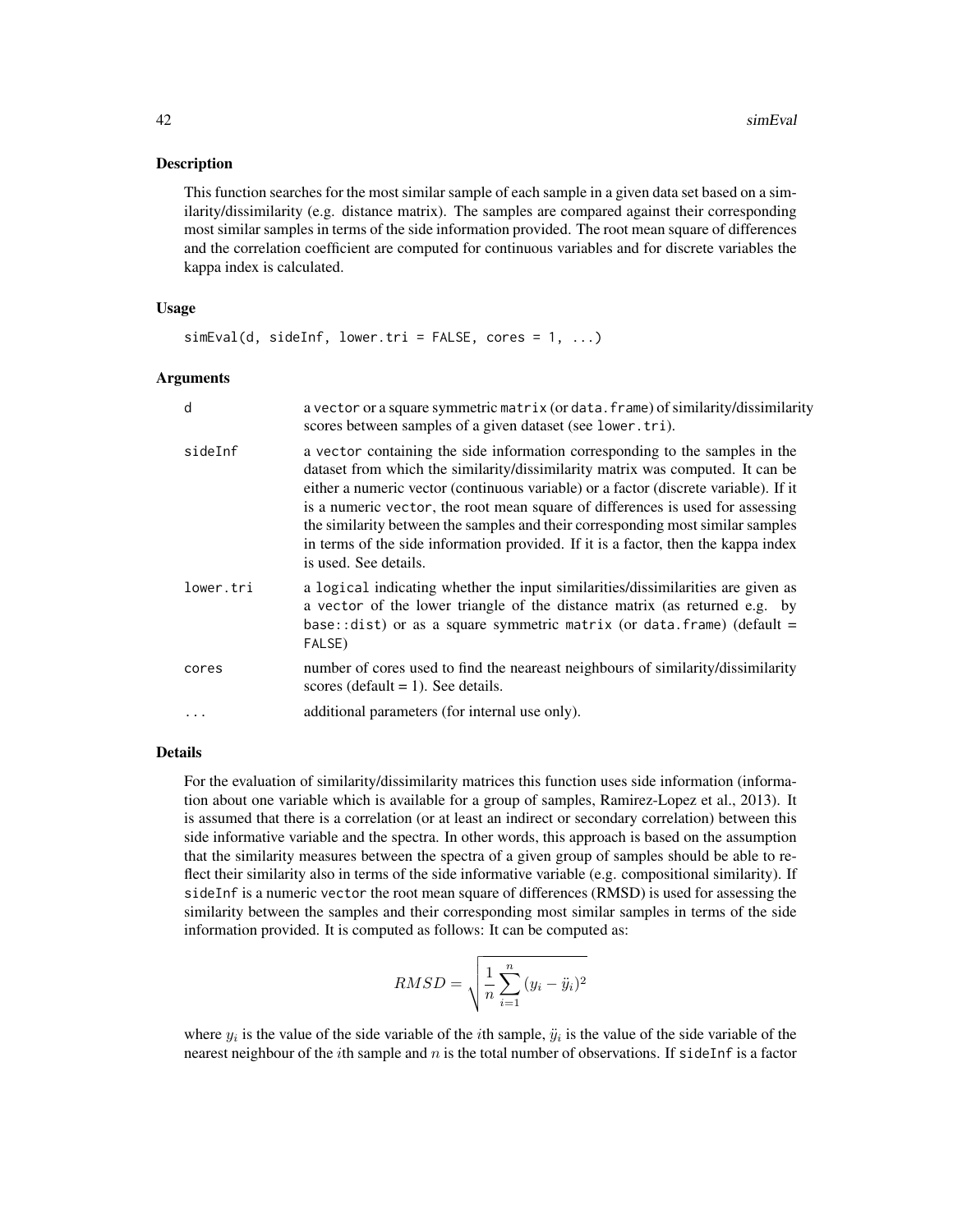## Description

This function searches for the most similar sample of each sample in a given data set based on a similarity/dissimilarity (e.g. distance matrix). The samples are compared against their corresponding most similar samples in terms of the side information provided. The root mean square of differences and the correlation coefficient are computed for continuous variables and for discrete variables the kappa index is calculated.

## Usage

```
simEval(d, sideInf, lower.tri = FALSE, cores = 1, ...)
```

## Arguments

| | |
|---|---|
| d | a vector or a square symmetric matrix (or data.frame) of similarity/dissimilarity scores between samples of a given dataset (see lower.tri). |
| sideInf | a vector containing the side information corresponding to the samples in the dataset from which the similarity/dissimilarity matrix was computed. It can be either a numeric vector (continuous variable) or a factor (discrete variable). If it is a numeric vector, the root mean square of differences is used for assessing the similarity between the samples and their corresponding most similar samples in terms of the side information provided. If it is a factor, then the kappa index is used. See details. |
| lower.tri | a logical indicating whether the input similarities/dissimilarities are given as a vector of the lower triangle of the distance matrix (as returned e.g. by base::dist) or as a square symmetric matrix (or data.frame) (default = FALSE) |
| cores | number of cores used to find the neareast neighbours of similarity/dissimilarity scores (default = 1). See details. |
| ... | additional parameters (for internal use only). |

## Details

For the evaluation of similarity/dissimilarity matrices this function uses side information (information about one variable which is available for a group of samples, Ramirez-Lopez et al., 2013). It is assumed that there is a correlation (or at least an indirect or secondary correlation) between this side informative variable and the spectra. In other words, this approach is based on the assumption that the similarity measures between the spectra of a given group of samples should be able to reflect their similarity also in terms of the side informative variable (e.g. compositional similarity). If sideInf is a numeric vector the root mean square of differences (RMSD) is used for assessing the similarity between the samples and their corresponding most similar samples in terms of the side information provided. It is computed as follows: It can be computed as:

$$RMSD = \sqrt{\frac{1}{n}\sum_{i=1}^{n}(y_i - \ddot{y}_i)^2}$$

where $y_i$ is the value of the side variable of the $i$th sample, $\ddot{y}_i$ is the value of the side variable of the nearest neighbour of the $i$th sample and $n$ is the total number of observations. If sideInf is a factor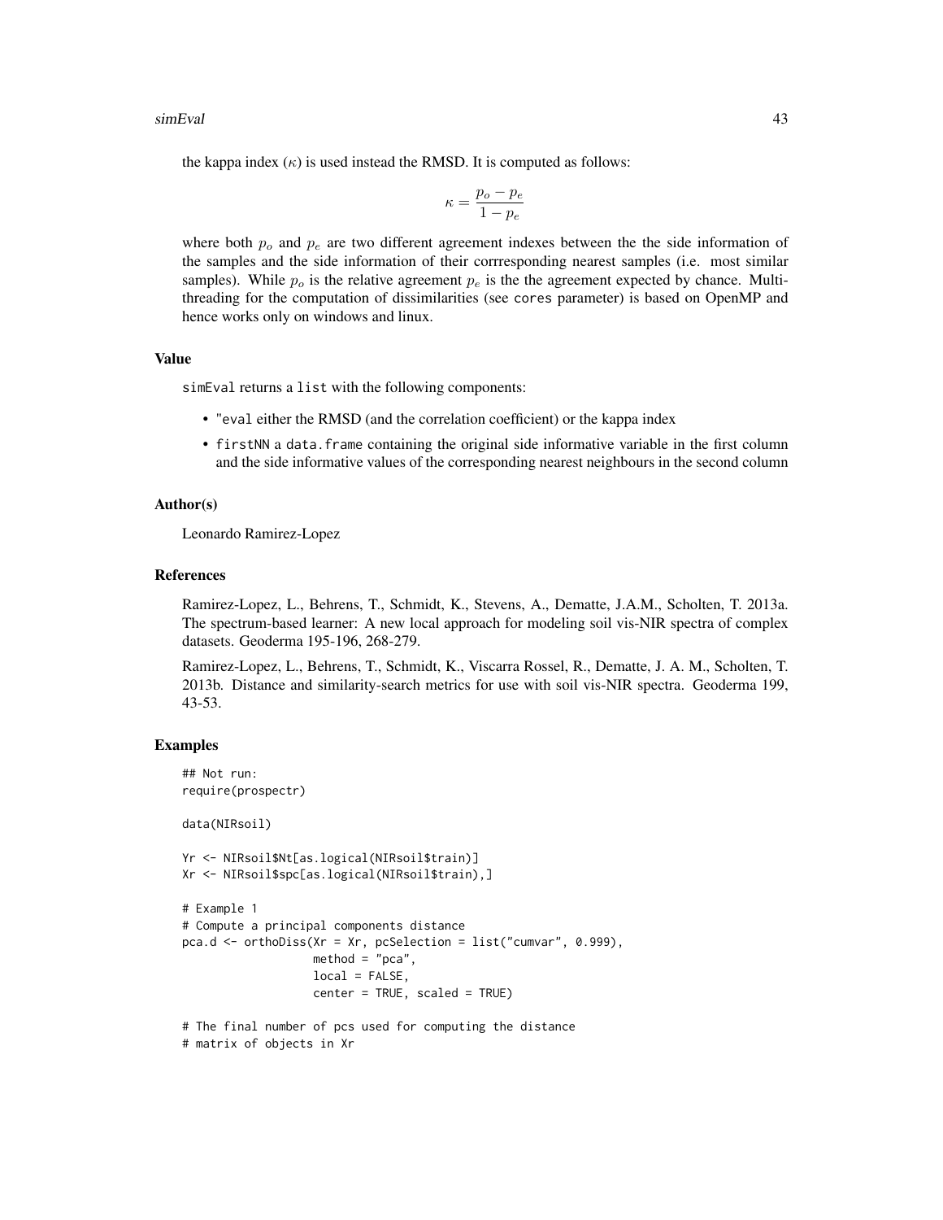the kappa index ($\kappa$) is used instead the RMSD. It is computed as follows:

$$\kappa = \frac{p_o - p_e}{1 - p_e}$$

where both $p_o$ and $p_e$ are two different agreement indexes between the the side information of the samples and the side information of their corrresponding nearest samples (i.e. most similar samples). While $p_o$ is the relative agreement $p_e$ is the the agreement expected by chance. Multi-threading for the computation of dissimilarities (see `cores` parameter) is based on OpenMP and hence works only on windows and linux.

### Value

`simEval` returns a `list` with the following components:

- `"eval` either the RMSD (and the correlation coefficient) or the kappa index
- `firstNN` a `data.frame` containing the original side informative variable in the first column and the side informative values of the corresponding nearest neighbours in the second column

### Author(s)

Leonardo Ramirez-Lopez

### References

Ramirez-Lopez, L., Behrens, T., Schmidt, K., Stevens, A., Dematte, J.A.M., Scholten, T. 2013a. The spectrum-based learner: A new local approach for modeling soil vis-NIR spectra of complex datasets. Geoderma 195-196, 268-279.

Ramirez-Lopez, L., Behrens, T., Schmidt, K., Viscarra Rossel, R., Dematte, J. A. M., Scholten, T. 2013b. Distance and similarity-search metrics for use with soil vis-NIR spectra. Geoderma 199, 43-53.

### Examples

```
## Not run:
require(prospectr)

data(NIRsoil)

Yr <- NIRsoil$Nt[as.logical(NIRsoil$train)]
Xr <- NIRsoil$spc[as.logical(NIRsoil$train),]

# Example 1
# Compute a principal components distance
pca.d <- orthoDiss(Xr = Xr, pcSelection = list("cumvar", 0.999),
                   method = "pca",
                   local = FALSE,
                   center = TRUE, scaled = TRUE)

# The final number of pcs used for computing the distance
# matrix of objects in Xr
```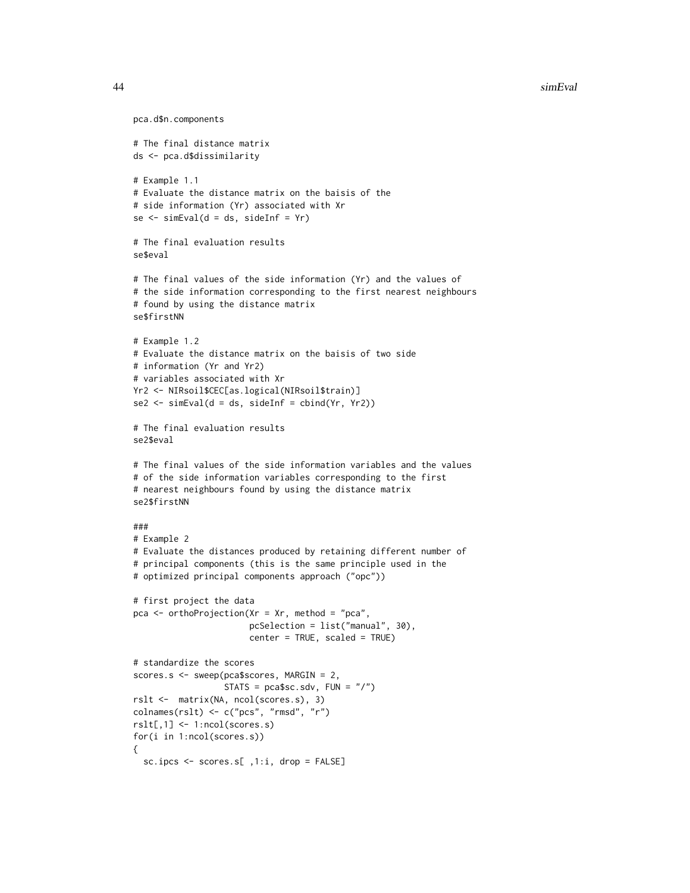```
pca.d$n.components

# The final distance matrix
ds <- pca.d$dissimilarity

# Example 1.1
# Evaluate the distance matrix on the baisis of the
# side information (Yr) associated with Xr
se <- simEval(d = ds, sideInf = Yr)

# The final evaluation results
se$eval

# The final values of the side information (Yr) and the values of
# the side information corresponding to the first nearest neighbours
# found by using the distance matrix
se$firstNN

# Example 1.2
# Evaluate the distance matrix on the baisis of two side
# information (Yr and Yr2)
# variables associated with Xr
Yr2 <- NIRsoil$CEC[as.logical(NIRsoil$train)]
se2 <- simEval(d = ds, sideInf = cbind(Yr, Yr2))

# The final evaluation results
se2$eval

# The final values of the side information variables and the values
# of the side information variables corresponding to the first
# nearest neighbours found by using the distance matrix
se2$firstNN

###
# Example 2
# Evaluate the distances produced by retaining different number of
# principal components (this is the same principle used in the
# optimized principal components approach ("opc"))

# first project the data
pca <- orthoProjection(Xr = Xr, method = "pca",
                       pcSelection = list("manual", 30),
                       center = TRUE, scaled = TRUE)

# standardize the scores
scores.s <- sweep(pca$scores, MARGIN = 2,
                  STATS = pca$sc.sdv, FUN = "/")
rslt <-  matrix(NA, ncol(scores.s), 3)
colnames(rslt) <- c("pcs", "rmsd", "r")
rslt[,1] <- 1:ncol(scores.s)
for(i in 1:ncol(scores.s))
{
  sc.ipcs <- scores.s[ ,1:i, drop = FALSE]
```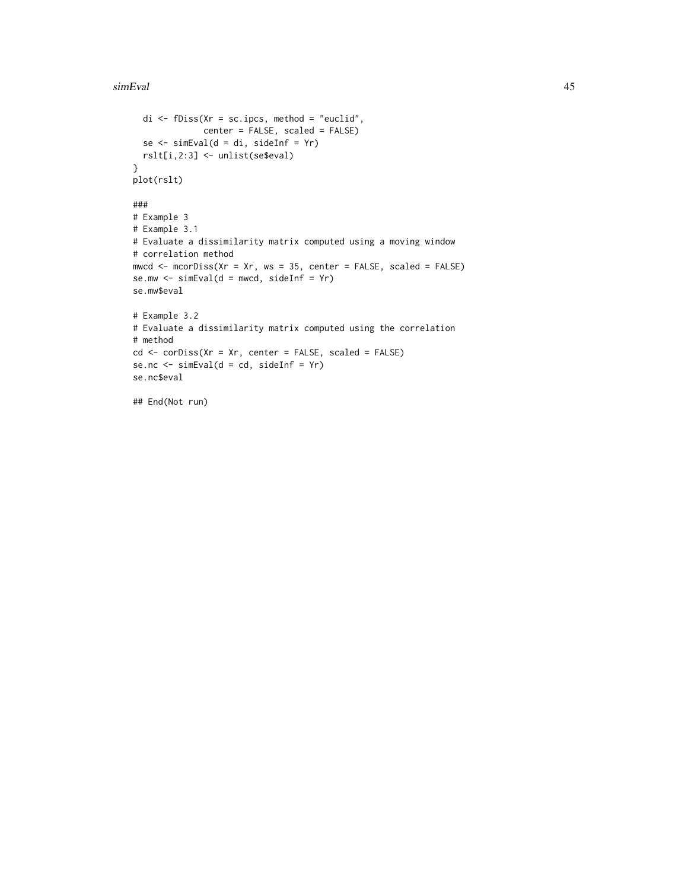```
  di <- fDiss(Xr = sc.ipcs, method = "euclid",
              center = FALSE, scaled = FALSE)
  se <- simEval(d = di, sideInf = Yr)
  rslt[i,2:3] <- unlist(se$eval)
}
plot(rslt)

###
# Example 3
# Example 3.1
# Evaluate a dissimilarity matrix computed using a moving window
# correlation method
mwcd <- mcorDiss(Xr = Xr, ws = 35, center = FALSE, scaled = FALSE)
se.mw <- simEval(d = mwcd, sideInf = Yr)
se.mw$eval

# Example 3.2
# Evaluate a dissimilarity matrix computed using the correlation
# method
cd <- corDiss(Xr = Xr, center = FALSE, scaled = FALSE)
se.nc <- simEval(d = cd, sideInf = Yr)
se.nc$eval

## End(Not run)
```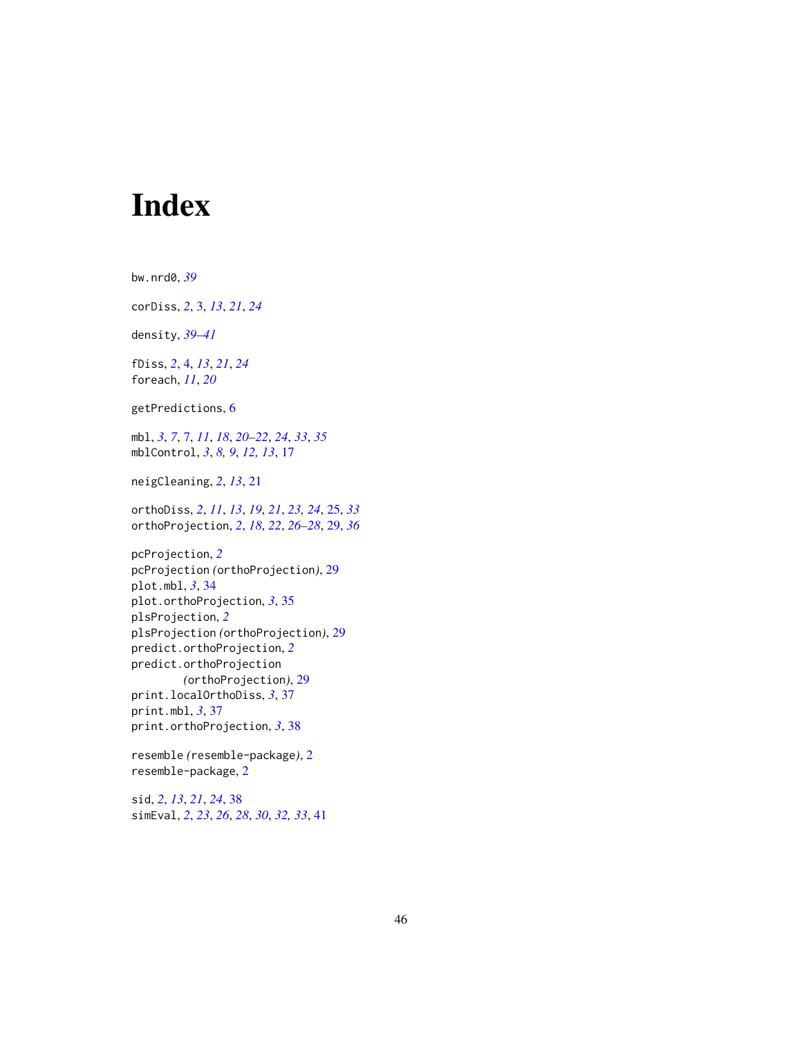# Index

bw.nrd0, *39*

corDiss, *2*, 3, *13*, *21*, *24*

density, *39–41*

fDiss, *2*, 4, *13*, *21*, *24*
foreach, *11*, *20*

getPredictions, 6

mbl, *3*, *7*, 7, *11*, *18*, *20–22*, *24*, *33*, *35*
mblControl, *3*, *8, 9*, *12, 13*, 17

neigCleaning, *2*, *13*, 21

orthoDiss, *2*, *11*, *13*, *19*, *21*, *23, 24*, 25, *33*
orthoProjection, *2*, *18*, *22*, *26–28*, 29, *36*

pcProjection, *2*
pcProjection *(*orthoProjection*)*, 29
plot.mbl, *3*, 34
plot.orthoProjection, *3*, 35
plsProjection, *2*
plsProjection *(*orthoProjection*)*, 29
predict.orthoProjection, *2*
predict.orthoProjection *(*orthoProjection*)*, 29
print.localOrthoDiss, *3*, 37
print.mbl, *3*, 37
print.orthoProjection, *3*, 38

resemble *(*resemble-package*)*, 2
resemble-package, 2

sid, *2*, *13*, *21*, *24*, 38
simEval, *2*, *23*, *26*, *28*, *30*, *32, 33*, 41